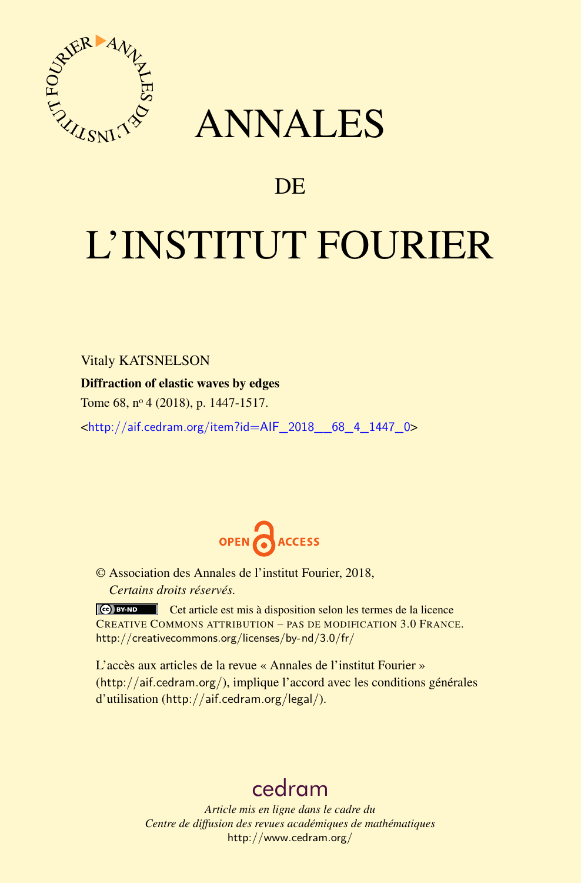# ANNALES

## DE

# L'INSTITUT FOURIER

Vitaly KATSNELSON

**Diffraction of elastic waves by edges**

Tome 68, n$^{o}$ 4 (2018), p. 1447-1517.

<http://aif.cedram.org/item?id=AIF_2018__68_4_1447_0>

OPEN ACCESS

© Association des Annales de l'institut Fourier, 2018,
*Certains droits réservés.*

Cet article est mis à disposition selon les termes de la licence CREATIVE COMMONS ATTRIBUTION – PAS DE MODIFICATION 3.0 FRANCE.
http://creativecommons.org/licenses/by-nd/3.0/fr/

L'accès aux articles de la revue « Annales de l'institut Fourier » (http://aif.cedram.org/), implique l'accord avec les conditions générales d'utilisation (http://aif.cedram.org/legal/).

cedram

*Article mis en ligne dans le cadre du*
*Centre de diffusion des revues académiques de mathématiques*
http://www.cedram.org/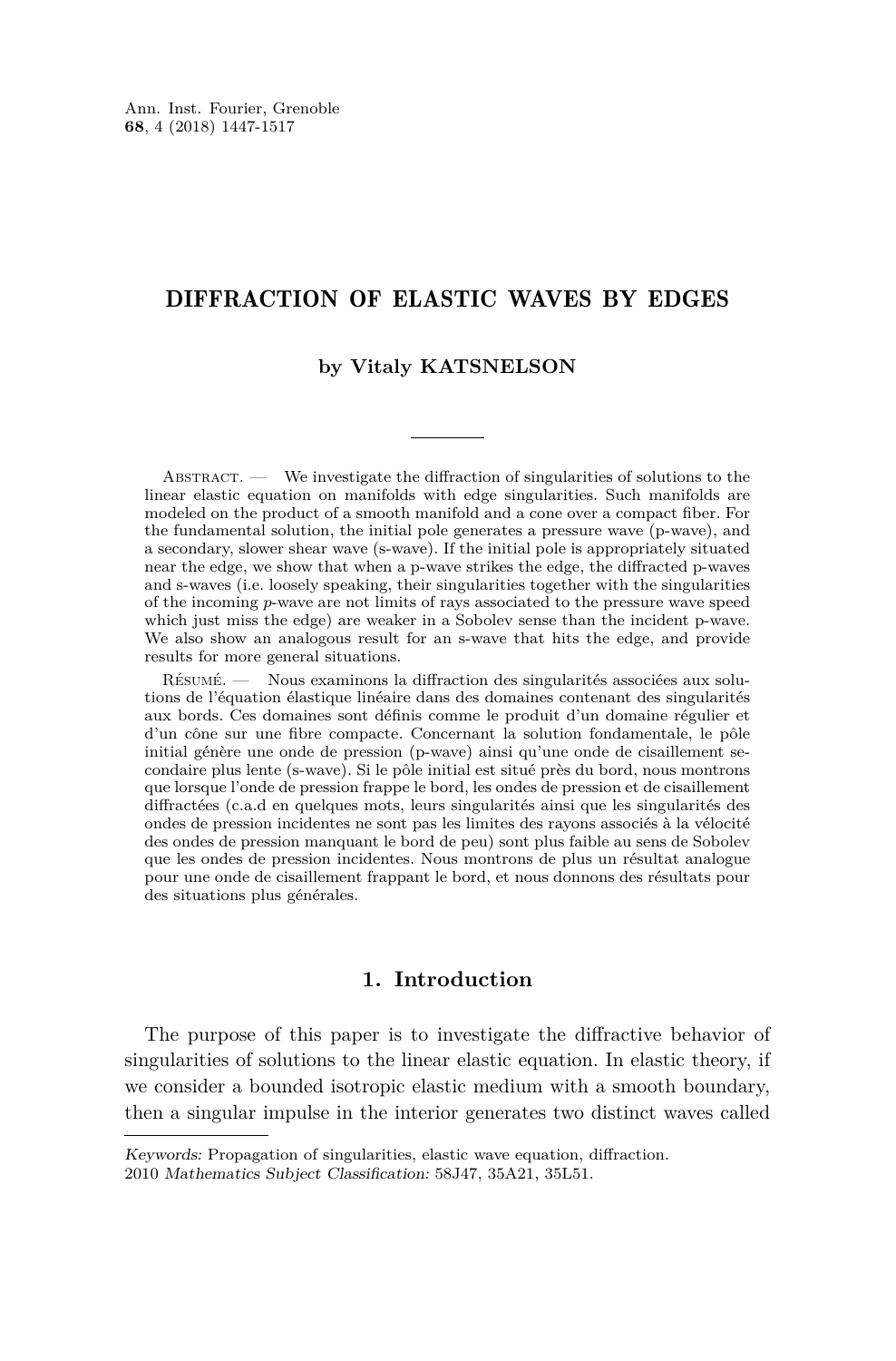# DIFFRACTION OF ELASTIC WAVES BY EDGES

**by Vitaly KATSNELSON**

Abstract. — We investigate the diffraction of singularities of solutions to the linear elastic equation on manifolds with edge singularities. Such manifolds are modeled on the product of a smooth manifold and a cone over a compact fiber. For the fundamental solution, the initial pole generates a pressure wave (p-wave), and a secondary, slower shear wave (s-wave). If the initial pole is appropriately situated near the edge, we show that when a p-wave strikes the edge, the diffracted p-waves and s-waves (i.e. loosely speaking, their singularities together with the singularities of the incoming *p*-wave are not limits of rays associated to the pressure wave speed which just miss the edge) are weaker in a Sobolev sense than the incident p-wave. We also show an analogous result for an s-wave that hits the edge, and provide results for more general situations.

Résumé. — Nous examinons la diffraction des singularités associées aux solutions de l'équation élastique linéaire dans des domaines contenant des singularités aux bords. Ces domaines sont définis comme le produit d'un domaine régulier et d'un cône sur une fibre compacte. Concernant la solution fondamentale, le pôle initial génère une onde de pression (p-wave) ainsi qu'une onde de cisaillement secondaire plus lente (s-wave). Si le pôle initial est situé près du bord, nous montrons que lorsque l'onde de pression frappe le bord, les ondes de pression et de cisaillement diffractées (c.a.d en quelques mots, leurs singularités ainsi que les singularités des ondes de pression incidentes ne sont pas les limites des rayons associés à la vélocité des ondes de pression manquant le bord de peu) sont plus faible au sens de Sobolev que les ondes de pression incidentes. Nous montrons de plus un résultat analogue pour une onde de cisaillement frappant le bord, et nous donnons des résultats pour des situations plus générales.

## 1. Introduction

The purpose of this paper is to investigate the diffractive behavior of singularities of solutions to the linear elastic equation. In elastic theory, if we consider a bounded isotropic elastic medium with a smooth boundary, then a singular impulse in the interior generates two distinct waves called

*Keywords:* Propagation of singularities, elastic wave equation, diffraction.
2010 *Mathematics Subject Classification:* 58J47, 35A21, 35L51.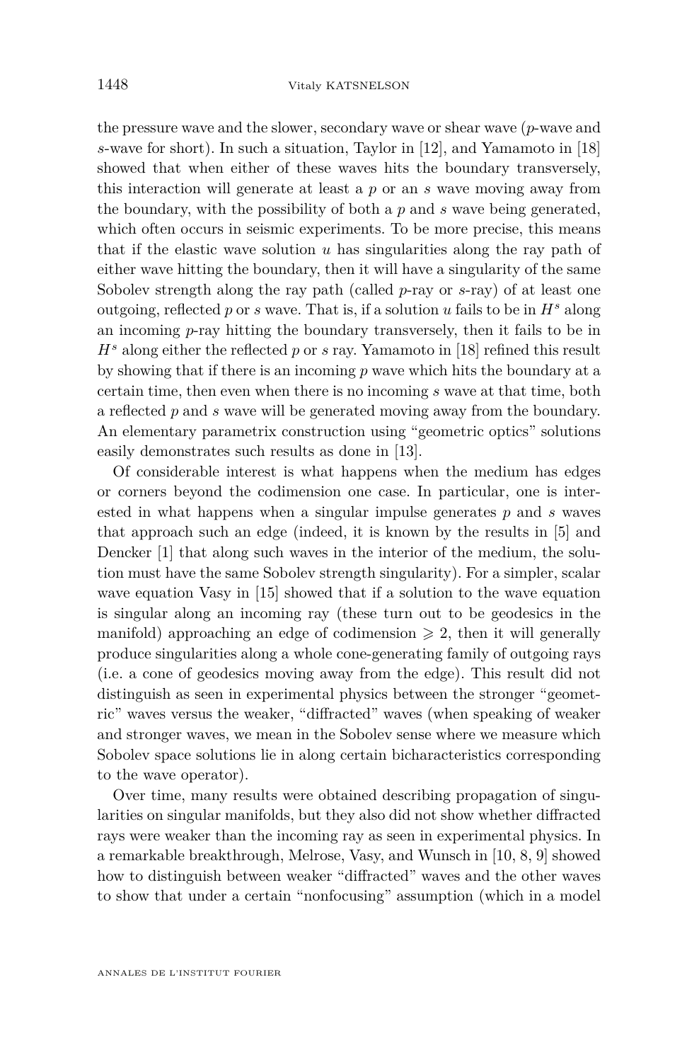the pressure wave and the slower, secondary wave or shear wave (*p*-wave and *s*-wave for short). In such a situation, Taylor in [12], and Yamamoto in [18] showed that when either of these waves hits the boundary transversely, this interaction will generate at least a *p* or an *s* wave moving away from the boundary, with the possibility of both a *p* and *s* wave being generated, which often occurs in seismic experiments. To be more precise, this means that if the elastic wave solution $u$ has singularities along the ray path of either wave hitting the boundary, then it will have a singularity of the same Sobolev strength along the ray path (called *p*-ray or *s*-ray) of at least one outgoing, reflected *p* or *s* wave. That is, if a solution $u$ fails to be in $H^s$ along an incoming *p*-ray hitting the boundary transversely, then it fails to be in $H^s$ along either the reflected *p* or *s* ray. Yamamoto in [18] refined this result by showing that if there is an incoming *p* wave which hits the boundary at a certain time, then even when there is no incoming *s* wave at that time, both a reflected *p* and *s* wave will be generated moving away from the boundary. An elementary parametrix construction using "geometric optics" solutions easily demonstrates such results as done in [13].

Of considerable interest is what happens when the medium has edges or corners beyond the codimension one case. In particular, one is interested in what happens when a singular impulse generates *p* and *s* waves that approach such an edge (indeed, it is known by the results in [5] and Dencker [1] that along such waves in the interior of the medium, the solution must have the same Sobolev strength singularity). For a simpler, scalar wave equation Vasy in [15] showed that if a solution to the wave equation is singular along an incoming ray (these turn out to be geodesics in the manifold) approaching an edge of codimension $\geqslant 2$, then it will generally produce singularities along a whole cone-generating family of outgoing rays (i.e. a cone of geodesics moving away from the edge). This result did not distinguish as seen in experimental physics between the stronger "geometric" waves versus the weaker, "diffracted" waves (when speaking of weaker and stronger waves, we mean in the Sobolev sense where we measure which Sobolev space solutions lie in along certain bicharacteristics corresponding to the wave operator).

Over time, many results were obtained describing propagation of singularities on singular manifolds, but they also did not show whether diffracted rays were weaker than the incoming ray as seen in experimental physics. In a remarkable breakthrough, Melrose, Vasy, and Wunsch in [10, 8, 9] showed how to distinguish between weaker "diffracted" waves and the other waves to show that under a certain "nonfocusing" assumption (which in a model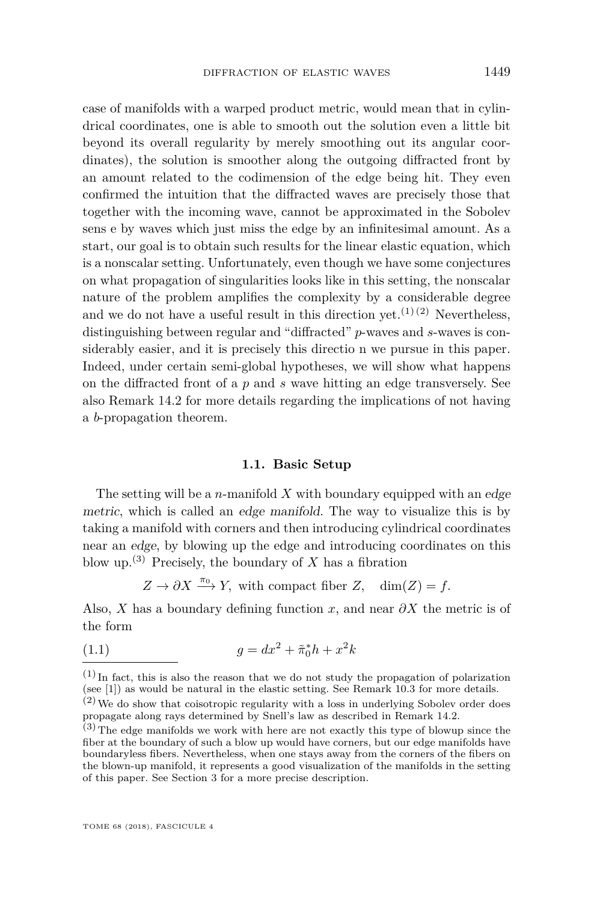case of manifolds with a warped product metric, would mean that in cylindrical coordinates, one is able to smooth out the solution even a little bit beyond its overall regularity by merely smoothing out its angular coordinates), the solution is smoother along the outgoing diffracted front by an amount related to the codimension of the edge being hit. They even confirmed the intuition that the diffracted waves are precisely those that together with the incoming wave, cannot be approximated in the Sobolev sens e by waves which just miss the edge by an infinitesimal amount. As a start, our goal is to obtain such results for the linear elastic equation, which is a nonscalar setting. Unfortunately, even though we have some conjectures on what propagation of singularities looks like in this setting, the nonscalar nature of the problem amplifies the complexity by a considerable degree and we do not have a useful result in this direction yet.[(1)] [(2)] Nevertheless, distinguishing between regular and "diffracted" $p$-waves and $s$-waves is considerably easier, and it is precisely this directio n we pursue in this paper. Indeed, under certain semi-global hypotheses, we will show what happens on the diffracted front of a $p$ and $s$ wave hitting an edge transversely. See also Remark 14.2 for more details regarding the implications of not having a $b$-propagation theorem.

### 1.1. Basic Setup

The setting will be a $n$-manifold $X$ with boundary equipped with an *edge metric*, which is called an *edge manifold*. The way to visualize this is by taking a manifold with corners and then introducing cylindrical coordinates near an *edge*, by blowing up the edge and introducing coordinates on this blow up.[(3)] Precisely, the boundary of $X$ has a fibration

$$Z \to \partial X \xrightarrow{\pi_0} Y, \text{ with compact fiber } Z, \quad \dim(Z) = f.$$

Also, $X$ has a boundary defining function $x$, and near $\partial X$ the metric is of the form

$$g = dx^2 + \tilde{\pi}_0^* h + x^2 k \tag{1.1}$$

---

[(1)] In fact, this is also the reason that we do not study the propagation of polarization (see [1]) as would be natural in the elastic setting. See Remark 10.3 for more details.

[(2)] We do show that coisotropic regularity with a loss in underlying Sobolev order does propagate along rays determined by Snell's law as described in Remark 14.2.

[(3)] The edge manifolds we work with here are not exactly this type of blowup since the fiber at the boundary of such a blow up would have corners, but our edge manifolds have boundaryless fibers. Nevertheless, when one stays away from the corners of the fibers on the blown-up manifold, it represents a good visualization of the manifolds in the setting of this paper. See Section 3 for a more precise description.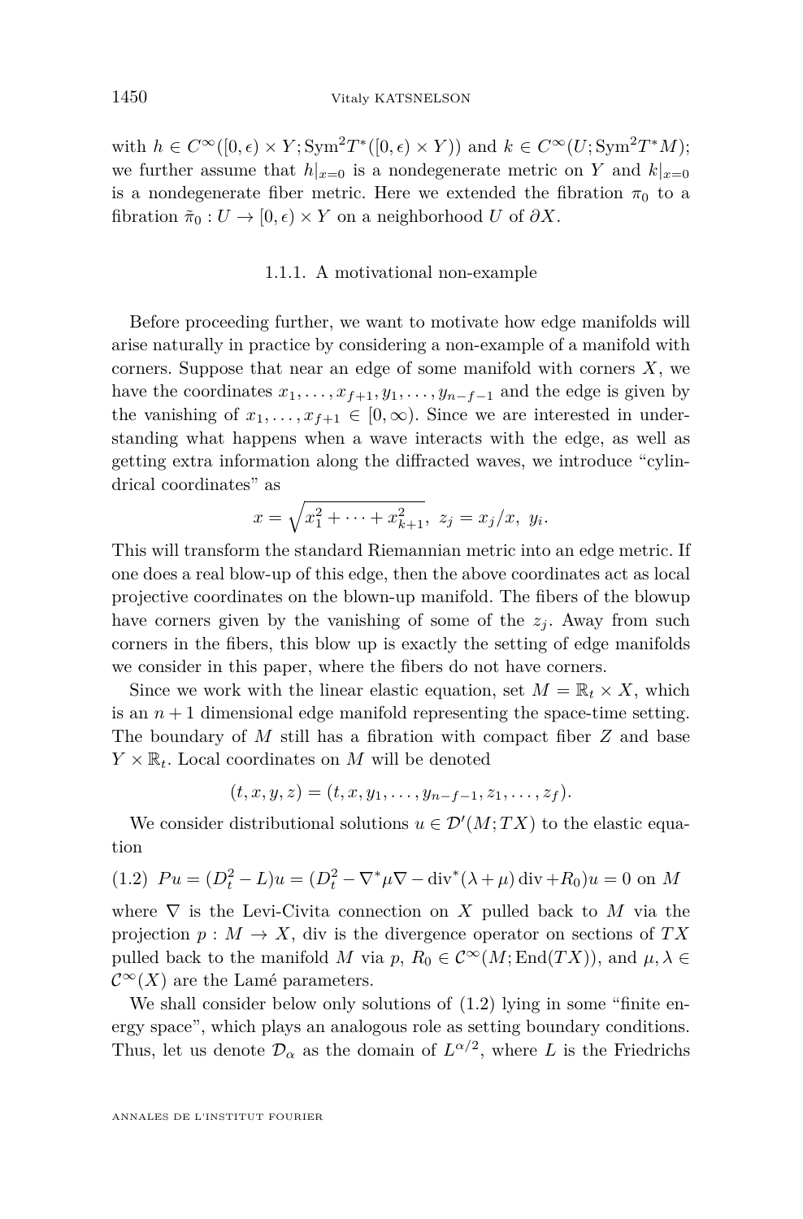with $h \in C^\infty([0,\epsilon) \times Y; \mathrm{Sym}^2 T^*([0,\epsilon) \times Y))$ and $k \in C^\infty(U; \mathrm{Sym}^2 T^* M)$; we further assume that $h|_{x=0}$ is a nondegenerate metric on $Y$ and $k|_{x=0}$ is a nondegenerate fiber metric. Here we extended the fibration $\pi_0$ to a fibration $\tilde{\pi}_0 : U \to [0,\epsilon) \times Y$ on a neighborhood $U$ of $\partial X$.

#### 1.1.1. A motivational non-example

Before proceeding further, we want to motivate how edge manifolds will arise naturally in practice by considering a non-example of a manifold with corners. Suppose that near an edge of some manifold with corners $X$, we have the coordinates $x_1, \dots, x_{f+1}, y_1, \dots, y_{n-f-1}$ and the edge is given by the vanishing of $x_1, \dots, x_{f+1} \in [0,\infty)$. Since we are interested in understanding what happens when a wave interacts with the edge, as well as getting extra information along the diffracted waves, we introduce "cylindrical coordinates" as

$$x = \sqrt{x_1^2 + \dots + x_{k+1}^2},\ z_j = x_j/x,\ y_i.$$

This will transform the standard Riemannian metric into an edge metric. If one does a real blow-up of this edge, then the above coordinates act as local projective coordinates on the blown-up manifold. The fibers of the blowup have corners given by the vanishing of some of the $z_j$. Away from such corners in the fibers, this blow up is exactly the setting of edge manifolds we consider in this paper, where the fibers do not have corners.

Since we work with the linear elastic equation, set $M = \mathbb{R}_t \times X$, which is an $n+1$ dimensional edge manifold representing the space-time setting. The boundary of $M$ still has a fibration with compact fiber $Z$ and base $Y \times \mathbb{R}_t$. Local coordinates on $M$ will be denoted

$$(t, x, y, z) = (t, x, y_1, \dots, y_{n-f-1}, z_1, \dots, z_f).$$

We consider distributional solutions $u \in \mathcal{D}'(M; TX)$ to the elastic equation

$$Pu = (D_t^2 - L)u = (D_t^2 - \nabla^* \mu \nabla - \operatorname{div}^* (\lambda + \mu) \operatorname{div} + R_0) u = 0 \text{ on } M \tag{1.2}$$

where $\nabla$ is the Levi-Civita connection on $X$ pulled back to $M$ via the projection $p : M \to X$, div is the divergence operator on sections of $TX$ pulled back to the manifold $M$ via $p$, $R_0 \in \mathcal{C}^\infty(M; \mathrm{End}(TX))$, and $\mu, \lambda \in \mathcal{C}^\infty(X)$ are the Lamé parameters.

We shall consider below only solutions of (1.2) lying in some "finite energy space", which plays an analogous role as setting boundary conditions. Thus, let us denote $\mathcal{D}_\alpha$ as the domain of $L^{\alpha/2}$, where $L$ is the Friedrichs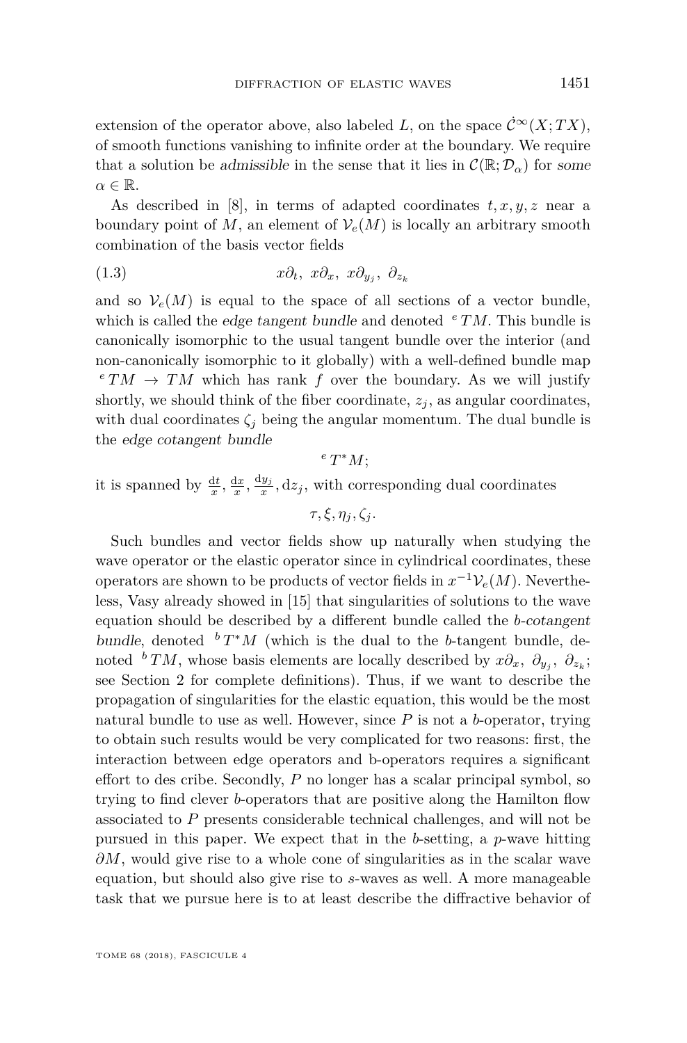extension of the operator above, also labeled $L$, on the space $\dot{\mathcal{C}}^\infty(X;TX)$, of smooth functions vanishing to infinite order at the boundary. We require that a solution be *admissible* in the sense that it lies in $\mathcal{C}(\mathbb{R};\mathcal{D}_\alpha)$ for *some* $\alpha \in \mathbb{R}$.

As described in [8], in terms of adapted coordinates $t, x, y, z$ near a boundary point of $M$, an element of $\mathcal{V}_e(M)$ is locally an arbitrary smooth combination of the basis vector fields

$$x\partial_t,\ x\partial_x,\ x\partial_{y_j},\ \partial_{z_k} \tag{1.3}$$

and so $\mathcal{V}_e(M)$ is equal to the space of all sections of a vector bundle, which is called the *edge tangent bundle* and denoted ${}^eTM$. This bundle is canonically isomorphic to the usual tangent bundle over the interior (and non-canonically isomorphic to it globally) with a well-defined bundle map ${}^eTM \to TM$ which has rank $f$ over the boundary. As we will justify shortly, we should think of the fiber coordinate, $z_j$, as angular coordinates, with dual coordinates $\zeta_j$ being the angular momentum. The dual bundle is the *edge cotangent bundle*

$${}^eT^*M;$$

it is spanned by $\frac{\mathrm{d}t}{x}, \frac{\mathrm{d}x}{x}, \frac{\mathrm{d}y_j}{x}, \mathrm{d}z_j$, with corresponding dual coordinates

$$\tau, \xi, \eta_j, \zeta_j.$$

Such bundles and vector fields show up naturally when studying the wave operator or the elastic operator since in cylindrical coordinates, these operators are shown to be products of vector fields in $x^{-1}\mathcal{V}_e(M)$. Nevertheless, Vasy already showed in [15] that singularities of solutions to the wave equation should be described by a different bundle called the *b-cotangent bundle*, denoted ${}^bT^*M$ (which is the dual to the $b$-tangent bundle, denoted ${}^bTM$, whose basis elements are locally described by $x\partial_x,\ \partial_{y_j},\ \partial_{z_k}$; see Section 2 for complete definitions). Thus, if we want to describe the propagation of singularities for the elastic equation, this would be the most natural bundle to use as well. However, since $P$ is not a $b$-operator, trying to obtain such results would be very complicated for two reasons: first, the interaction between edge operators and b-operators requires a significant effort to des cribe. Secondly, $P$ no longer has a scalar principal symbol, so trying to find clever $b$-operators that are positive along the Hamilton flow associated to $P$ presents considerable technical challenges, and will not be pursued in this paper. We expect that in the $b$-setting, a $p$-wave hitting $\partial M$, would give rise to a whole cone of singularities as in the scalar wave equation, but should also give rise to $s$-waves as well. A more manageable task that we pursue here is to at least describe the diffractive behavior of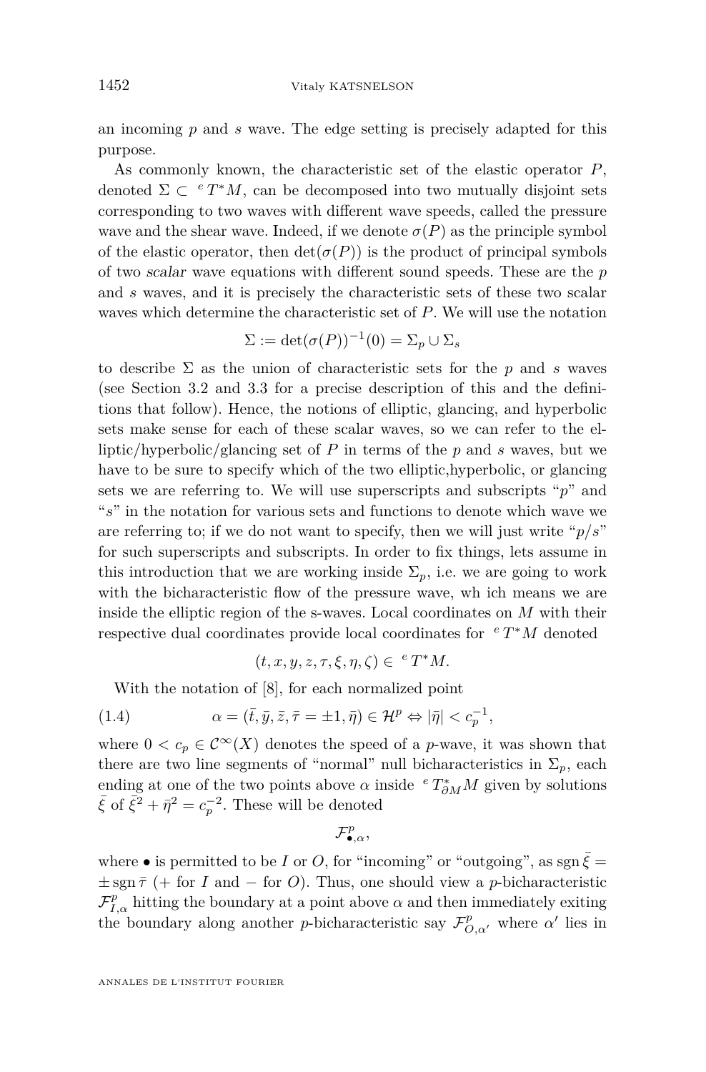an incoming $p$ and $s$ wave. The edge setting is precisely adapted for this purpose.

As commonly known, the characteristic set of the elastic operator $P$, denoted $\Sigma \subset {}^eT^*M$, can be decomposed into two mutually disjoint sets corresponding to two waves with different wave speeds, called the pressure wave and the shear wave. Indeed, if we denote $\sigma(P)$ as the principle symbol of the elastic operator, then $\det(\sigma(P))$ is the product of principal symbols of two *scalar* wave equations with different sound speeds. These are the $p$ and $s$ waves, and it is precisely the characteristic sets of these two scalar waves which determine the characteristic set of $P$. We will use the notation

$$\Sigma := \det(\sigma(P))^{-1}(0) = \Sigma_p \cup \Sigma_s$$

to describe $\Sigma$ as the union of characteristic sets for the $p$ and $s$ waves (see Section 3.2 and 3.3 for a precise description of this and the definitions that follow). Hence, the notions of elliptic, glancing, and hyperbolic sets make sense for each of these scalar waves, so we can refer to the elliptic/hyperbolic/glancing set of $P$ in terms of the $p$ and $s$ waves, but we have to be sure to specify which of the two elliptic,hyperbolic, or glancing sets we are referring to. We will use superscripts and subscripts "$p$" and "$s$" in the notation for various sets and functions to denote which wave we are referring to; if we do not want to specify, then we will just write "$p/s$" for such superscripts and subscripts. In order to fix things, lets assume in this introduction that we are working inside $\Sigma_p$, i.e. we are going to work with the bicharacteristic flow of the pressure wave, wh ich means we are inside the elliptic region of the s-waves. Local coordinates on $M$ with their respective dual coordinates provide local coordinates for ${}^eT^*M$ denoted

$$(t, x, y, z, \tau, \xi, \eta, \zeta) \in {}^eT^*M.$$

With the notation of [8], for each normalized point

$$\alpha = (\bar{t}, \bar{y}, \bar{z}, \bar{\tau} = \pm 1, \bar{\eta}) \in \mathcal{H}^p \Leftrightarrow |\bar{\eta}| < c_p^{-1}, \tag{1.4}$$

where $0 < c_p \in \mathcal{C}^\infty(X)$ denotes the speed of a $p$-wave, it was shown that there are two line segments of "normal" null bicharacteristics in $\Sigma_p$, each ending at one of the two points above $\alpha$ inside ${}^eT^*_{\partial M}M$ given by solutions $\bar{\xi}$ of $\bar{\xi}^2 + \bar{\eta}^2 = c_p^{-2}$. These will be denoted

$$\mathcal{F}^p_{\bullet,\alpha},$$

where $\bullet$ is permitted to be $I$ or $O$, for "incoming" or "outgoing", as $\operatorname{sgn}\bar{\xi} = \pm \operatorname{sgn}\bar{\tau}$ ($+$ for $I$ and $-$ for $O$). Thus, one should view a $p$-bicharacteristic $\mathcal{F}^p_{I,\alpha}$ hitting the boundary at a point above $\alpha$ and then immediately exiting the boundary along another $p$-bicharacteristic say $\mathcal{F}^p_{O,\alpha'}$ where $\alpha'$ lies in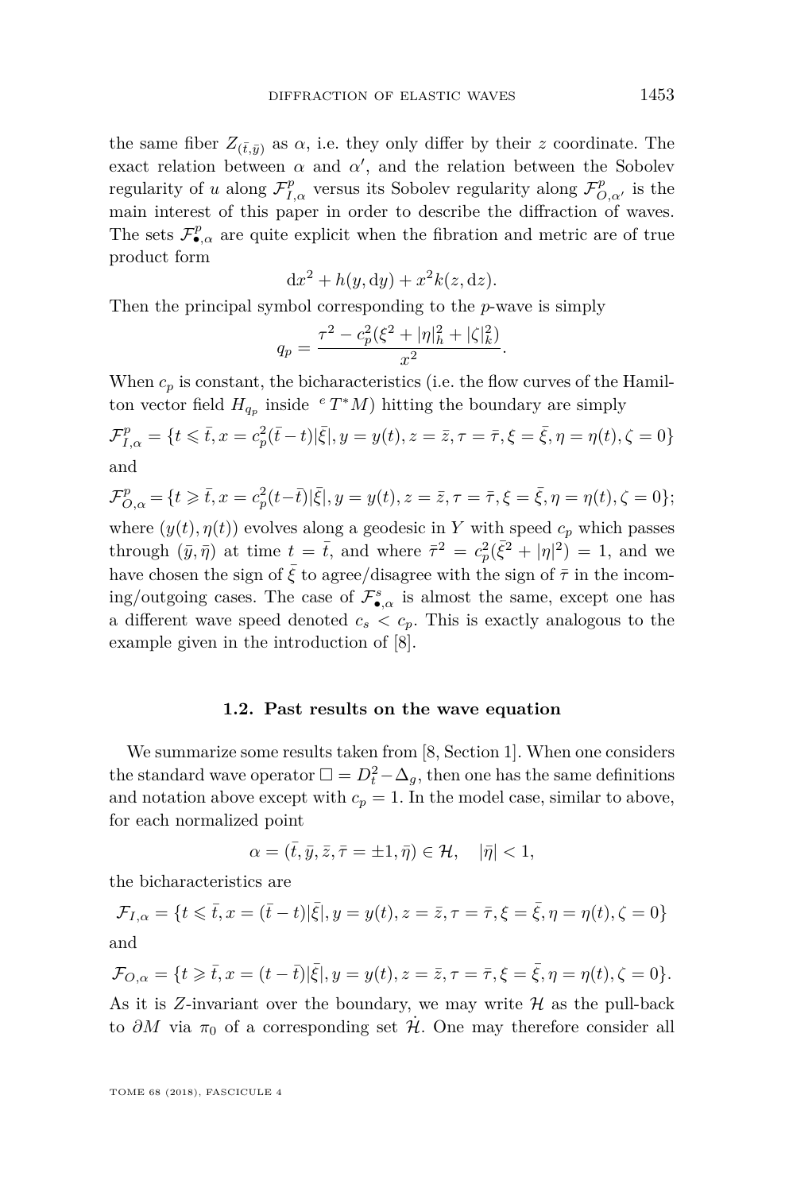the same fiber $Z_{(\bar{t},\bar{y})}$ as $\alpha$, i.e. they only differ by their $z$ coordinate. The exact relation between $\alpha$ and $\alpha'$, and the relation between the Sobolev regularity of $u$ along $\mathcal{F}^p_{I,\alpha}$ versus its Sobolev regularity along $\mathcal{F}^p_{O,\alpha'}$ is the main interest of this paper in order to describe the diffraction of waves. The sets $\mathcal{F}^p_{\bullet,\alpha}$ are quite explicit when the fibration and metric are of true product form

$$\mathrm{d}x^2 + h(y, \mathrm{d}y) + x^2 k(z, \mathrm{d}z).$$

Then the principal symbol corresponding to the $p$-wave is simply

$$q_p = \frac{\tau^2 - c_p^2(\xi^2 + |\eta|_h^2 + |\zeta|_k^2)}{x^2}.$$

When $c_p$ is constant, the bicharacteristics (i.e. the flow curves of the Hamilton vector field $H_{q_p}$ inside ${}^eT^*M$) hitting the boundary are simply

$$\mathcal{F}^p_{I,\alpha} = \{t \leqslant \bar{t}, x = c_p^2(\bar{t}-t)|\bar{\xi}|, y = y(t), z = \bar{z}, \tau = \bar{\tau}, \xi = \bar{\xi}, \eta = \eta(t), \zeta = 0\}$$

and

$$\mathcal{F}^p_{O,\alpha} = \{t \geqslant \bar{t}, x = c_p^2(t-\bar{t})|\bar{\xi}|, y = y(t), z = \bar{z}, \tau = \bar{\tau}, \xi = \bar{\xi}, \eta = \eta(t), \zeta = 0\};$$

where $(y(t), \eta(t))$ evolves along a geodesic in $Y$ with speed $c_p$ which passes through $(\bar{y}, \bar{\eta})$ at time $t = \bar{t}$, and where $\bar{\tau}^2 = c_p^2(\bar{\xi}^2 + |\eta|^2) = 1$, and we have chosen the sign of $\bar{\xi}$ to agree/disagree with the sign of $\bar{\tau}$ in the incoming/outgoing cases. The case of $\mathcal{F}^s_{\bullet,\alpha}$ is almost the same, except one has a different wave speed denoted $c_s < c_p$. This is exactly analogous to the example given in the introduction of [8].

### 1.2. Past results on the wave equation

We summarize some results taken from [8, Section 1]. When one considers the standard wave operator $\Box = D_t^2 - \Delta_g$, then one has the same definitions and notation above except with $c_p = 1$. In the model case, similar to above, for each normalized point

$$\alpha = (\bar{t}, \bar{y}, \bar{z}, \bar{\tau} = \pm 1, \bar{\eta}) \in \mathcal{H}, \quad |\bar{\eta}| < 1,$$

the bicharacteristics are

$$\mathcal{F}_{I,\alpha} = \{t \leqslant \bar{t}, x = (\bar{t}-t)|\bar{\xi}|, y = y(t), z = \bar{z}, \tau = \bar{\tau}, \xi = \bar{\xi}, \eta = \eta(t), \zeta = 0\}$$

and

$$\mathcal{F}_{O,\alpha} = \{t \geqslant \bar{t}, x = (t-\bar{t})|\bar{\xi}|, y = y(t), z = \bar{z}, \tau = \bar{\tau}, \xi = \bar{\xi}, \eta = \eta(t), \zeta = 0\}.$$

As it is $Z$-invariant over the boundary, we may write $\mathcal{H}$ as the pull-back to $\partial M$ via $\pi_0$ of a corresponding set $\dot{\mathcal{H}}$. One may therefore consider all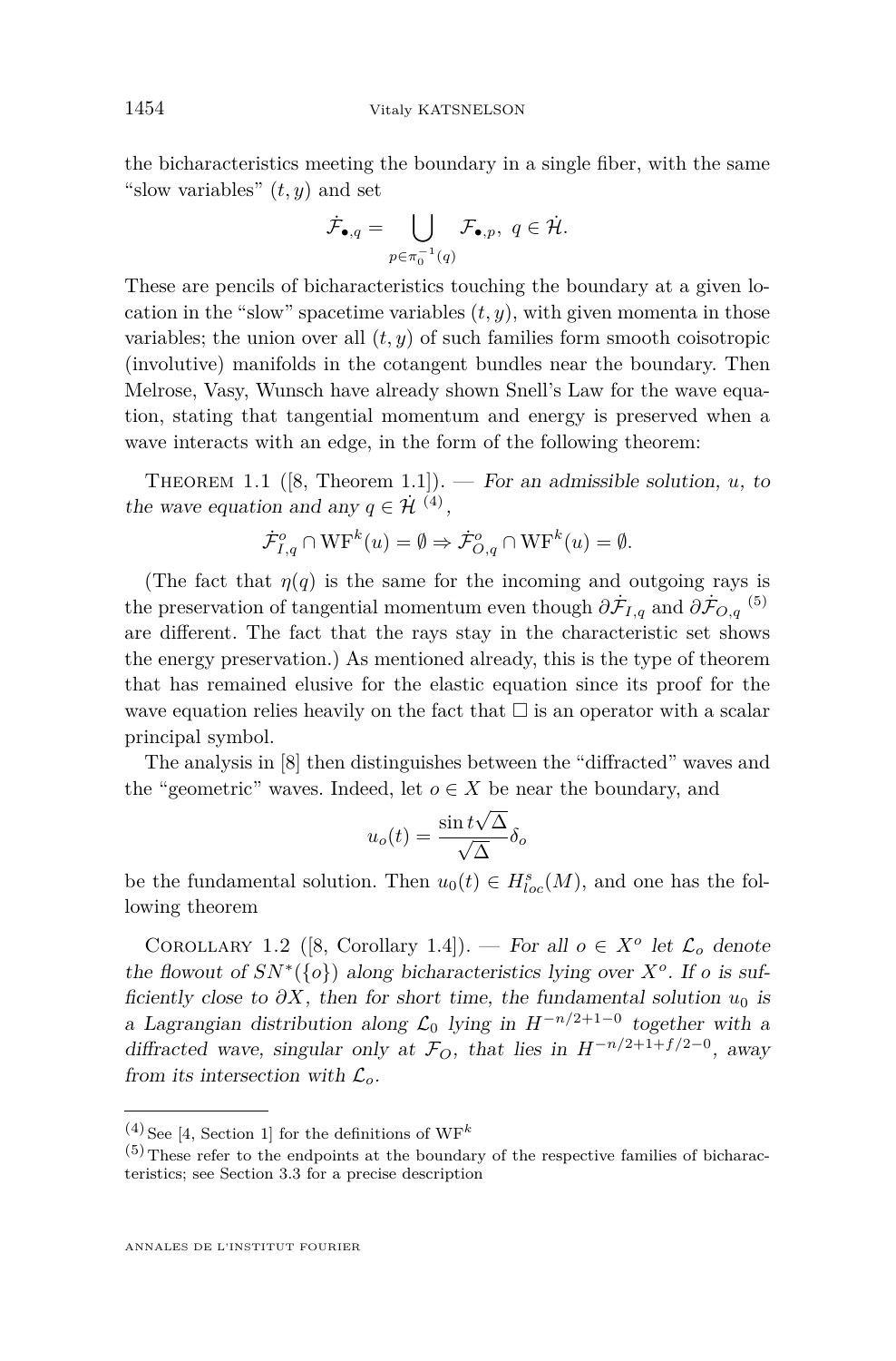the bicharacteristics meeting the boundary in a single fiber, with the same "slow variables" $(t, y)$ and set

$$\dot{\mathcal{F}}_{\bullet,q} = \bigcup_{p \in \pi_0^{-1}(q)} \mathcal{F}_{\bullet,p}, \; q \in \dot{\mathcal{H}}.$$

These are pencils of bicharacteristics touching the boundary at a given location in the "slow" spacetime variables $(t, y)$, with given momenta in those variables; the union over all $(t, y)$ of such families form smooth coisotropic (involutive) manifolds in the cotangent bundles near the boundary. Then Melrose, Vasy, Wunsch have already shown Snell's Law for the wave equation, stating that tangential momentum and energy is preserved when a wave interacts with an edge, in the form of the following theorem:

Theorem 1.1 ([8, Theorem 1.1]). — *For an admissible solution, $u$, to the wave equation and any $q \in \dot{\mathcal{H}}$* [4]*,*

$$\dot{\mathcal{F}}^o_{I,q} \cap \mathrm{WF}^k(u) = \emptyset \Rightarrow \dot{\mathcal{F}}^o_{O,q} \cap \mathrm{WF}^k(u) = \emptyset.$$

(The fact that $\eta(q)$ is the same for the incoming and outgoing rays is the preservation of tangential momentum even though $\partial\dot{\mathcal{F}}_{I,q}$ and $\partial\dot{\mathcal{F}}_{O,q}$ [5] are different. The fact that the rays stay in the characteristic set shows the energy preservation.) As mentioned already, this is the type of theorem that has remained elusive for the elastic equation since its proof for the wave equation relies heavily on the fact that $\Box$ is an operator with a scalar principal symbol.

The analysis in [8] then distinguishes between the "diffracted" waves and the "geometric" waves. Indeed, let $o \in X$ be near the boundary, and

$$u_o(t) = \frac{\sin t\sqrt{\Delta}}{\sqrt{\Delta}}\delta_o$$

be the fundamental solution. Then $u_0(t) \in H^s_{loc}(M)$, and one has the following theorem

Corollary 1.2 ([8, Corollary 1.4]). — *For all $o \in X^o$ let $\mathcal{L}_o$ denote the flowout of $SN^*(\{o\})$ along bicharacteristics lying over $X^o$. If $o$ is sufficiently close to $\partial X$, then for short time, the fundamental solution $u_0$ is a Lagrangian distribution along $\mathcal{L}_0$ lying in $H^{-n/2+1-0}$ together with a diffracted wave, singular only at $\mathcal{F}_O$, that lies in $H^{-n/2+1+f/2-0}$, away from its intersection with $\mathcal{L}_o$.*

---

[4] See [4, Section 1] for the definitions of $\mathrm{WF}^k$

[5] These refer to the endpoints at the boundary of the respective families of bicharacteristics; see Section 3.3 for a precise description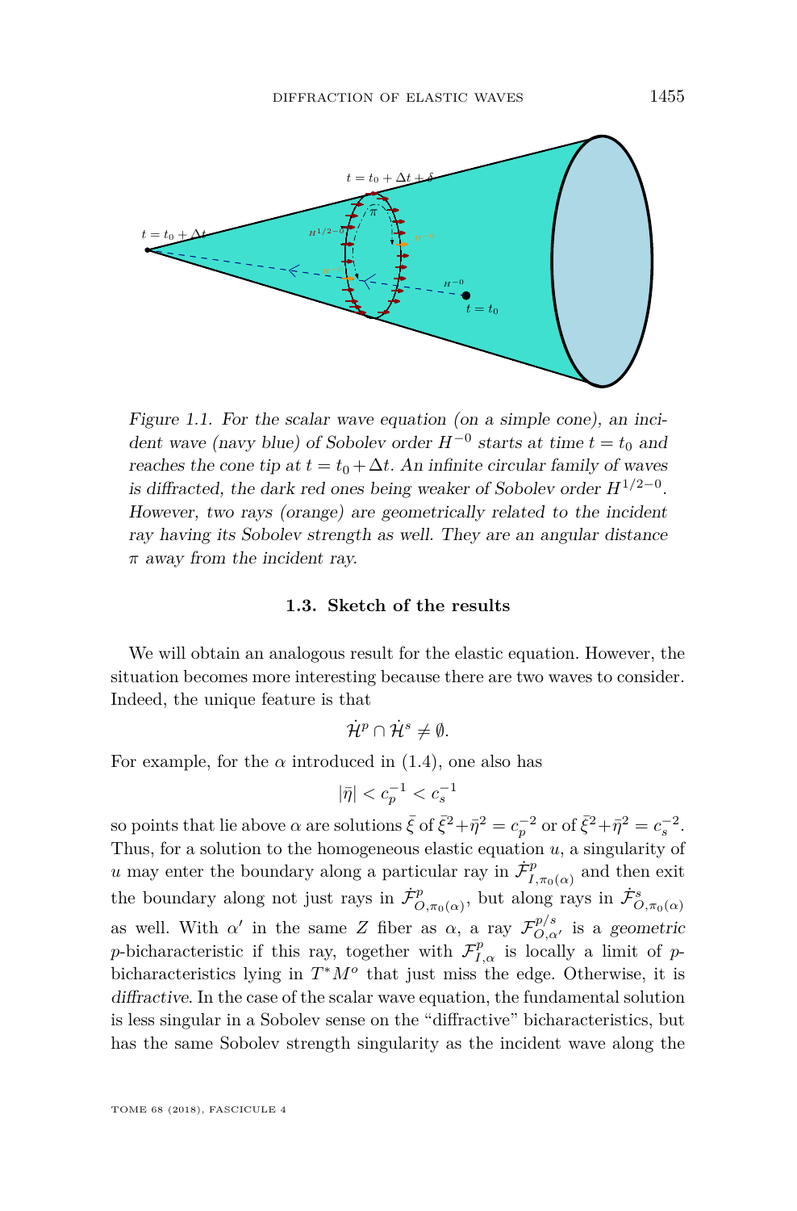*Figure 1.1. For the scalar wave equation (on a simple cone), an incident wave (navy blue) of Sobolev order $H^{-0}$ starts at time $t = t_0$ and reaches the cone tip at $t = t_0 + \Delta t$. An infinite circular family of waves is diffracted, the dark red ones being weaker of Sobolev order $H^{1/2-0}$. However, two rays (orange) are geometrically related to the incident ray having its Sobolev strength as well. They are an angular distance $\pi$ away from the incident ray.*

### 1.3. Sketch of the results

We will obtain an analogous result for the elastic equation. However, the situation becomes more interesting because there are two waves to consider. Indeed, the unique feature is that

$$\dot{\mathcal{H}}^p \cap \dot{\mathcal{H}}^s \neq \emptyset.$$

For example, for the $\alpha$ introduced in (1.4), one also has

$$|\bar{\eta}| < c_p^{-1} < c_s^{-1}$$

so points that lie above $\alpha$ are solutions $\bar{\xi}$ of $\bar{\xi}^2 + \bar{\eta}^2 = c_p^{-2}$ or of $\bar{\xi}^2 + \bar{\eta}^2 = c_s^{-2}$. Thus, for a solution to the homogeneous elastic equation $u$, a singularity of $u$ may enter the boundary along a particular ray in $\dot{\mathcal{F}}^p_{I,\pi_0(\alpha)}$ and then exit the boundary along not just rays in $\dot{\mathcal{F}}^p_{O,\pi_0(\alpha)}$, but along rays in $\dot{\mathcal{F}}^s_{O,\pi_0(\alpha)}$ as well. With $\alpha'$ in the same $Z$ fiber as $\alpha$, a ray $\mathcal{F}^{p/s}_{O,\alpha'}$ is a *geometric* $p$-bicharacteristic if this ray, together with $\mathcal{F}^p_{I,\alpha}$ is locally a limit of $p$-bicharacteristics lying in $T^*M^o$ that just miss the edge. Otherwise, it is *diffractive*. In the case of the scalar wave equation, the fundamental solution is less singular in a Sobolev sense on the "diffractive" bicharacteristics, but has the same Sobolev strength singularity as the incident wave along the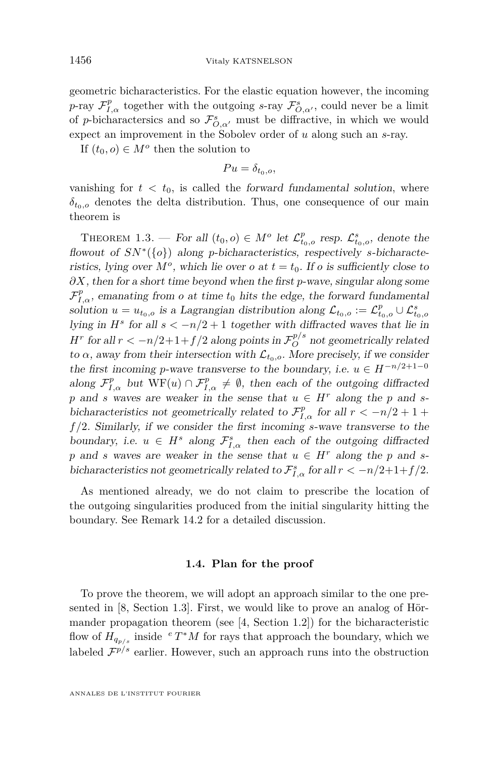geometric bicharacteristics. For the elastic equation however, the incoming $p$-ray $\mathcal{F}^p_{I,\alpha}$ together with the outgoing $s$-ray $\mathcal{F}^s_{O,\alpha'}$, could never be a limit of $p$-bicharactersics and so $\mathcal{F}^s_{O,\alpha'}$ must be diffractive, in which we would expect an improvement in the Sobolev order of $u$ along such an $s$-ray.

If $(t_0, o) \in M^o$ then the solution to

$$Pu = \delta_{t_0,o},$$

vanishing for $t < t_0$, is called the *forward fundamental solution*, where $\delta_{t_0,o}$ denotes the delta distribution. Thus, one consequence of our main theorem is

Theorem 1.3. — *For all $(t_0, o) \in M^o$ let $\mathcal{L}^p_{t_0,o}$ resp. $\mathcal{L}^s_{t_0,o}$, denote the flowout of $SN^*(\{o\})$ along $p$-bicharacteristics, respectively $s$-bicharacteristics, lying over $M^o$, which lie over $o$ at $t = t_0$. If $o$ is sufficiently close to $\partial X$, then for a short time beyond when the first $p$-wave, singular along some $\mathcal{F}^p_{I,\alpha}$, emanating from $o$ at time $t_0$ hits the edge, the forward fundamental solution $u = u_{t_0,o}$ is a Lagrangian distribution along $\mathcal{L}_{t_0,o} := \mathcal{L}^p_{t_0,o} \cup \mathcal{L}^s_{t_0,o}$ lying in $H^s$ for all $s < -n/2 + 1$ together with diffracted waves that lie in $H^r$ for all $r < -n/2+1+f/2$ along points in $\mathcal{F}^{p/s}_O$ not geometrically related to $\alpha$, away from their intersection with $\mathcal{L}_{t_0,o}$. More precisely, if we consider the first incoming $p$-wave transverse to the boundary, i.e. $u \in H^{-n/2+1-0}$ along $\mathcal{F}^p_{I,\alpha}$ but $\mathrm{WF}(u) \cap \mathcal{F}^p_{I,\alpha} \neq \emptyset$, then each of the outgoing diffracted $p$ and $s$ waves are weaker in the sense that $u \in H^r$ along the $p$ and $s$-bicharacteristics not geometrically related to $\mathcal{F}^p_{I,\alpha}$ for all $r < -n/2 + 1 + f/2$. Similarly, if we consider the first incoming $s$-wave transverse to the boundary, i.e. $u \in H^s$ along $\mathcal{F}^s_{I,\alpha}$ then each of the outgoing diffracted $p$ and $s$ waves are weaker in the sense that $u \in H^r$ along the $p$ and $s$-bicharacteristics not geometrically related to $\mathcal{F}^s_{I,\alpha}$ for all $r < -n/2+1+f/2$.*

As mentioned already, we do not claim to prescribe the location of the outgoing singularities produced from the initial singularity hitting the boundary. See Remark 14.2 for a detailed discussion.

### 1.4. Plan for the proof

To prove the theorem, we will adopt an approach similar to the one presented in [8, Section 1.3]. First, we would like to prove an analog of Hörmander propagation theorem (see [4, Section 1.2]) for the bicharacteristic flow of $H_{q_{p/s}}$ inside ${}^eT^*M$ for rays that approach the boundary, which we labeled $\mathcal{F}^{p/s}$ earlier. However, such an approach runs into the obstruction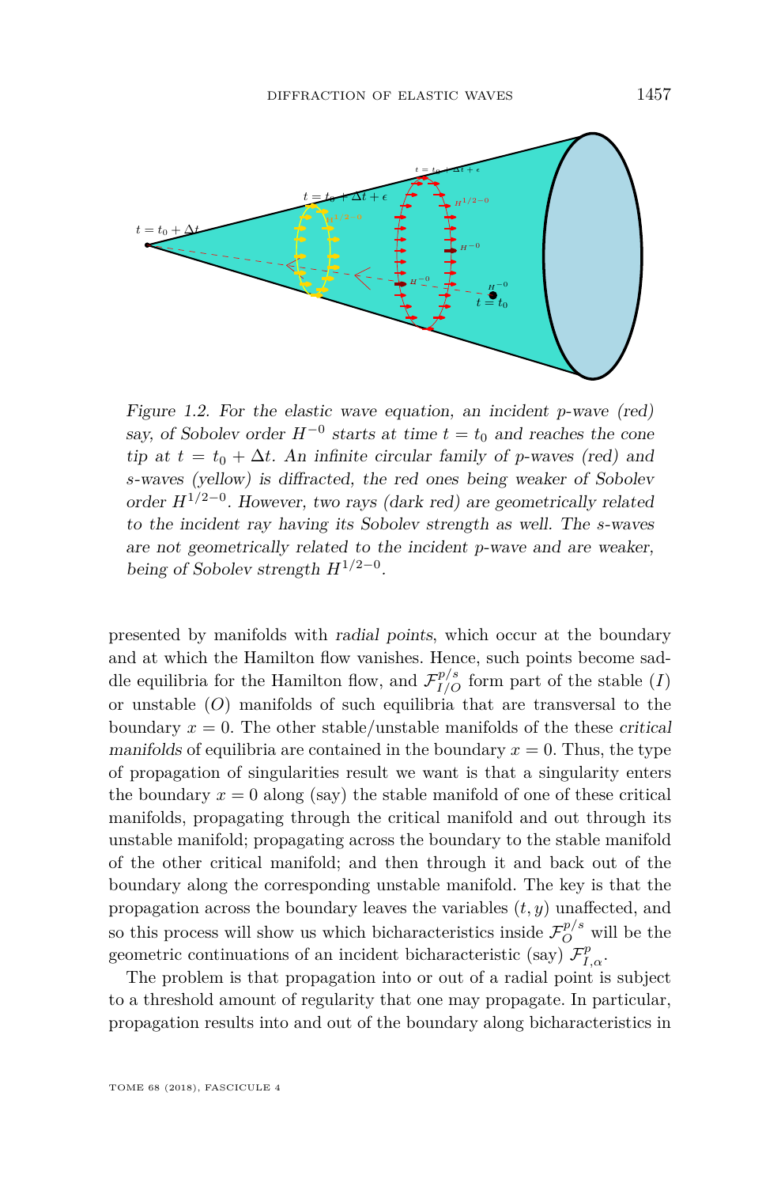*Figure 1.2. For the elastic wave equation, an incident p-wave (red) say, of Sobolev order $H^{-0}$ starts at time $t = t_0$ and reaches the cone tip at $t = t_0 + \Delta t$. An infinite circular family of p-waves (red) and s-waves (yellow) is diffracted, the red ones being weaker of Sobolev order $H^{1/2-0}$. However, two rays (dark red) are geometrically related to the incident ray having its Sobolev strength as well. The s-waves are not geometrically related to the incident p-wave and are weaker, being of Sobolev strength $H^{1/2-0}$.*

presented by manifolds with *radial points*, which occur at the boundary and at which the Hamilton flow vanishes. Hence, such points become saddle equilibria for the Hamilton flow, and $\mathcal{F}^{p/s}_{I/O}$ form part of the stable $(I)$ or unstable $(O)$ manifolds of such equilibria that are transversal to the boundary $x = 0$. The other stable/unstable manifolds of the these *critical manifolds* of equilibria are contained in the boundary $x = 0$. Thus, the type of propagation of singularities result we want is that a singularity enters the boundary $x = 0$ along (say) the stable manifold of one of these critical manifolds, propagating through the critical manifold and out through its unstable manifold; propagating across the boundary to the stable manifold of the other critical manifold; and then through it and back out of the boundary along the corresponding unstable manifold. The key is that the propagation across the boundary leaves the variables $(t, y)$ unaffected, and so this process will show us which bicharacteristics inside $\mathcal{F}^{p/s}_{O}$ will be the geometric continuations of an incident bicharacteristic (say) $\mathcal{F}^{p}_{I,\alpha}$.

The problem is that propagation into or out of a radial point is subject to a threshold amount of regularity that one may propagate. In particular, propagation results into and out of the boundary along bicharacteristics in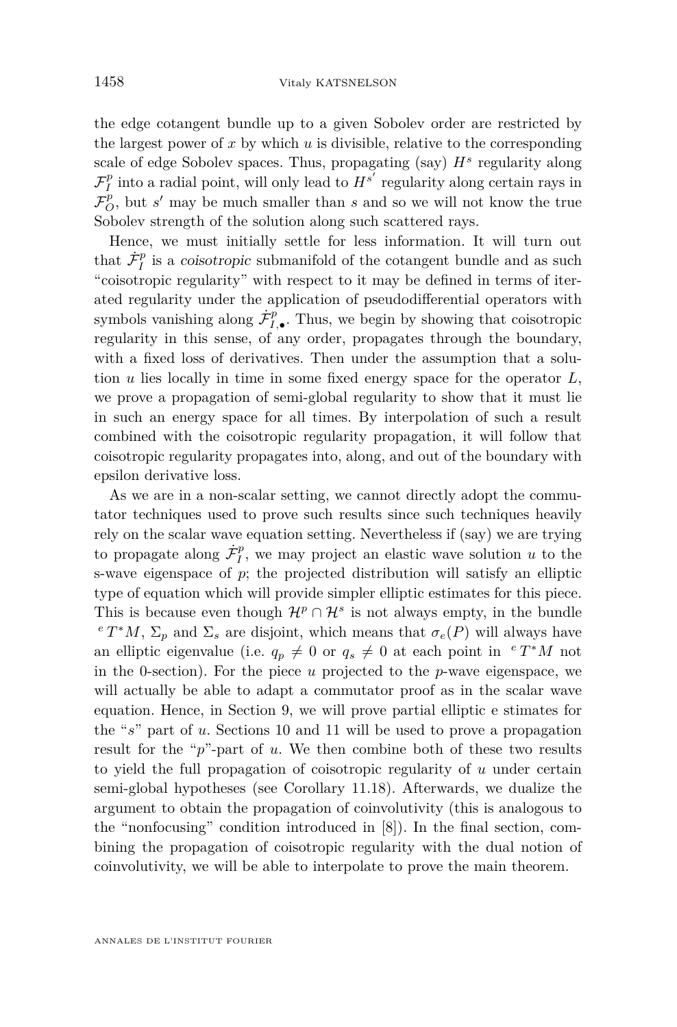the edge cotangent bundle up to a given Sobolev order are restricted by the largest power of $x$ by which $u$ is divisible, relative to the corresponding scale of edge Sobolev spaces. Thus, propagating (say) $H^s$ regularity along $\mathcal{F}_I^p$ into a radial point, will only lead to $H^{s'}$ regularity along certain rays in $\mathcal{F}_O^p$, but $s'$ may be much smaller than $s$ and so we will not know the true Sobolev strength of the solution along such scattered rays.

Hence, we must initially settle for less information. It will turn out that $\dot{\mathcal{F}}_I^p$ is a *coisotropic* submanifold of the cotangent bundle and as such "coisotropic regularity" with respect to it may be defined in terms of iterated regularity under the application of pseudodifferential operators with symbols vanishing along $\dot{\mathcal{F}}_{I,\bullet}^p$. Thus, we begin by showing that coisotropic regularity in this sense, of any order, propagates through the boundary, with a fixed loss of derivatives. Then under the assumption that a solution $u$ lies locally in time in some fixed energy space for the operator $L$, we prove a propagation of semi-global regularity to show that it must lie in such an energy space for all times. By interpolation of such a result combined with the coisotropic regularity propagation, it will follow that coisotropic regularity propagates into, along, and out of the boundary with epsilon derivative loss.

As we are in a non-scalar setting, we cannot directly adopt the commutator techniques used to prove such results since such techniques heavily rely on the scalar wave equation setting. Nevertheless if (say) we are trying to propagate along $\dot{\mathcal{F}}_I^p$, we may project an elastic wave solution $u$ to the s-wave eigenspace of $p$; the projected distribution will satisfy an elliptic type of equation which will provide simpler elliptic estimates for this piece. This is because even though $\mathcal{H}^p \cap \mathcal{H}^s$ is not always empty, in the bundle ${}^eT^*M$, $\Sigma_p$ and $\Sigma_s$ are disjoint, which means that $\sigma_e(P)$ will always have an elliptic eigenvalue (i.e. $q_p \neq 0$ or $q_s \neq 0$ at each point in ${}^eT^*M$ not in the 0-section). For the piece $u$ projected to the $p$-wave eigenspace, we will actually be able to adapt a commutator proof as in the scalar wave equation. Hence, in Section 9, we will prove partial elliptic e stimates for the "$s$" part of $u$. Sections 10 and 11 will be used to prove a propagation result for the "$p$"-part of $u$. We then combine both of these two results to yield the full propagation of coisotropic regularity of $u$ under certain semi-global hypotheses (see Corollary 11.18). Afterwards, we dualize the argument to obtain the propagation of coinvolutivity (this is analogous to the "nonfocusing" condition introduced in [8]). In the final section, combining the propagation of coisotropic regularity with the dual notion of coinvolutivity, we will be able to interpolate to prove the main theorem.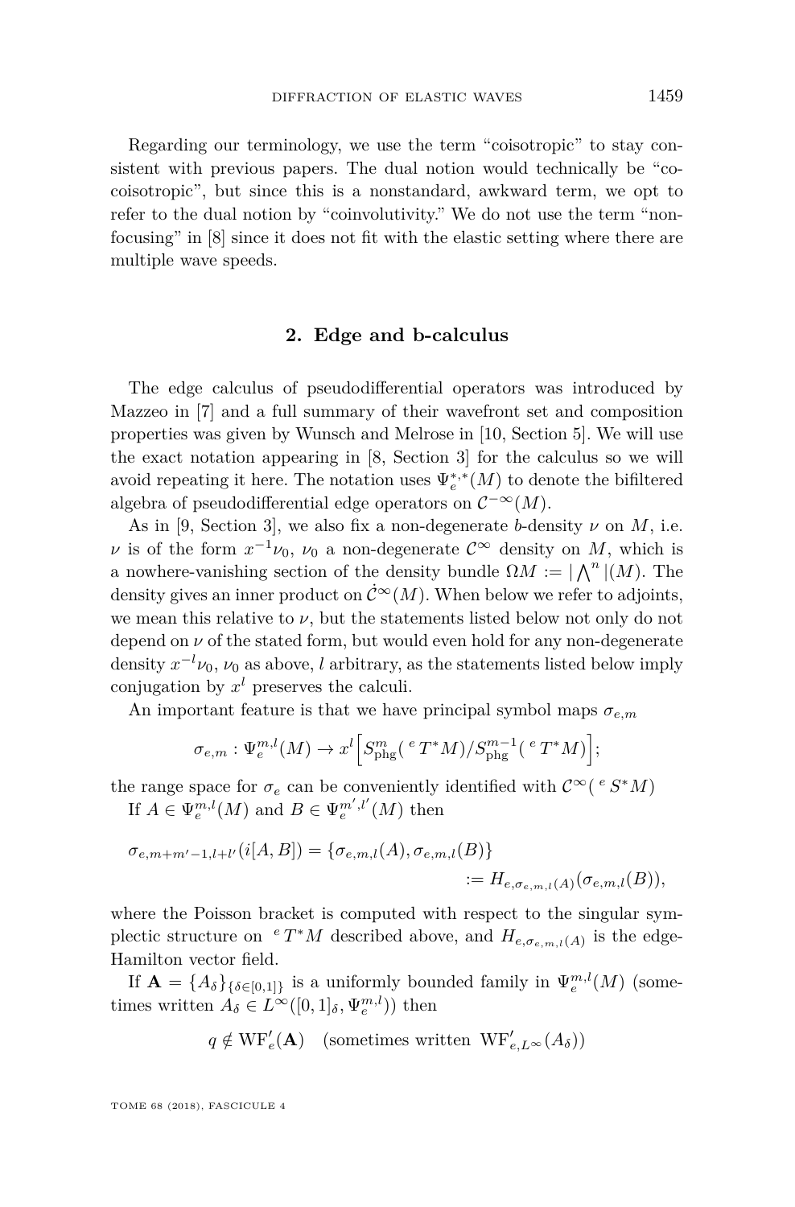Regarding our terminology, we use the term "coisotropic" to stay consistent with previous papers. The dual notion would technically be "cocoisotropic", but since this is a nonstandard, awkward term, we opt to refer to the dual notion by "coinvolutivity." We do not use the term "nonfocusing" in [8] since it does not fit with the elastic setting where there are multiple wave speeds.

## 2. Edge and b-calculus

The edge calculus of pseudodifferential operators was introduced by Mazzeo in [7] and a full summary of their wavefront set and composition properties was given by Wunsch and Melrose in [10, Section 5]. We will use the exact notation appearing in [8, Section 3] for the calculus so we will avoid repeating it here. The notation uses $\Psi_e^{*,*}(M)$ to denote the bifiltered algebra of pseudodifferential edge operators on $\mathcal{C}^{-\infty}(M)$.

As in [9, Section 3], we also fix a non-degenerate $b$-density $\nu$ on $M$, i.e. $\nu$ is of the form $x^{-1}\nu_0$, $\nu_0$ a non-degenerate $\mathcal{C}^\infty$ density on $M$, which is a nowhere-vanishing section of the density bundle $\Omega M := |\bigwedge^n|(M)$. The density gives an inner product on $\dot{\mathcal{C}}^\infty(M)$. When below we refer to adjoints, we mean this relative to $\nu$, but the statements listed below not only do not depend on $\nu$ of the stated form, but would even hold for any non-degenerate density $x^{-l}\nu_0$, $\nu_0$ as above, $l$ arbitrary, as the statements listed below imply conjugation by $x^l$ preserves the calculi.

An important feature is that we have principal symbol maps $\sigma_{e,m}$

$$\sigma_{e,m} : \Psi_e^{m,l}(M) \to x^l \Big[ S^m_{\text{phg}}({}^{e}T^*M)/S^{m-1}_{\text{phg}}({}^{e}T^*M) \Big];$$

the range space for $\sigma_e$ can be conveniently identified with $\mathcal{C}^\infty({}^{e}S^*M)$

If $A \in \Psi_e^{m,l}(M)$ and $B \in \Psi_e^{m',l'}(M)$ then

$$\begin{aligned}\sigma_{e,m+m'-1,l+l'}(i[A,B]) = \{\sigma_{e,m,l}(A), \sigma_{e,m,l}(B)\} \\ := H_{e,\sigma_{e,m,l}(A)}(\sigma_{e,m,l}(B)),\end{aligned}$$

where the Poisson bracket is computed with respect to the singular symplectic structure on ${}^{e}T^*M$ described above, and $H_{e,\sigma_{e,m,l}(A)}$ is the edge-Hamilton vector field.

If $\mathbf{A} = \{A_\delta\}_{\{\delta \in [0,1]\}}$ is a uniformly bounded family in $\Psi_e^{m,l}(M)$ (sometimes written $A_\delta \in L^\infty([0,1]_\delta, \Psi_e^{m,l})$) then

$$q \notin \mathrm{WF}'_e(\mathbf{A}) \quad \text{(sometimes written } \mathrm{WF}'_{e,L^\infty}(A_\delta))$$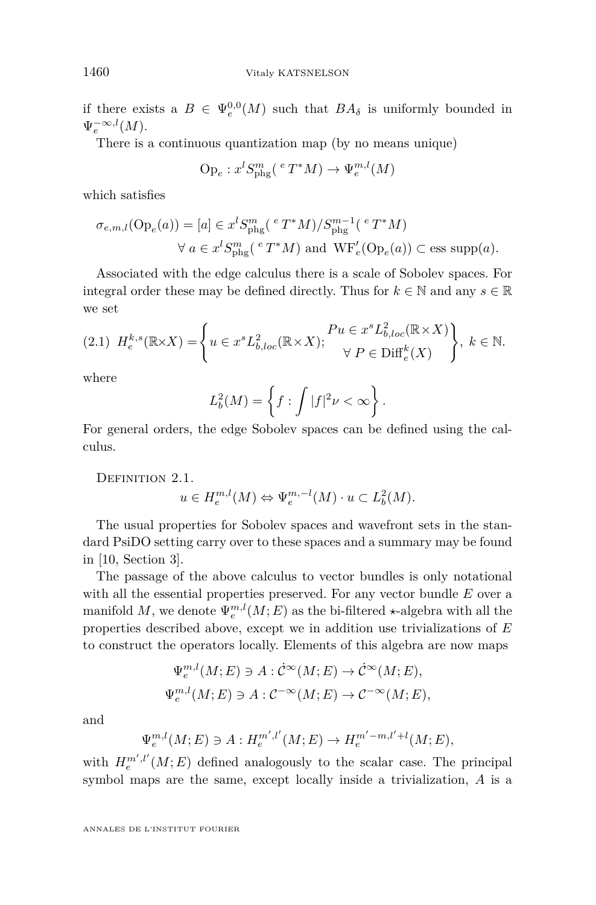if there exists a $B \in \Psi_e^{0,0}(M)$ such that $BA_\delta$ is uniformly bounded in $\Psi_e^{-\infty,l}(M)$.

There is a continuous quantization map (by no means unique)

$$\mathrm{Op}_e : x^l S^m_{\mathrm{phg}}({}^eT^*M) \to \Psi_e^{m,l}(M)$$

which satisfies

$$\sigma_{e,m,l}(\mathrm{Op}_e(a)) = [a] \in x^l S^m_{\mathrm{phg}}({}^eT^*M)/S^{m-1}_{\mathrm{phg}}({}^eT^*M)$$
$$\forall\, a \in x^l S^m_{\mathrm{phg}}({}^eT^*M) \text{ and } \mathrm{WF}'_e(\mathrm{Op}_e(a)) \subset \mathrm{ess\ supp}(a).$$

Associated with the edge calculus there is a scale of Sobolev spaces. For integral order these may be defined directly. Thus for $k \in \mathbb{N}$ and any $s \in \mathbb{R}$ we set

$$H_e^{k,s}(\mathbb{R}\times X) = \left\{ u \in x^s L^2_{b,loc}(\mathbb{R}\times X);\ \begin{array}{c} Pu \in x^s L^2_{b,loc}(\mathbb{R}\times X) \\ \forall\, P \in \mathrm{Diff}_e^k(X) \end{array} \right\},\ k \in \mathbb{N}. \tag{2.1}$$

where

$$L^2_b(M) = \left\{ f : \int |f|^2 \nu < \infty \right\}.$$

For general orders, the edge Sobolev spaces can be defined using the calculus.

Definition 2.1.

$$u \in H_e^{m,l}(M) \Leftrightarrow \Psi_e^{m,-l}(M)\cdot u \subset L^2_b(M).$$

The usual properties for Sobolev spaces and wavefront sets in the standard PsiDO setting carry over to these spaces and a summary may be found in [10, Section 3].

The passage of the above calculus to vector bundles is only notational with all the essential properties preserved. For any vector bundle $E$ over a manifold $M$, we denote $\Psi_e^{m,l}(M;E)$ as the bi-filtered $\star$-algebra with all the properties described above, except we in addition use trivializations of $E$ to construct the operators locally. Elements of this algebra are now maps

$$\Psi_e^{m,l}(M;E) \ni A : \dot{\mathcal{C}}^\infty(M;E) \to \dot{\mathcal{C}}^\infty(M;E),$$
$$\Psi_e^{m,l}(M;E) \ni A : \mathcal{C}^{-\infty}(M;E) \to \mathcal{C}^{-\infty}(M;E),$$

and

$$\Psi_e^{m,l}(M;E) \ni A : H_e^{m',l'}(M;E) \to H_e^{m'-m,l'+l}(M;E),$$

with $H_e^{m',l'}(M;E)$ defined analogously to the scalar case. The principal symbol maps are the same, except locally inside a trivialization, $A$ is a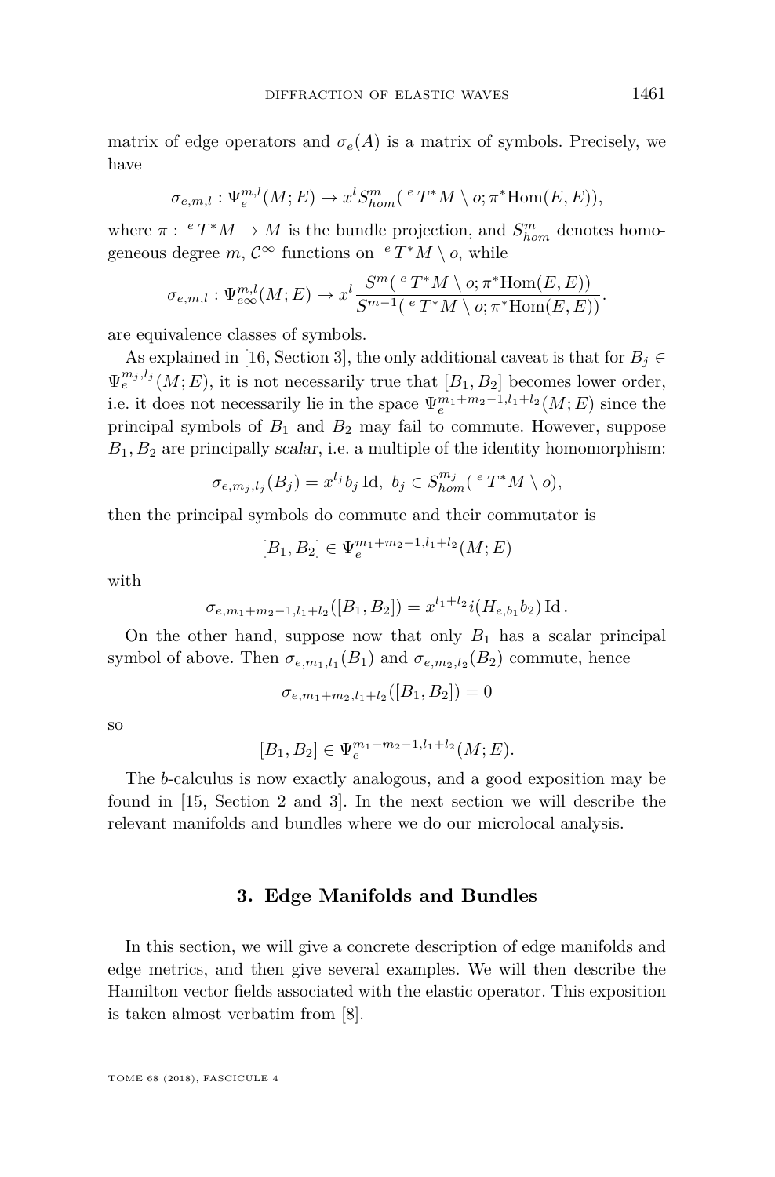matrix of edge operators and $\sigma_e(A)$ is a matrix of symbols. Precisely, we have

$$\sigma_{e,m,l} : \Psi_e^{m,l}(M;E) \to x^l S^m_{hom}({}^eT^*M \setminus o; \pi^*\mathrm{Hom}(E,E)),$$

where $\pi : {}^eT^*M \to M$ is the bundle projection, and $S^m_{hom}$ denotes homogeneous degree $m$, $\mathcal{C}^\infty$ functions on ${}^eT^*M \setminus o$, while

$$\sigma_{e,m,l} : \Psi_{e\infty}^{m,l}(M;E) \to x^l \frac{S^m({}^eT^*M \setminus o; \pi^*\mathrm{Hom}(E,E))}{S^{m-1}({}^eT^*M \setminus o; \pi^*\mathrm{Hom}(E,E))}.$$

are equivalence classes of symbols.

As explained in [16, Section 3], the only additional caveat is that for $B_j \in \Psi_e^{m_j,l_j}(M;E)$, it is not necessarily true that $[B_1, B_2]$ becomes lower order, i.e. it does not necessarily lie in the space $\Psi_e^{m_1+m_2-1,l_1+l_2}(M;E)$ since the principal symbols of $B_1$ and $B_2$ may fail to commute. However, suppose $B_1, B_2$ are principally *scalar*, i.e. a multiple of the identity homomorphism:

$$\sigma_{e,m_j,l_j}(B_j) = x^{l_j} b_j \,\mathrm{Id}, \ b_j \in S^{m_j}_{hom}({}^eT^*M \setminus o),$$

then the principal symbols do commute and their commutator is

$$[B_1, B_2] \in \Psi_e^{m_1+m_2-1,l_1+l_2}(M;E)$$

with

$$\sigma_{e,m_1+m_2-1,l_1+l_2}([B_1,B_2]) = x^{l_1+l_2} i(H_{e,b_1} b_2) \,\mathrm{Id}\,.$$

On the other hand, suppose now that only $B_1$ has a scalar principal symbol of above. Then $\sigma_{e,m_1,l_1}(B_1)$ and $\sigma_{e,m_2,l_2}(B_2)$ commute, hence

$$\sigma_{e,m_1+m_2,l_1+l_2}([B_1,B_2]) = 0$$

so

$$[B_1, B_2] \in \Psi_e^{m_1+m_2-1,l_1+l_2}(M;E).$$

The *b*-calculus is now exactly analogous, and a good exposition may be found in [15, Section 2 and 3]. In the next section we will describe the relevant manifolds and bundles where we do our microlocal analysis.

## 3. Edge Manifolds and Bundles

In this section, we will give a concrete description of edge manifolds and edge metrics, and then give several examples. We will then describe the Hamilton vector fields associated with the elastic operator. This exposition is taken almost verbatim from [8].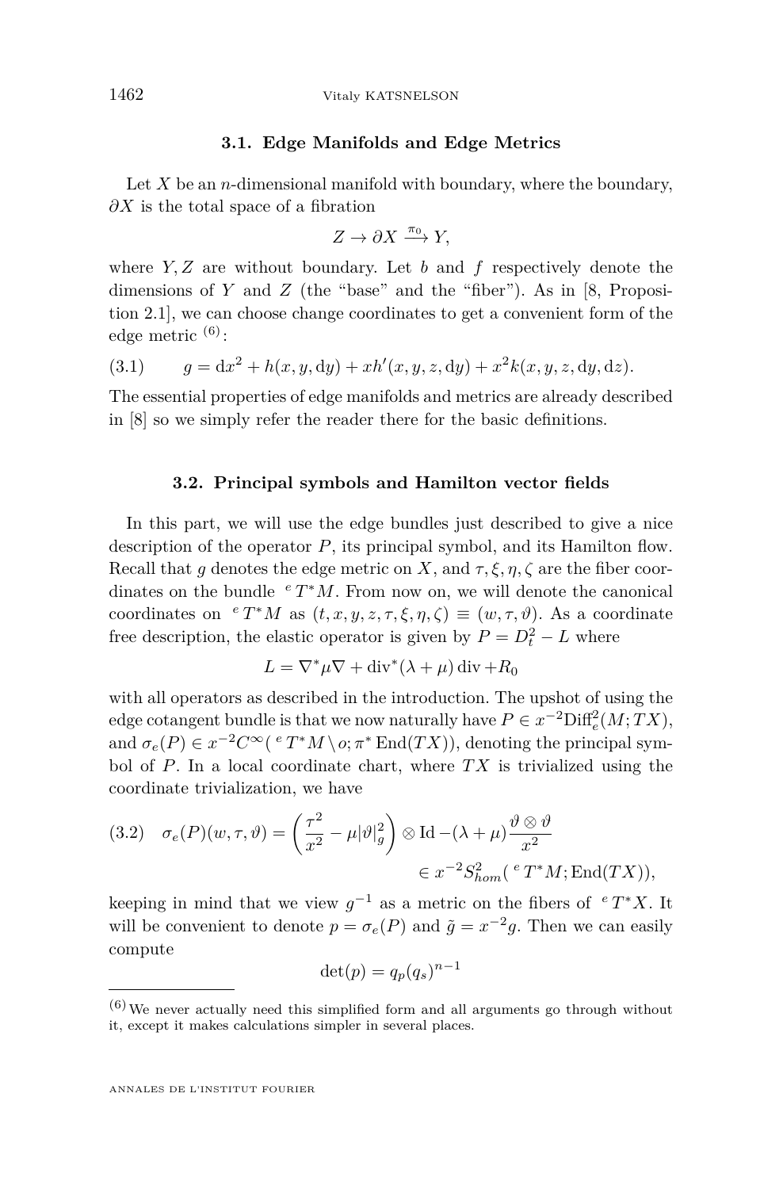### 3.1. Edge Manifolds and Edge Metrics

Let $X$ be an $n$-dimensional manifold with boundary, where the boundary, $\partial X$ is the total space of a fibration

$$Z \to \partial X \xrightarrow{\pi_0} Y,$$

where $Y, Z$ are without boundary. Let $b$ and $f$ respectively denote the dimensions of $Y$ and $Z$ (the "base" and the "fiber"). As in [8, Proposition 2.1], we can choose change coordinates to get a convenient form of the edge metric [(6)]:

$$g = \mathrm{d}x^2 + h(x, y, \mathrm{d}y) + xh'(x, y, z, \mathrm{d}y) + x^2 k(x, y, z, \mathrm{d}y, \mathrm{d}z). \tag{3.1}$$

The essential properties of edge manifolds and metrics are already described in [8] so we simply refer the reader there for the basic definitions.

### 3.2. Principal symbols and Hamilton vector fields

In this part, we will use the edge bundles just described to give a nice description of the operator $P$, its principal symbol, and its Hamilton flow. Recall that $g$ denotes the edge metric on $X$, and $\tau, \xi, \eta, \zeta$ are the fiber coordinates on the bundle ${}^eT^*M$. From now on, we will denote the canonical coordinates on ${}^eT^*M$ as $(t, x, y, z, \tau, \xi, \eta, \zeta) \equiv (w, \tau, \vartheta)$. As a coordinate free description, the elastic operator is given by $P = D_t^2 - L$ where

$$L = \nabla^*\mu\nabla + \operatorname{div}^*(\lambda + \mu)\operatorname{div} + R_0$$

with all operators as described in the introduction. The upshot of using the edge cotangent bundle is that we now naturally have $P \in x^{-2}\mathrm{Diff}_e^2(M; TX)$, and $\sigma_e(P) \in x^{-2}C^\infty({}^eT^*M \setminus o; \pi^*\operatorname{End}(TX))$, denoting the principal symbol of $P$. In a local coordinate chart, where $TX$ is trivialized using the coordinate trivialization, we have

$$\sigma_e(P)(w, \tau, \vartheta) = \left(\frac{\tau^2}{x^2} - \mu|\vartheta|_g^2\right) \otimes \mathrm{Id} - (\lambda + \mu)\frac{\vartheta \otimes \vartheta}{x^2} \in x^{-2}S^2_{hom}({}^eT^*M; \operatorname{End}(TX)), \tag{3.2}$$

keeping in mind that we view $g^{-1}$ as a metric on the fibers of ${}^eT^*X$. It will be convenient to denote $p = \sigma_e(P)$ and $\tilde{g} = x^{-2}g$. Then we can easily compute

$$\det(p) = q_p(q_s)^{n-1}$$

---

(6) We never actually need this simplified form and all arguments go through without it, except it makes calculations simpler in several places.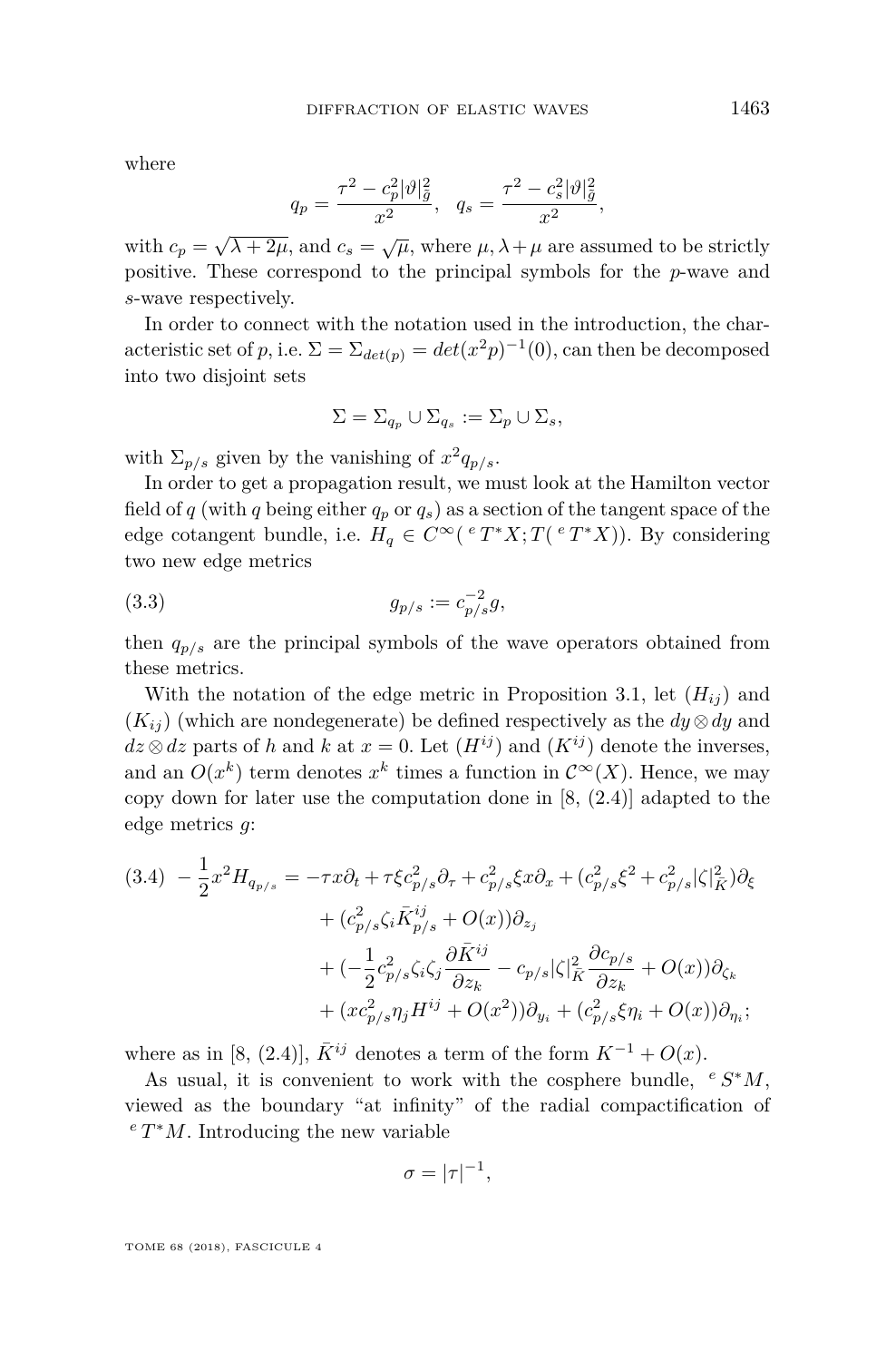where

$$q_p = \frac{\tau^2 - c_p^2|\vartheta|^2_{\tilde{g}}}{x^2}, \quad q_s = \frac{\tau^2 - c_s^2|\vartheta|^2_{\tilde{g}}}{x^2},$$

with $c_p = \sqrt{\lambda + 2\mu}$, and $c_s = \sqrt{\mu}$, where $\mu, \lambda+\mu$ are assumed to be strictly positive. These correspond to the principal symbols for the $p$-wave and $s$-wave respectively.

In order to connect with the notation used in the introduction, the characteristic set of $p$, i.e. $\Sigma = \Sigma_{det(p)} = det(x^2 p)^{-1}(0)$, can then be decomposed into two disjoint sets

$$\Sigma = \Sigma_{q_p} \cup \Sigma_{q_s} := \Sigma_p \cup \Sigma_s,$$

with $\Sigma_{p/s}$ given by the vanishing of $x^2 q_{p/s}$.

In order to get a propagation result, we must look at the Hamilton vector field of $q$ (with $q$ being either $q_p$ or $q_s$) as a section of the tangent space of the edge cotangent bundle, i.e. $H_q \in C^\infty({}^e T^*X; T({}^e T^*X))$. By considering two new edge metrics

$$g_{p/s} := c_{p/s}^{-2} g, \tag{3.3}$$

then $q_{p/s}$ are the principal symbols of the wave operators obtained from these metrics.

With the notation of the edge metric in Proposition 3.1, let $(H_{ij})$ and $(K_{ij})$ (which are nondegenerate) be defined respectively as the $dy \otimes dy$ and $dz \otimes dz$ parts of $h$ and $k$ at $x = 0$. Let $(H^{ij})$ and $(K^{ij})$ denote the inverses, and an $O(x^k)$ term denotes $x^k$ times a function in $\mathcal{C}^\infty(X)$. Hence, we may copy down for later use the computation done in [8, (2.4)] adapted to the edge metrics $g$:

$$\begin{aligned}
-\frac{1}{2}x^2 H_{q_{p/s}} = &-\tau x\partial_t + \tau\xi c_{p/s}^2 \partial_\tau + c_{p/s}^2 \xi x \partial_x + (c_{p/s}^2 \xi^2 + c_{p/s}^2 |\zeta|^2_{\bar{K}})\partial_\xi \\
&+ (c_{p/s}^2 \zeta_i \bar{K}^{ij}_{p/s} + O(x))\partial_{z_j} \\
&+ \Big(-\frac{1}{2}c_{p/s}^2 \zeta_i \zeta_j \frac{\partial \bar{K}^{ij}}{\partial z_k} - c_{p/s}|\zeta|^2_{\bar{K}} \frac{\partial c_{p/s}}{\partial z_k} + O(x)\Big)\partial_{\zeta_k} \\
&+ (x c_{p/s}^2 \eta_j H^{ij} + O(x^2))\partial_{y_i} + (c_{p/s}^2 \xi \eta_i + O(x))\partial_{\eta_i};
\end{aligned} \tag{3.4}$$

where as in [8, (2.4)], $\bar{K}^{ij}$ denotes a term of the form $K^{-1} + O(x)$.

As usual, it is convenient to work with the cosphere bundle, ${}^e S^*M$, viewed as the boundary "at infinity" of the radial compactification of ${}^e T^*M$. Introducing the new variable

$$\sigma = |\tau|^{-1},$$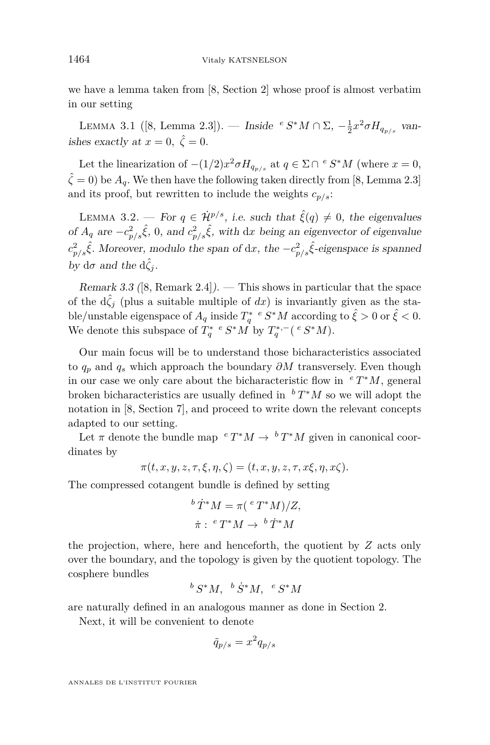we have a lemma taken from [8, Section 2] whose proof is almost verbatim in our setting

Lemma 3.1 ([8, Lemma 2.3]). — *Inside* ${}^e S^*M \cap \Sigma$, $-\frac{1}{2}x^2\sigma H_{q_{p/s}}$ *vanishes exactly at* $x = 0$, $\hat{\zeta} = 0$.

Let the linearization of $-(1/2)x^2\sigma H_{q_{p/s}}$ at $q \in \Sigma \cap {}^e S^*M$ (where $x = 0$, $\hat{\zeta} = 0$) be $A_q$. We then have the following taken directly from [8, Lemma 2.3] and its proof, but rewritten to include the weights $c_{p/s}$:

Lemma 3.2. — *For* $q \in \dot{\mathcal{H}}^{p/s}$*, i.e. such that* $\hat{\xi}(q) \neq 0$*, the eigenvalues of* $A_q$ *are* $-c_{p/s}^2\hat{\xi}$*,* $0$*, and* $c_{p/s}^2\hat{\xi}$*, with* $\mathrm{d}x$ *being an eigenvector of eigenvalue* $c_{p/s}^2\hat{\xi}$*. Moreover, modulo the span of* $\mathrm{d}x$*, the* $-c_{p/s}^2\hat{\xi}$*-eigenspace is spanned by* $\mathrm{d}\sigma$ *and the* $\mathrm{d}\hat{\zeta}_j$*.*

*Remark 3.3* ([8, Remark 2.4]). — This shows in particular that the space of the $\mathrm{d}\hat{\zeta}_j$ (plus a suitable multiple of $dx$) is invariantly given as the stable/unstable eigenspace of $A_q$ inside $T_q^* \, {}^e S^*M$ according to $\hat{\xi} > 0$ or $\hat{\xi} < 0$. We denote this subspace of $T_q^* \, {}^e S^*M$ by $T_q^{*,-}({}^e S^*M)$.

Our main focus will be to understand those bicharacteristics associated to $q_p$ and $q_s$ which approach the boundary $\partial M$ transversely. Even though in our case we only care about the bicharacteristic flow in ${}^e T^*M$, general broken bicharacteristics are usually defined in ${}^b T^*M$ so we will adopt the notation in [8, Section 7], and proceed to write down the relevant concepts adapted to our setting.

Let $\pi$ denote the bundle map ${}^e T^*M \to {}^b T^*M$ given in canonical coordinates by

$$\pi(t, x, y, z, \tau, \xi, \eta, \zeta) = (t, x, y, z, \tau, x\xi, \eta, x\zeta).$$

The compressed cotangent bundle is defined by setting

$${}^b \dot{T}^*M = \pi({}^e T^*M)/Z,$$

$$\dot{\pi} : {}^e T^*M \to {}^b \dot{T}^*M$$

the projection, where, here and henceforth, the quotient by $Z$ acts only over the boundary, and the topology is given by the quotient topology. The cosphere bundles

$${}^b S^*M, \quad {}^b \dot{S}^*M, \quad {}^e S^*M$$

are naturally defined in an analogous manner as done in Section 2.

Next, it will be convenient to denote

$$\tilde{q}_{p/s} = x^2 q_{p/s}$$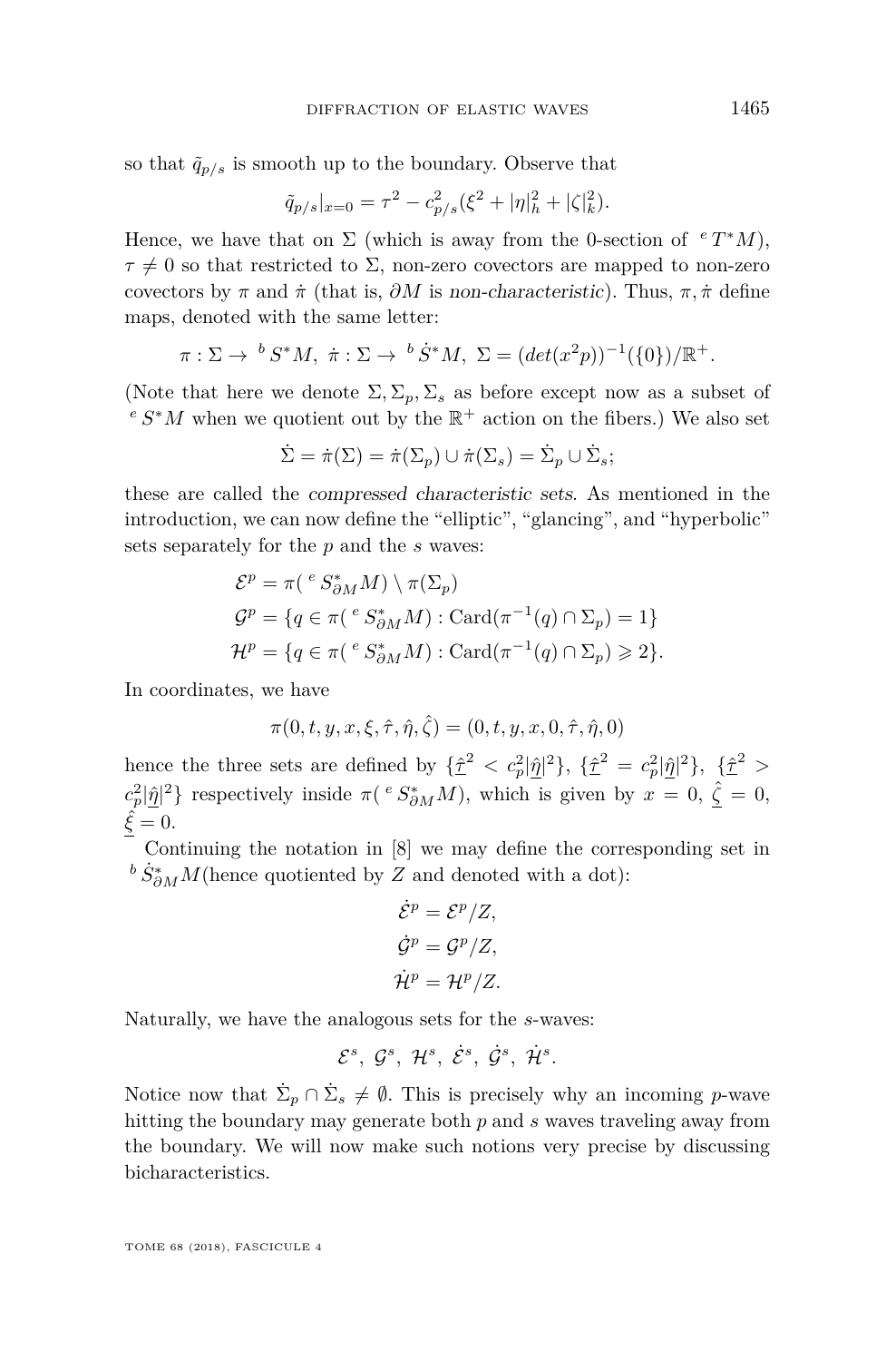so that $\tilde{q}_{p/s}$ is smooth up to the boundary. Observe that

$$\tilde{q}_{p/s}|_{x=0} = \tau^2 - c_{p/s}^2(\xi^2 + |\eta|_h^2 + |\zeta|_k^2).$$

Hence, we have that on $\Sigma$ (which is away from the 0-section of ${}^eT^*M$), $\tau \neq 0$ so that restricted to $\Sigma$, non-zero covectors are mapped to non-zero covectors by $\pi$ and $\dot{\pi}$ (that is, $\partial M$ is *non-characteristic*). Thus, $\pi, \dot{\pi}$ define maps, denoted with the same letter:

$$\pi : \Sigma \to {}^bS^*M,\ \dot{\pi} : \Sigma \to {}^b\dot{S}^*M,\ \Sigma = (det(x^2p))^{-1}(\{0\})/\mathbb{R}^+.$$

(Note that here we denote $\Sigma, \Sigma_p, \Sigma_s$ as before except now as a subset of ${}^eS^*M$ when we quotient out by the $\mathbb{R}^+$ action on the fibers.) We also set

$$\dot{\Sigma} = \dot{\pi}(\Sigma) = \dot{\pi}(\Sigma_p) \cup \dot{\pi}(\Sigma_s) = \dot{\Sigma}_p \cup \dot{\Sigma}_s;$$

these are called the *compressed characteristic sets*. As mentioned in the introduction, we can now define the "elliptic", "glancing", and "hyperbolic" sets separately for the $p$ and the $s$ waves:

$$\begin{aligned}
\mathcal{E}^p &= \pi({}^eS^*_{\partial M}M) \setminus \pi(\Sigma_p)\\
\mathcal{G}^p &= \{q \in \pi({}^eS^*_{\partial M}M) : \mathrm{Card}(\pi^{-1}(q) \cap \Sigma_p) = 1\}\\
\mathcal{H}^p &= \{q \in \pi({}^eS^*_{\partial M}M) : \mathrm{Card}(\pi^{-1}(q) \cap \Sigma_p) \geqslant 2\}.
\end{aligned}$$

In coordinates, we have

$$\pi(0, t, y, x, \xi, \hat{\tau}, \hat{\eta}, \hat{\zeta}) = (0, t, y, x, 0, \hat{\tau}, \hat{\eta}, 0)$$

hence the three sets are defined by $\{\underline{\hat{\tau}}^2 < c_p^2|\underline{\hat{\eta}}|^2\}$, $\{\underline{\hat{\tau}}^2 = c_p^2|\underline{\hat{\eta}}|^2\}$, $\{\underline{\hat{\tau}}^2 > c_p^2|\underline{\hat{\eta}}|^2\}$ respectively inside $\pi({}^eS^*_{\partial M}M)$, which is given by $x = 0$, $\underline{\hat{\zeta}} = 0$, $\underline{\hat{\xi}} = 0$.

Continuing the notation in [8] we may define the corresponding set in ${}^b\dot{S}^*_{\partial M}M$(hence quotiented by $Z$ and denoted with a dot):

$$\begin{aligned}
\dot{\mathcal{E}}^p &= \mathcal{E}^p/Z,\\
\dot{\mathcal{G}}^p &= \mathcal{G}^p/Z,\\
\dot{\mathcal{H}}^p &= \mathcal{H}^p/Z.
\end{aligned}$$

Naturally, we have the analogous sets for the $s$-waves:

$$\mathcal{E}^s,\ \mathcal{G}^s,\ \mathcal{H}^s,\ \dot{\mathcal{E}}^s,\ \dot{\mathcal{G}}^s,\ \dot{\mathcal{H}}^s.$$

Notice now that $\dot{\Sigma}_p \cap \dot{\Sigma}_s \neq \emptyset$. This is precisely why an incoming $p$-wave hitting the boundary may generate both $p$ and $s$ waves traveling away from the boundary. We will now make such notions very precise by discussing bicharacteristics.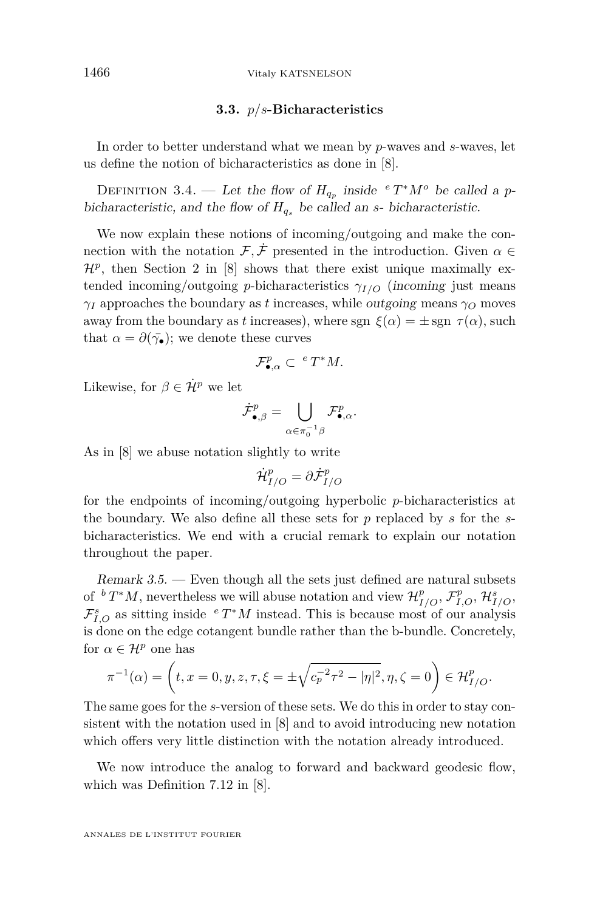### 3.3. $p/s$-Bicharacteristics

In order to better understand what we mean by $p$-waves and $s$-waves, let us define the notion of bicharacteristics as done in [8].

Definition 3.4. — *Let the flow of $H_{q_p}$ inside ${}^eT^*M^o$ be called a $p$-bicharacteristic, and the flow of $H_{q_s}$ be called an $s$- bicharacteristic.*

We now explain these notions of incoming/outgoing and make the connection with the notation $\mathcal{F}, \dot{\mathcal{F}}$ presented in the introduction. Given $\alpha \in \mathcal{H}^p$, then Section 2 in [8] shows that there exist unique maximally extended incoming/outgoing $p$-bicharacteristics $\gamma_{I/O}$ (*incoming* just means $\gamma_I$ approaches the boundary as $t$ increases, while *outgoing* means $\gamma_O$ moves away from the boundary as $t$ increases), where $\operatorname{sgn}\, \xi(\alpha) = \pm \operatorname{sgn}\, \tau(\alpha)$, such that $\alpha = \partial(\bar{\gamma_\bullet})$; we denote these curves

$$\mathcal{F}^p_{\bullet,\alpha} \subset {}^eT^*M.$$

Likewise, for $\beta \in \dot{\mathcal{H}}^p$ we let

$$\dot{\mathcal{F}}^p_{\bullet,\beta} = \bigcup_{\alpha \in \pi_0^{-1}\beta} \mathcal{F}^p_{\bullet,\alpha}.$$

As in [8] we abuse notation slightly to write

$$\dot{\mathcal{H}}^p_{I/O} = \partial \dot{\mathcal{F}}^p_{I/O}$$

for the endpoints of incoming/outgoing hyperbolic $p$-bicharacteristics at the boundary. We also define all these sets for $p$ replaced by $s$ for the $s$-bicharacteristics. We end with a crucial remark to explain our notation throughout the paper.

*Remark 3.5.* — Even though all the sets just defined are natural subsets of ${}^bT^*M$, nevertheless we will abuse notation and view $\mathcal{H}^p_{I/O}$, $\mathcal{F}^p_{I,O}$, $\mathcal{H}^s_{I/O}$, $\mathcal{F}^s_{I,O}$ as sitting inside ${}^eT^*M$ instead. This is because most of our analysis is done on the edge cotangent bundle rather than the b-bundle. Concretely, for $\alpha \in \mathcal{H}^p$ one has

$$\pi^{-1}(\alpha) = \left(t, x = 0, y, z, \tau, \xi = \pm\sqrt{c_p^{-2}\tau^2 - |\eta|^2}, \eta, \zeta = 0\right) \in \mathcal{H}^p_{I/O}.$$

The same goes for the $s$-version of these sets. We do this in order to stay consistent with the notation used in [8] and to avoid introducing new notation which offers very little distinction with the notation already introduced.

We now introduce the analog to forward and backward geodesic flow, which was Definition 7.12 in [8].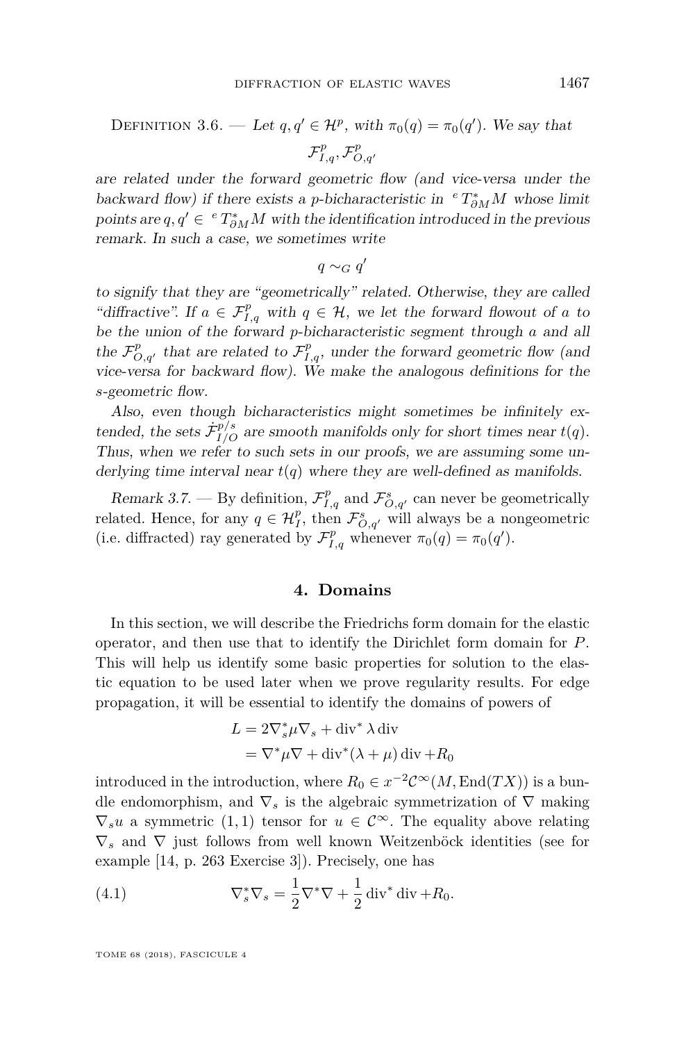*Definition 3.6.* — *Let $q, q' \in \mathcal{H}^p$, with $\pi_0(q) = \pi_0(q')$. We say that*

$$\mathcal{F}^p_{I,q}, \mathcal{F}^p_{O,q'}$$

*are related under the forward geometric flow (and vice-versa under the backward flow) if there exists a p-bicharacteristic in ${}^e T^*_{\partial M} M$ whose limit points are $q, q' \in {}^e T^*_{\partial M} M$ with the identification introduced in the previous remark. In such a case, we sometimes write*

$$q \sim_G q'$$

*to signify that they are "geometrically" related. Otherwise, they are called "diffractive". If $a \in \mathcal{F}^p_{I,q}$ with $q \in \mathcal{H}$, we let the forward flowout of $a$ to be the union of the forward p-bicharacteristic segment through $a$ and all the $\mathcal{F}^p_{O,q'}$ that are related to $\mathcal{F}^p_{I,q}$, under the forward geometric flow (and vice-versa for backward flow). We make the analogous definitions for the s-geometric flow.*

*Also, even though bicharacteristics might sometimes be infinitely extended, the sets $\dot{\mathcal{F}}^{p/s}_{I/O}$ are smooth manifolds only for short times near $t(q)$. Thus, when we refer to such sets in our proofs, we are assuming some underlying time interval near $t(q)$ where they are well-defined as manifolds.*

*Remark 3.7.* — By definition, $\mathcal{F}^p_{I,q}$ and $\mathcal{F}^s_{O,q'}$ can never be geometrically related. Hence, for any $q \in \mathcal{H}^p_I$, then $\mathcal{F}^s_{O,q'}$ will always be a nongeometric (i.e. diffracted) ray generated by $\mathcal{F}^p_{I,q}$ whenever $\pi_0(q) = \pi_0(q')$.

## 4. Domains

In this section, we will describe the Friedrichs form domain for the elastic operator, and then use that to identify the Dirichlet form domain for $P$. This will help us identify some basic properties for solution to the elastic equation to be used later when we prove regularity results. For edge propagation, it will be essential to identify the domains of powers of

$$\begin{aligned} L &= 2\nabla_s^* \mu \nabla_s + \operatorname{div}^* \lambda \operatorname{div} \\ &= \nabla^* \mu \nabla + \operatorname{div}^* (\lambda + \mu) \operatorname{div} + R_0 \end{aligned}$$

introduced in the introduction, where $R_0 \in x^{-2}\mathcal{C}^\infty(M, \operatorname{End}(TX))$ is a bundle endomorphism, and $\nabla_s$ is the algebraic symmetrization of $\nabla$ making $\nabla_s u$ a symmetric $(1,1)$ tensor for $u \in \mathcal{C}^\infty$. The equality above relating $\nabla_s$ and $\nabla$ just follows from well known Weitzenböck identities (see for example [14, p. 263 Exercise 3]). Precisely, one has

$$\nabla_s^* \nabla_s = \frac{1}{2}\nabla^* \nabla + \frac{1}{2}\operatorname{div}^* \operatorname{div} + R_0. \tag{4.1}$$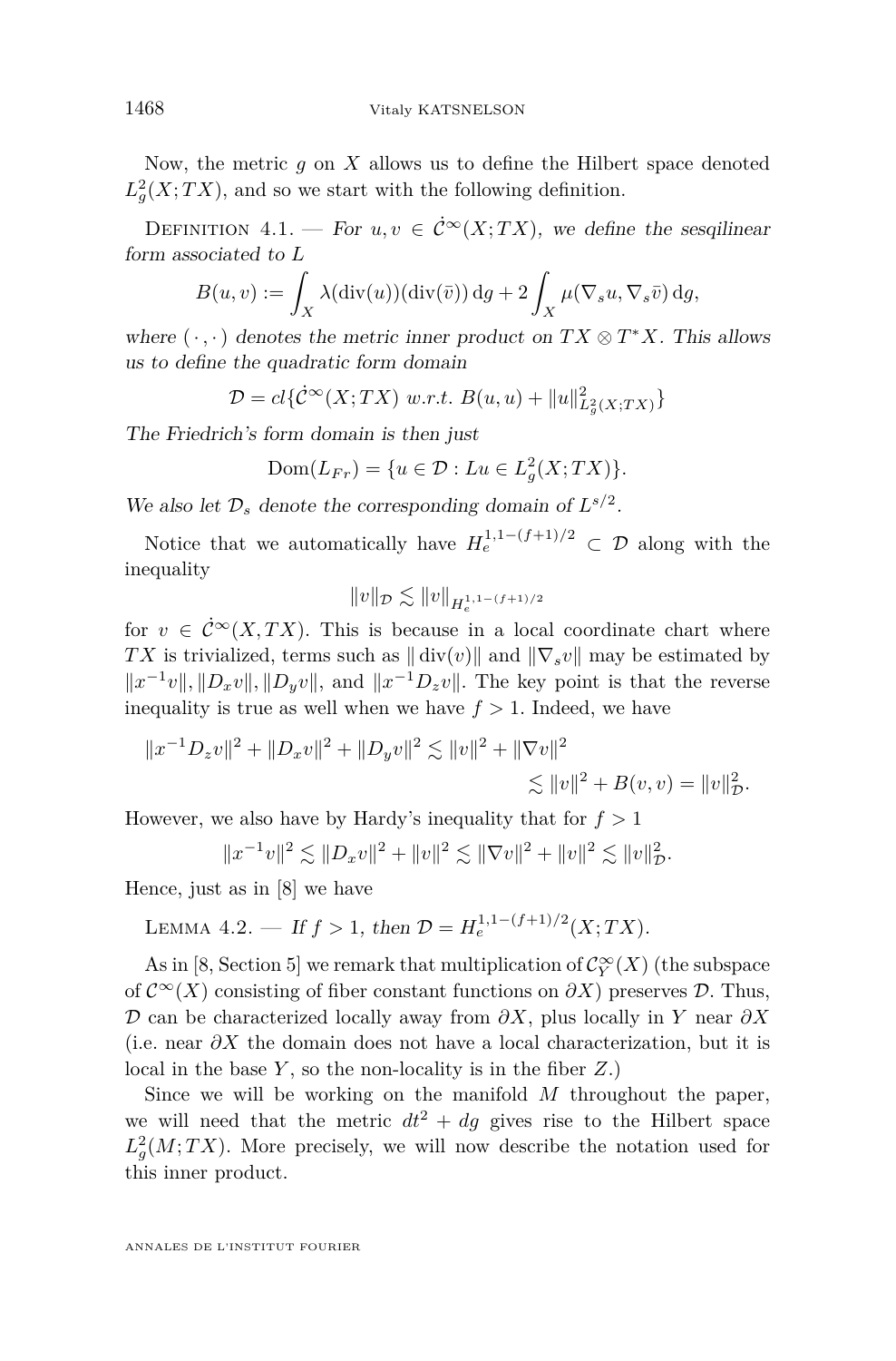Now, the metric $g$ on $X$ allows us to define the Hilbert space denoted $L^2_g(X;TX)$, and so we start with the following definition.

Definition 4.1. — *For $u, v \in \dot{\mathcal{C}}^\infty(X;TX)$, we define the sesqilinear form associated to $L$*

$$B(u,v) := \int_X \lambda(\operatorname{div}(u))(\operatorname{div}(\bar{v}))\,\mathrm{d}g + 2\int_X \mu(\nabla_s u, \nabla_s \bar{v})\,\mathrm{d}g,$$

*where $(\cdot,\cdot)$ denotes the metric inner product on $TX \otimes T^*X$. This allows us to define the quadratic form domain*

$$\mathcal{D} = cl\{\dot{\mathcal{C}}^\infty(X;TX) \text{ w.r.t. } B(u,u) + \|u\|^2_{L^2_g(X;TX)}\}$$

*The Friedrich's form domain is then just*

$$\operatorname{Dom}(L_{Fr}) = \{u \in \mathcal{D} : Lu \in L^2_g(X;TX)\}.$$

*We also let $\mathcal{D}_s$ denote the corresponding domain of $L^{s/2}$.*

Notice that we automatically have $H_e^{1,1-(f+1)/2} \subset \mathcal{D}$ along with the inequality

$$\|v\|_{\mathcal{D}} \lesssim \|v\|_{H_e^{1,1-(f+1)/2}}$$

for $v \in \dot{\mathcal{C}}^\infty(X,TX)$. This is because in a local coordinate chart where $TX$ is trivialized, terms such as $\|\operatorname{div}(v)\|$ and $\|\nabla_s v\|$ may be estimated by $\|x^{-1}v\|, \|D_x v\|, \|D_y v\|$, and $\|x^{-1}D_z v\|$. The key point is that the reverse inequality is true as well when we have $f > 1$. Indeed, we have

$$\begin{aligned}\|x^{-1}D_z v\|^2 + \|D_x v\|^2 + \|D_y v\|^2 &\lesssim \|v\|^2 + \|\nabla v\|^2 \\ &\lesssim \|v\|^2 + B(v,v) = \|v\|^2_{\mathcal{D}}.\end{aligned}$$

However, we also have by Hardy's inequality that for $f > 1$

$$\|x^{-1}v\|^2 \lesssim \|D_x v\|^2 + \|v\|^2 \lesssim \|\nabla v\|^2 + \|v\|^2 \lesssim \|v\|^2_{\mathcal{D}}.$$

Hence, just as in [8] we have

Lemma 4.2. — *If $f > 1$, then $\mathcal{D} = H_e^{1,1-(f+1)/2}(X;TX)$.*

As in [8, Section 5] we remark that multiplication of $\mathcal{C}^\infty_Y(X)$ (the subspace of $\mathcal{C}^\infty(X)$ consisting of fiber constant functions on $\partial X$) preserves $\mathcal{D}$. Thus, $\mathcal{D}$ can be characterized locally away from $\partial X$, plus locally in $Y$ near $\partial X$ (i.e. near $\partial X$ the domain does not have a local characterization, but it is local in the base $Y$, so the non-locality is in the fiber $Z$.)

Since we will be working on the manifold $M$ throughout the paper, we will need that the metric $dt^2 + dg$ gives rise to the Hilbert space $L^2_g(M;TX)$. More precisely, we will now describe the notation used for this inner product.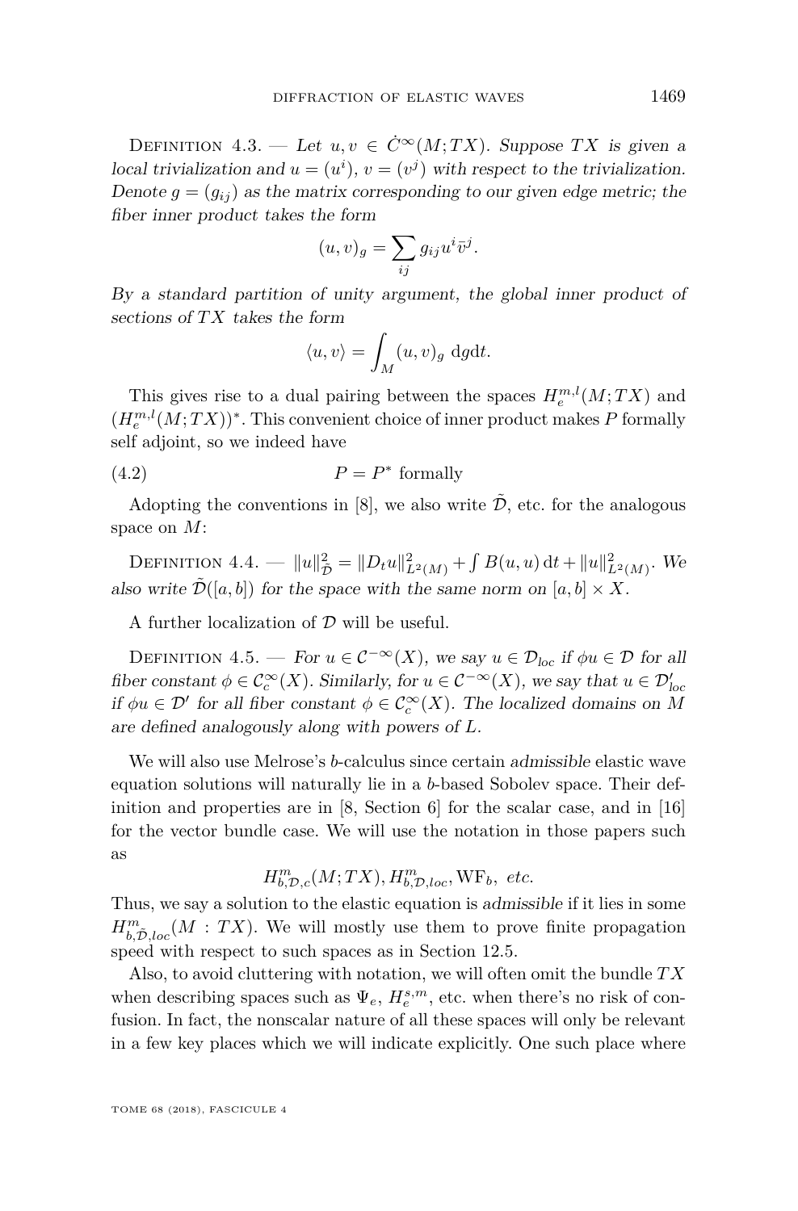Definition 4.3. — *Let $u, v \in \dot{C}^\infty(M; TX)$. Suppose $TX$ is given a local trivialization and $u = (u^i)$, $v = (v^j)$ with respect to the trivialization. Denote $g = (g_{ij})$ as the matrix corresponding to our given edge metric; the fiber inner product takes the form*

$$(u, v)_g = \sum_{ij} g_{ij} u^i \bar{v}^j.$$

*By a standard partition of unity argument, the global inner product of sections of $TX$ takes the form*

$$\langle u, v \rangle = \int_M (u, v)_g \, \mathrm{d}g \mathrm{d}t.$$

This gives rise to a dual pairing between the spaces $H_e^{m,l}(M; TX)$ and $(H_e^{m,l}(M; TX))^*$. This convenient choice of inner product makes $P$ formally self adjoint, so we indeed have

$$P = P^* \text{ formally} \tag{4.2}$$

Adopting the conventions in [8], we also write $\tilde{\mathcal{D}}$, etc. for the analogous space on $M$:

Definition 4.4. — $\|u\|_{\tilde{\mathcal{D}}}^2 = \|D_t u\|_{L^2(M)}^2 + \int B(u, u) \, \mathrm{d}t + \|u\|_{L^2(M)}^2$. *We also write $\tilde{\mathcal{D}}([a, b])$ for the space with the same norm on $[a, b] \times X$.*

A further localization of $\mathcal{D}$ will be useful.

Definition 4.5. — *For $u \in \mathcal{C}^{-\infty}(X)$, we say $u \in \mathcal{D}_{loc}$ if $\phi u \in \mathcal{D}$ for all fiber constant $\phi \in \mathcal{C}_c^\infty(X)$. Similarly, for $u \in \mathcal{C}^{-\infty}(X)$, we say that $u \in \mathcal{D}'_{loc}$ if $\phi u \in \mathcal{D}'$ for all fiber constant $\phi \in \mathcal{C}_c^\infty(X)$. The localized domains on $M$ are defined analogously along with powers of $L$.*

We will also use Melrose's $b$-calculus since certain *admissible* elastic wave equation solutions will naturally lie in a $b$-based Sobolev space. Their definition and properties are in [8, Section 6] for the scalar case, and in [16] for the vector bundle case. We will use the notation in those papers such as

$$H^m_{b,\mathcal{D},c}(M; TX), H^m_{b,\mathcal{D},loc}, \mathrm{WF}_b, \textit{ etc.}$$

Thus, we say a solution to the elastic equation is *admissible* if it lies in some $H^m_{b,\tilde{\mathcal{D}},loc}(M : TX)$. We will mostly use them to prove finite propagation speed with respect to such spaces as in Section 12.5.

Also, to avoid cluttering with notation, we will often omit the bundle $TX$ when describing spaces such as $\Psi_e$, $H_e^{s,m}$, etc. when there's no risk of confusion. In fact, the nonscalar nature of all these spaces will only be relevant in a few key places which we will indicate explicitly. One such place where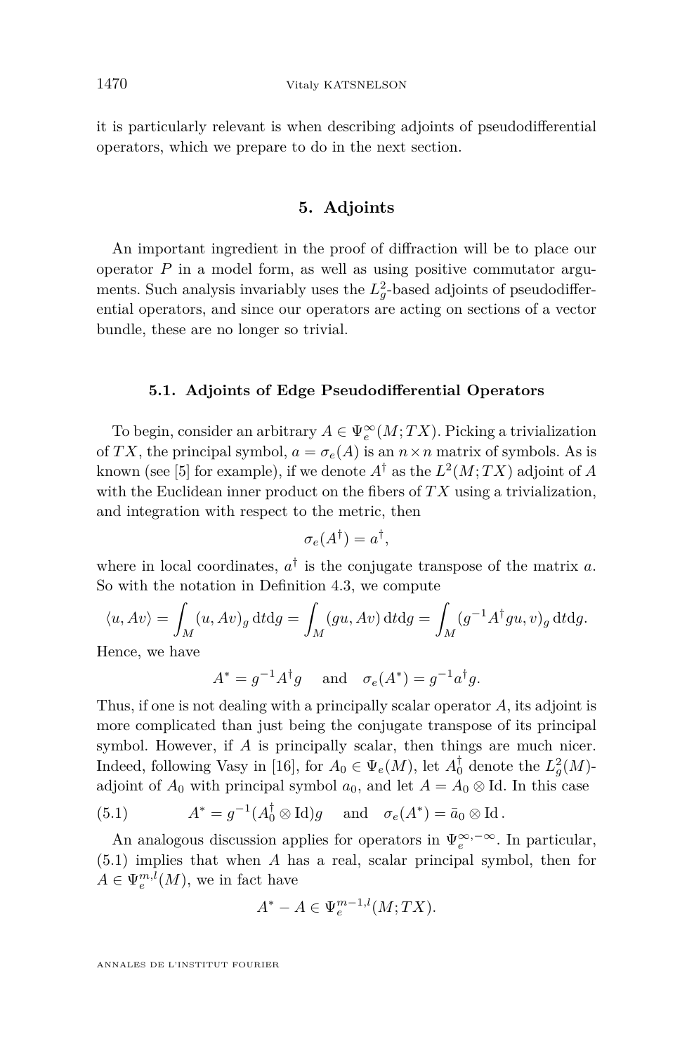it is particularly relevant is when describing adjoints of pseudodifferential operators, which we prepare to do in the next section.

## 5. Adjoints

An important ingredient in the proof of diffraction will be to place our operator $P$ in a model form, as well as using positive commutator arguments. Such analysis invariably uses the $L^2_g$-based adjoints of pseudodifferential operators, and since our operators are acting on sections of a vector bundle, these are no longer so trivial.

### 5.1. Adjoints of Edge Pseudodifferential Operators

To begin, consider an arbitrary $A \in \Psi_e^\infty(M; TX)$. Picking a trivialization of $TX$, the principal symbol, $a = \sigma_e(A)$ is an $n \times n$ matrix of symbols. As is known (see [5] for example), if we denote $A^\dagger$ as the $L^2(M;TX)$ adjoint of $A$ with the Euclidean inner product on the fibers of $TX$ using a trivialization, and integration with respect to the metric, then

$$\sigma_e(A^\dagger) = a^\dagger,$$

where in local coordinates, $a^\dagger$ is the conjugate transpose of the matrix $a$. So with the notation in Definition 4.3, we compute

$$\langle u, Av\rangle = \int_M (u, Av)_g \, \mathrm{d}t\mathrm{d}g = \int_M (gu, Av)\, \mathrm{d}t\mathrm{d}g = \int_M (g^{-1}A^\dagger g u, v)_g \, \mathrm{d}t\mathrm{d}g.$$

Hence, we have

$$A^* = g^{-1}A^\dagger g \quad \text{ and } \quad \sigma_e(A^*) = g^{-1}a^\dagger g.$$

Thus, if one is not dealing with a principally scalar operator $A$, its adjoint is more complicated than just being the conjugate transpose of its principal symbol. However, if $A$ is principally scalar, then things are much nicer. Indeed, following Vasy in [16], for $A_0 \in \Psi_e(M)$, let $A_0^\dagger$ denote the $L^2_g(M)$-adjoint of $A_0$ with principal symbol $a_0$, and let $A = A_0 \otimes \mathrm{Id}$. In this case

$$A^* = g^{-1}(A_0^\dagger \otimes \mathrm{Id}) g \quad \text{ and } \quad \sigma_e(A^*) = \bar{a}_0 \otimes \mathrm{Id}\,. \tag{5.1}$$

An analogous discussion applies for operators in $\Psi_e^{\infty,-\infty}$. In particular, (5.1) implies that when $A$ has a real, scalar principal symbol, then for $A \in \Psi_e^{m,l}(M)$, we in fact have

$$A^* - A \in \Psi_e^{m-1,l}(M;TX).$$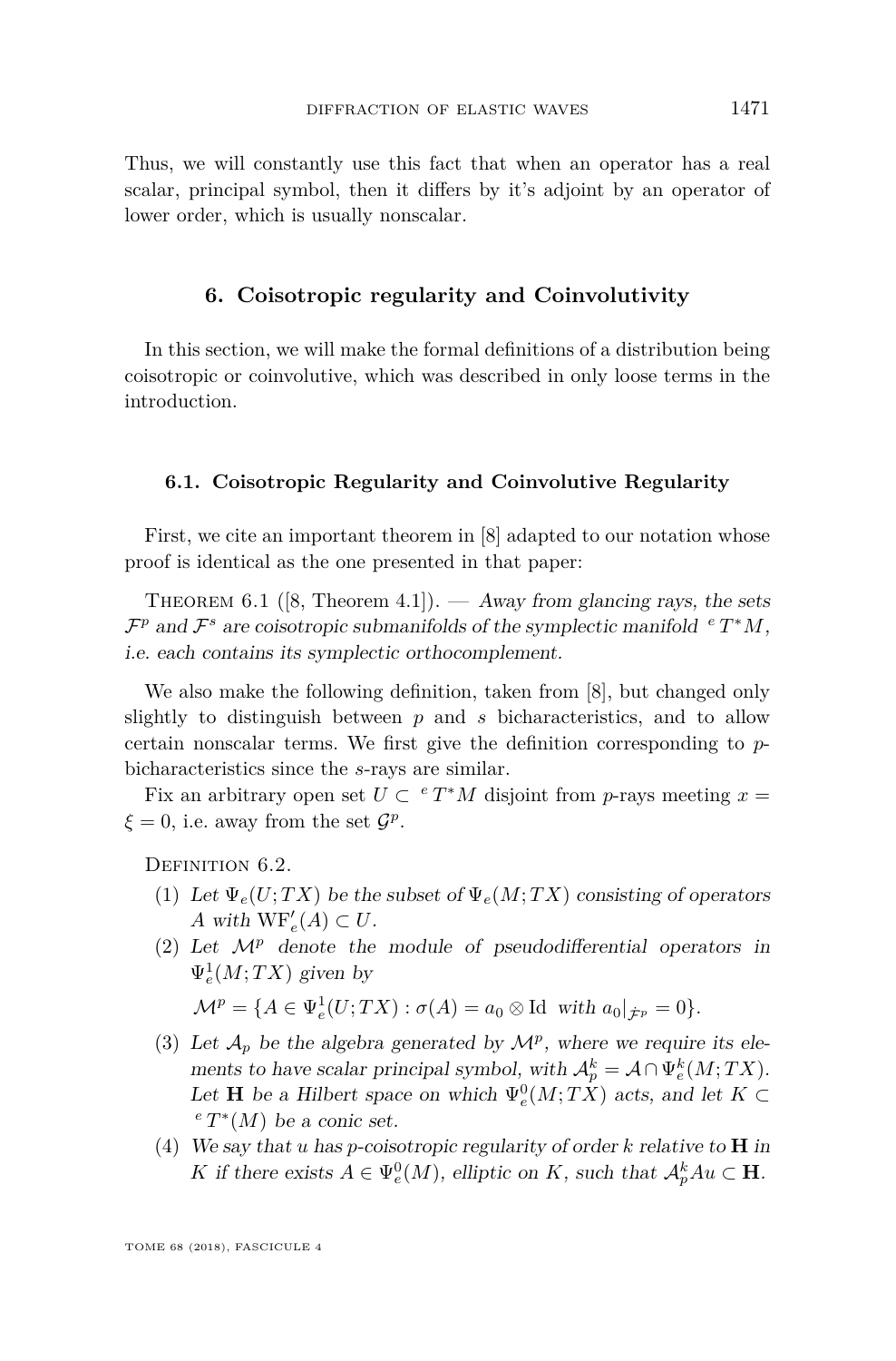Thus, we will constantly use this fact that when an operator has a real scalar, principal symbol, then it differs by it's adjoint by an operator of lower order, which is usually nonscalar.

## 6. Coisotropic regularity and Coinvolutivity

In this section, we will make the formal definitions of a distribution being coisotropic or coinvolutive, which was described in only loose terms in the introduction.

### 6.1. Coisotropic Regularity and Coinvolutive Regularity

First, we cite an important theorem in [8] adapted to our notation whose proof is identical as the one presented in that paper:

Theorem 6.1 ([8, Theorem 4.1]). — *Away from glancing rays, the sets $\mathcal{F}^p$ and $\mathcal{F}^s$ are coisotropic submanifolds of the symplectic manifold ${}^eT^*M$, i.e. each contains its symplectic orthocomplement.*

We also make the following definition, taken from [8], but changed only slightly to distinguish between $p$ and $s$ bicharacteristics, and to allow certain nonscalar terms. We first give the definition corresponding to $p$-bicharacteristics since the $s$-rays are similar.

Fix an arbitrary open set $U \subset {}^eT^*M$ disjoint from $p$-rays meeting $x = \xi = 0$, i.e. away from the set $\mathcal{G}^p$.

Definition 6.2.

1. *Let $\Psi_e(U;TX)$ be the subset of $\Psi_e(M;TX)$ consisting of operators $A$ with $\mathrm{WF}'_e(A) \subset U$.*
2. *Let $\mathcal{M}^p$ denote the module of pseudodifferential operators in $\Psi^1_e(M;TX)$ given by*
   $\mathcal{M}^p = \{A \in \Psi^1_e(U;TX) : \sigma(A) = a_0 \otimes \mathrm{Id}$ *with* $a_0|_{\dot{\mathcal{F}}^p} = 0\}.$
3. *Let $\mathcal{A}_p$ be the algebra generated by $\mathcal{M}^p$, where we require its elements to have scalar principal symbol, with $\mathcal{A}^k_p = \mathcal{A} \cap \Psi^k_e(M;TX)$. Let $\mathbf{H}$ be a Hilbert space on which $\Psi^0_e(M;TX)$ acts, and let $K \subset {}^eT^*(M)$ be a conic set.*
4. *We say that $u$ has $p$-coisotropic regularity of order $k$ relative to $\mathbf{H}$ in $K$ if there exists $A \in \Psi^0_e(M)$, elliptic on $K$, such that $\mathcal{A}^k_p Au \subset \mathbf{H}$.*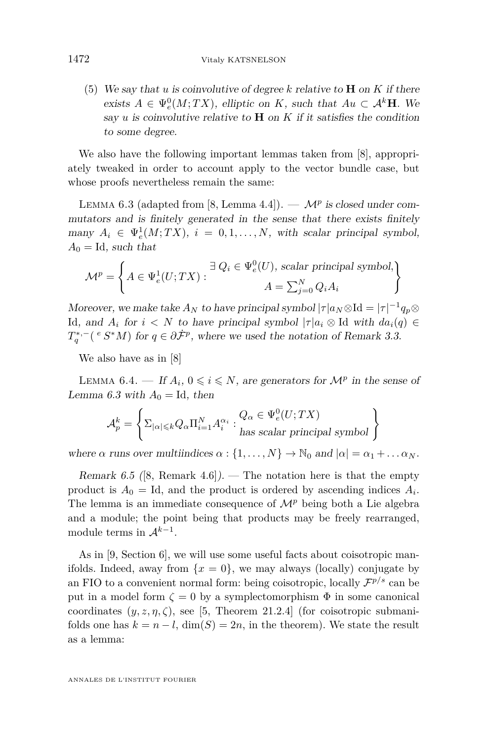(5) *We say that $u$ is coinvolutive of degree $k$ relative to $\mathbf{H}$ on $K$ if there exists $A \in \Psi_e^0(M;TX)$, elliptic on $K$, such that $Au \subset \mathcal{A}^k\mathbf{H}$. We say $u$ is coinvolutive relative to $\mathbf{H}$ on $K$ if it satisfies the condition to some degree.*

We also have the following important lemmas taken from [8], appropriately tweaked in order to account apply to the vector bundle case, but whose proofs nevertheless remain the same:

Lemma 6.3 (adapted from [8, Lemma 4.4]). — *$\mathcal{M}^p$ is closed under commutators and is finitely generated in the sense that there exists finitely many $A_i \in \Psi_e^1(M;TX)$, $i = 0,1,\ldots,N$, with scalar principal symbol, $A_0 = \mathrm{Id}$, such that*

$$\mathcal{M}^p = \left\{ A \in \Psi_e^1(U;TX) : \begin{array}{c} \exists\, Q_i \in \Psi_e^0(U), \text{ scalar principal symbol,} \\ A = \sum_{j=0}^N Q_i A_i \end{array} \right\}$$

*Moreover, we make take $A_N$ to have principal symbol $|\tau| a_N \otimes \mathrm{Id} = |\tau|^{-1} q_p \otimes \mathrm{Id}$, and $A_i$ for $i < N$ to have principal symbol $|\tau| a_i \otimes \mathrm{Id}$ with $da_i(q) \in T_q^{*,-}({}^e S^*M)$ for $q \in \partial\dot{\mathcal{F}}^p$, where we used the notation of Remark 3.3.*

We also have as in [8]

Lemma 6.4. — *If $A_i$, $0 \leqslant i \leqslant N$, are generators for $\mathcal{M}^p$ in the sense of Lemma 6.3 with $A_0 = \mathrm{Id}$, then*

$$\mathcal{A}_p^k = \left\{ \Sigma_{|\alpha| \leqslant k} Q_\alpha \Pi_{i=1}^N A_i^{\alpha_i} : \begin{array}{c} Q_\alpha \in \Psi_e^0(U;TX) \\ \text{has scalar principal symbol} \end{array} \right\}$$

*where $\alpha$ runs over multiindices $\alpha : \{1,\ldots,N\} \to \mathbb{N}_0$ and $|\alpha| = \alpha_1 + \ldots \alpha_N$.*

*Remark 6.5* ([8, Remark 4.6]). — The notation here is that the empty product is $A_0 = \mathrm{Id}$, and the product is ordered by ascending indices $A_i$. The lemma is an immediate consequence of $\mathcal{M}^p$ being both a Lie algebra and a module; the point being that products may be freely rearranged, module terms in $\mathcal{A}^{k-1}$.

As in [9, Section 6], we will use some useful facts about coisotropic manifolds. Indeed, away from $\{x = 0\}$, we may always (locally) conjugate by an FIO to a convenient normal form: being coisotropic, locally $\mathcal{F}^{p/s}$ can be put in a model form $\zeta = 0$ by a symplectomorphism $\Phi$ in some canonical coordinates $(y, z, \eta, \zeta)$, see [5, Theorem 21.2.4] (for coisotropic submanifolds one has $k = n - l$, $\dim(S) = 2n$, in the theorem). We state the result as a lemma: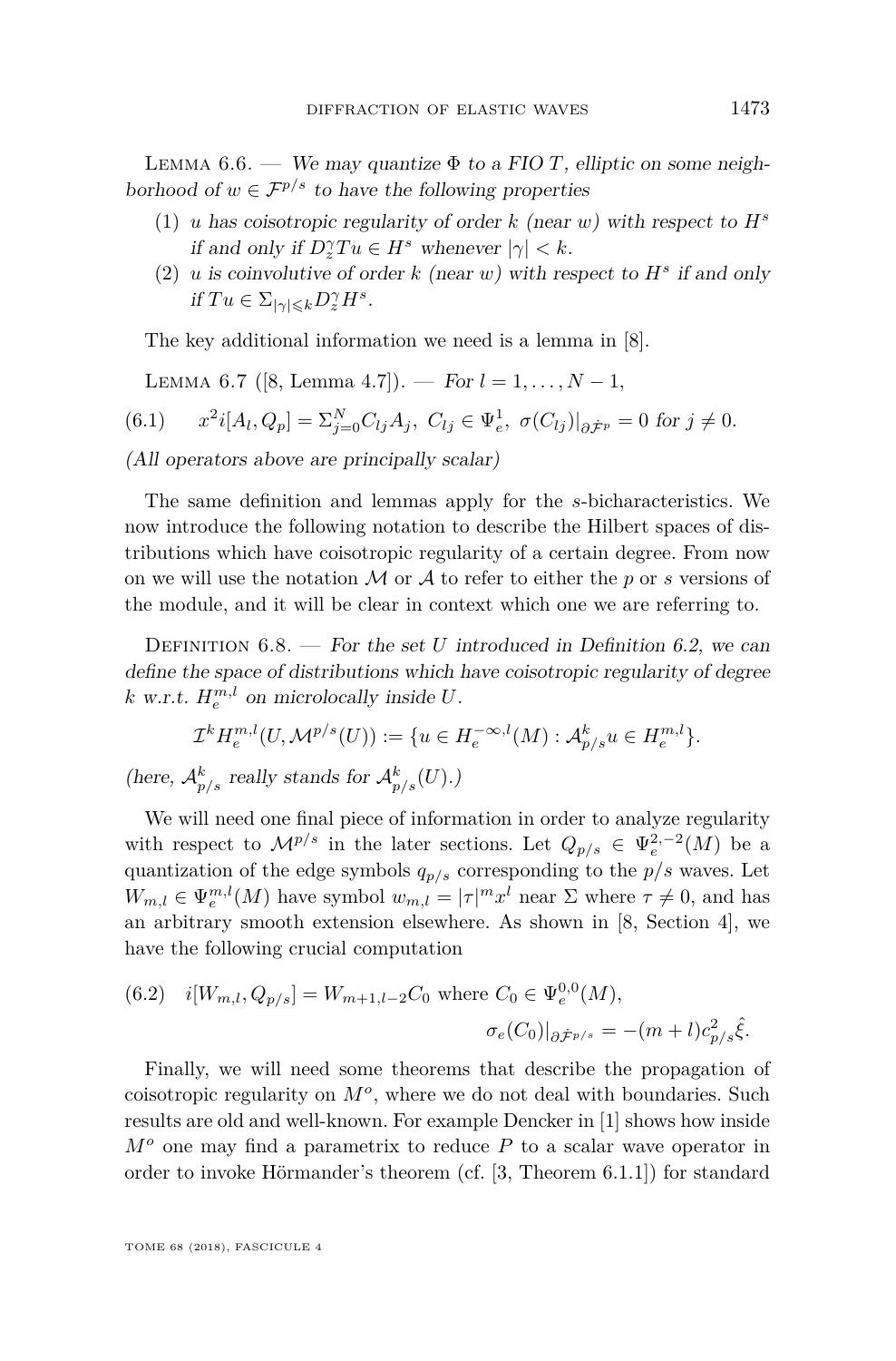Lemma 6.6. — *We may quantize $\Phi$ to a FIO $T$, elliptic on some neighborhood of $w \in \mathcal{F}^{p/s}$ to have the following properties*

1. *$u$ has coisotropic regularity of order $k$ (near $w$) with respect to $H^s$ if and only if $D_z^\gamma T u \in H^s$ whenever $|\gamma| < k$.*
2. *$u$ is coinvolutive of order $k$ (near $w$) with respect to $H^s$ if and only if $Tu \in \Sigma_{|\gamma| \leqslant k} D_z^\gamma H^s$.*

The key additional information we need is a lemma in [8].

Lemma 6.7 ([8, Lemma 4.7]). — *For $l = 1, \ldots, N-1$,*

$$x^2 i[A_l, Q_p] = \Sigma_{j=0}^N C_{lj} A_j,\ C_{lj} \in \Psi_e^1,\ \sigma(C_{lj})|_{\partial \dot{\mathcal{F}}^p} = 0 \text{ for } j \neq 0. \tag{6.1}$$

*(All operators above are principally scalar)*

The same definition and lemmas apply for the $s$-bicharacteristics. We now introduce the following notation to describe the Hilbert spaces of distributions which have coisotropic regularity of a certain degree. From now on we will use the notation $\mathcal{M}$ or $\mathcal{A}$ to refer to either the $p$ or $s$ versions of the module, and it will be clear in context which one we are referring to.

Definition 6.8. — *For the set $U$ introduced in Definition 6.2, we can define the space of distributions which have coisotropic regularity of degree $k$ w.r.t. $H_e^{m,l}$ on microlocally inside $U$.*

$$\mathcal{I}^k H_e^{m,l}(U, \mathcal{M}^{p/s}(U)) := \{u \in H_e^{-\infty,l}(M) : \mathcal{A}_{p/s}^k u \in H_e^{m,l}\}.$$

*(here, $\mathcal{A}_{p/s}^k$ really stands for $\mathcal{A}_{p/s}^k(U)$.)*

We will need one final piece of information in order to analyze regularity with respect to $\mathcal{M}^{p/s}$ in the later sections. Let $Q_{p/s} \in \Psi_e^{2,-2}(M)$ be a quantization of the edge symbols $q_{p/s}$ corresponding to the $p/s$ waves. Let $W_{m,l} \in \Psi_e^{m,l}(M)$ have symbol $w_{m,l} = |\tau|^m x^l$ near $\Sigma$ where $\tau \neq 0$, and has an arbitrary smooth extension elsewhere. As shown in [8, Section 4], we have the following crucial computation

$$i[W_{m,l}, Q_{p/s}] = W_{m+1,l-2} C_0 \text{ where } C_0 \in \Psi_e^{0,0}(M), \quad \sigma_e(C_0)|_{\partial \dot{\mathcal{F}}^{p/s}} = -(m+l) c_{p/s}^2 \hat{\xi}. \tag{6.2}$$

Finally, we will need some theorems that describe the propagation of coisotropic regularity on $M^o$, where we do not deal with boundaries. Such results are old and well-known. For example Dencker in [1] shows how inside $M^o$ one may find a parametrix to reduce $P$ to a scalar wave operator in order to invoke Hörmander's theorem (cf. [3, Theorem 6.1.1]) for standard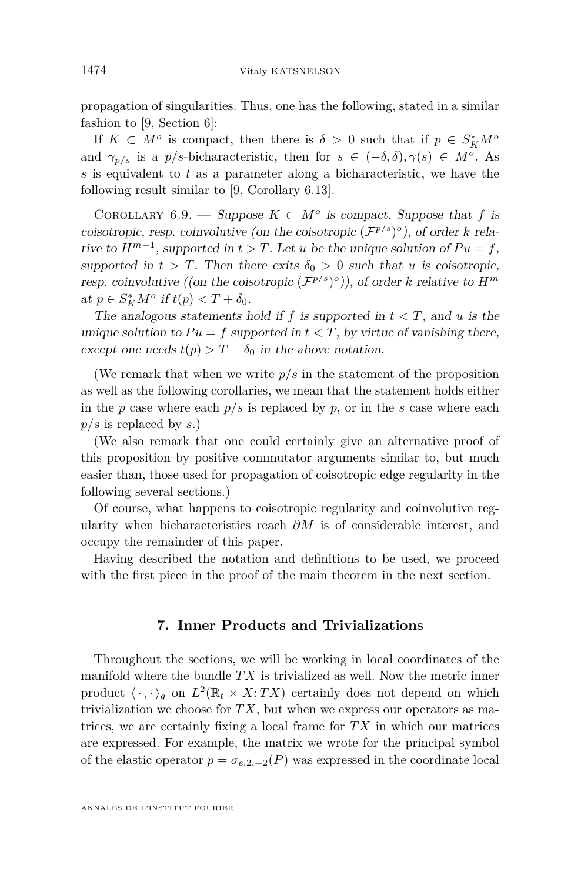propagation of singularities. Thus, one has the following, stated in a similar fashion to [9, Section 6]:

If $K \subset M^o$ is compact, then there is $\delta > 0$ such that if $p \in S^*_K M^o$ and $\gamma_{p/s}$ is a $p/s$-bicharacteristic, then for $s \in (-\delta, \delta), \gamma(s) \in M^o$. As $s$ is equivalent to $t$ as a parameter along a bicharacteristic, we have the following result similar to [9, Corollary 6.13].

Corollary 6.9. — *Suppose $K \subset M^o$ is compact. Suppose that $f$ is coisotropic, resp. coinvolutive (on the coisotropic $(\mathcal{F}^{p/s})^o$), of order $k$ relative to $H^{m-1}$, supported in $t > T$. Let $u$ be the unique solution of $Pu = f$, supported in $t > T$. Then there exits $\delta_0 > 0$ such that $u$ is coisotropic, resp. coinvolutive ((on the coisotropic $(\mathcal{F}^{p/s})^o$)), of order $k$ relative to $H^m$ at $p \in S^*_K M^o$ if $t(p) < T + \delta_0$.*

*The analogous statements hold if $f$ is supported in $t < T$, and $u$ is the unique solution to $Pu = f$ supported in $t < T$, by virtue of vanishing there, except one needs $t(p) > T - \delta_0$ in the above notation.*

(We remark that when we write $p/s$ in the statement of the proposition as well as the following corollaries, we mean that the statement holds either in the $p$ case where each $p/s$ is replaced by $p$, or in the $s$ case where each $p/s$ is replaced by $s$.)

(We also remark that one could certainly give an alternative proof of this proposition by positive commutator arguments similar to, but much easier than, those used for propagation of coisotropic edge regularity in the following several sections.)

Of course, what happens to coisotropic regularity and coinvolutive regularity when bicharacteristics reach $\partial M$ is of considerable interest, and occupy the remainder of this paper.

Having described the notation and definitions to be used, we proceed with the first piece in the proof of the main theorem in the next section.

## 7. Inner Products and Trivializations

Throughout the sections, we will be working in local coordinates of the manifold where the bundle $TX$ is trivialized as well. Now the metric inner product $\langle \cdot, \cdot \rangle_g$ on $L^2(\mathbb{R}_t \times X; TX)$ certainly does not depend on which trivialization we choose for $TX$, but when we express our operators as matrices, we are certainly fixing a local frame for $TX$ in which our matrices are expressed. For example, the matrix we wrote for the principal symbol of the elastic operator $p = \sigma_{e,2,-2}(P)$ was expressed in the coordinate local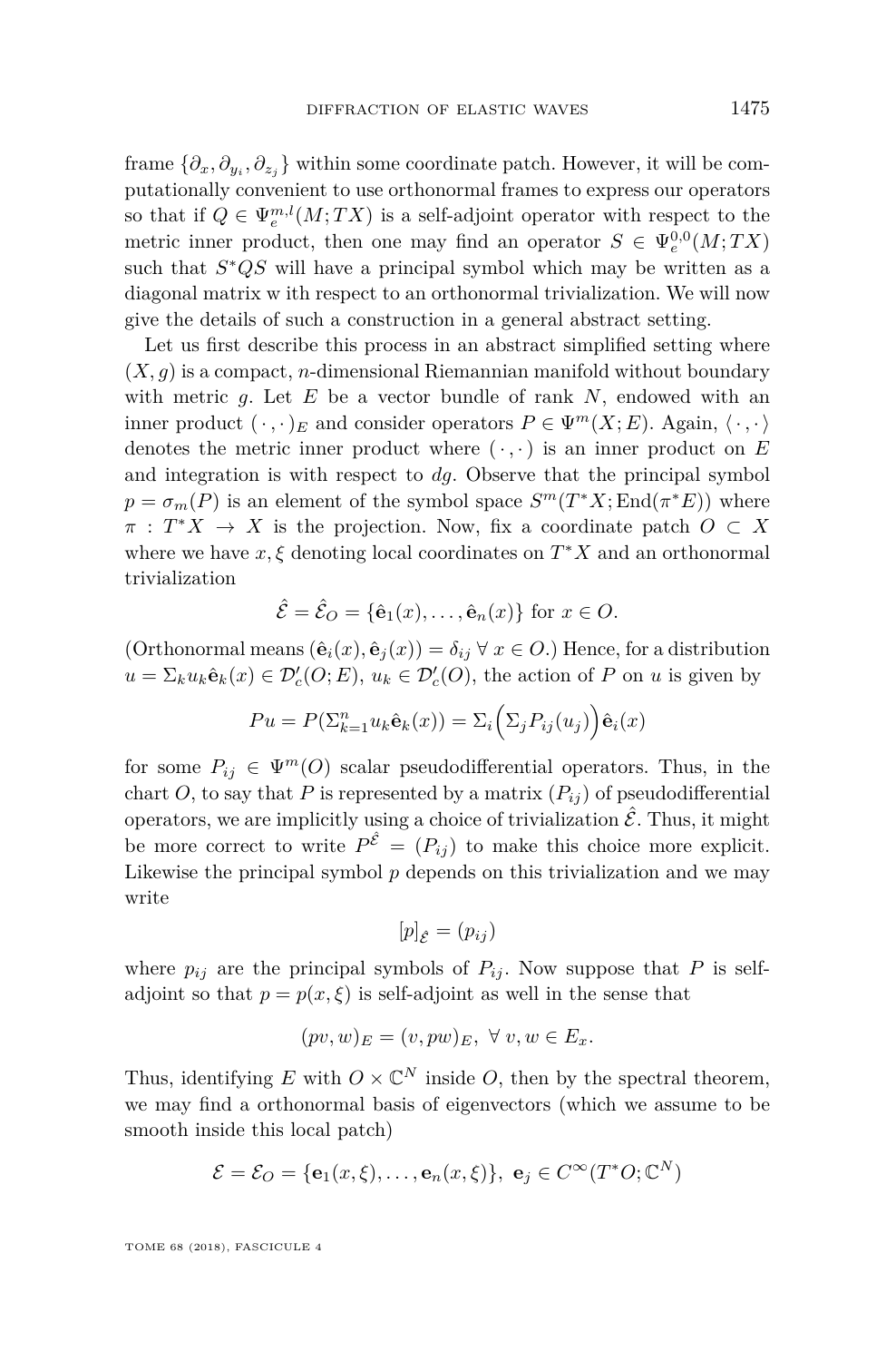frame $\{\partial_x, \partial_{y_i}, \partial_{z_j}\}$ within some coordinate patch. However, it will be computationally convenient to use orthonormal frames to express our operators so that if $Q \in \Psi_e^{m,l}(M; TX)$ is a self-adjoint operator with respect to the metric inner product, then one may find an operator $S \in \Psi_e^{0,0}(M; TX)$ such that $S^*QS$ will have a principal symbol which may be written as a diagonal matrix w ith respect to an orthonormal trivialization. We will now give the details of such a construction in a general abstract setting.

Let us first describe this process in an abstract simplified setting where $(X, g)$ is a compact, $n$-dimensional Riemannian manifold without boundary with metric $g$. Let $E$ be a vector bundle of rank $N$, endowed with an inner product $(\cdot\,,\cdot)_E$ and consider operators $P \in \Psi^m(X; E)$. Again, $\langle\cdot\,,\cdot\rangle$ denotes the metric inner product where $(\cdot\,,\cdot)$ is an inner product on $E$ and integration is with respect to $dg$. Observe that the principal symbol $p = \sigma_m(P)$ is an element of the symbol space $S^m(T^*X; \mathrm{End}(\pi^*E))$ where $\pi : T^*X \to X$ is the projection. Now, fix a coordinate patch $O \subset X$ where we have $x, \xi$ denoting local coordinates on $T^*X$ and an orthonormal trivialization

$$\hat{\mathcal{E}} = \hat{\mathcal{E}}_O = \{\hat{\mathbf{e}}_1(x), \ldots, \hat{\mathbf{e}}_n(x)\} \text{ for } x \in O.$$

(Orthonormal means $(\hat{\mathbf{e}}_i(x), \hat{\mathbf{e}}_j(x)) = \delta_{ij}\ \forall\ x \in O$.) Hence, for a distribution $u = \Sigma_k u_k \hat{\mathbf{e}}_k(x) \in \mathcal{D}'_c(O; E)$, $u_k \in \mathcal{D}'_c(O)$, the action of $P$ on $u$ is given by

$$Pu = P(\Sigma_{k=1}^n u_k \hat{\mathbf{e}}_k(x)) = \Sigma_i\Big(\Sigma_j P_{ij}(u_j)\Big)\hat{\mathbf{e}}_i(x)$$

for some $P_{ij} \in \Psi^m(O)$ scalar pseudodifferential operators. Thus, in the chart $O$, to say that $P$ is represented by a matrix $(P_{ij})$ of pseudodifferential operators, we are implicitly using a choice of trivialization $\hat{\mathcal{E}}$. Thus, it might be more correct to write $P^{\hat{\mathcal{E}}} = (P_{ij})$ to make this choice more explicit. Likewise the principal symbol $p$ depends on this trivialization and we may write

$$[p]_{\hat{\mathcal{E}}} = (p_{ij})$$

where $p_{ij}$ are the principal symbols of $P_{ij}$. Now suppose that $P$ is self-adjoint so that $p = p(x, \xi)$ is self-adjoint as well in the sense that

$$(pv, w)_E = (v, pw)_E,\ \forall\ v, w \in E_x.$$

Thus, identifying $E$ with $O \times \mathbb{C}^N$ inside $O$, then by the spectral theorem, we may find a orthonormal basis of eigenvectors (which we assume to be smooth inside this local patch)

$$\mathcal{E} = \mathcal{E}_O = \{\mathbf{e}_1(x, \xi), \ldots, \mathbf{e}_n(x, \xi)\},\ \mathbf{e}_j \in C^\infty(T^*O; \mathbb{C}^N)$$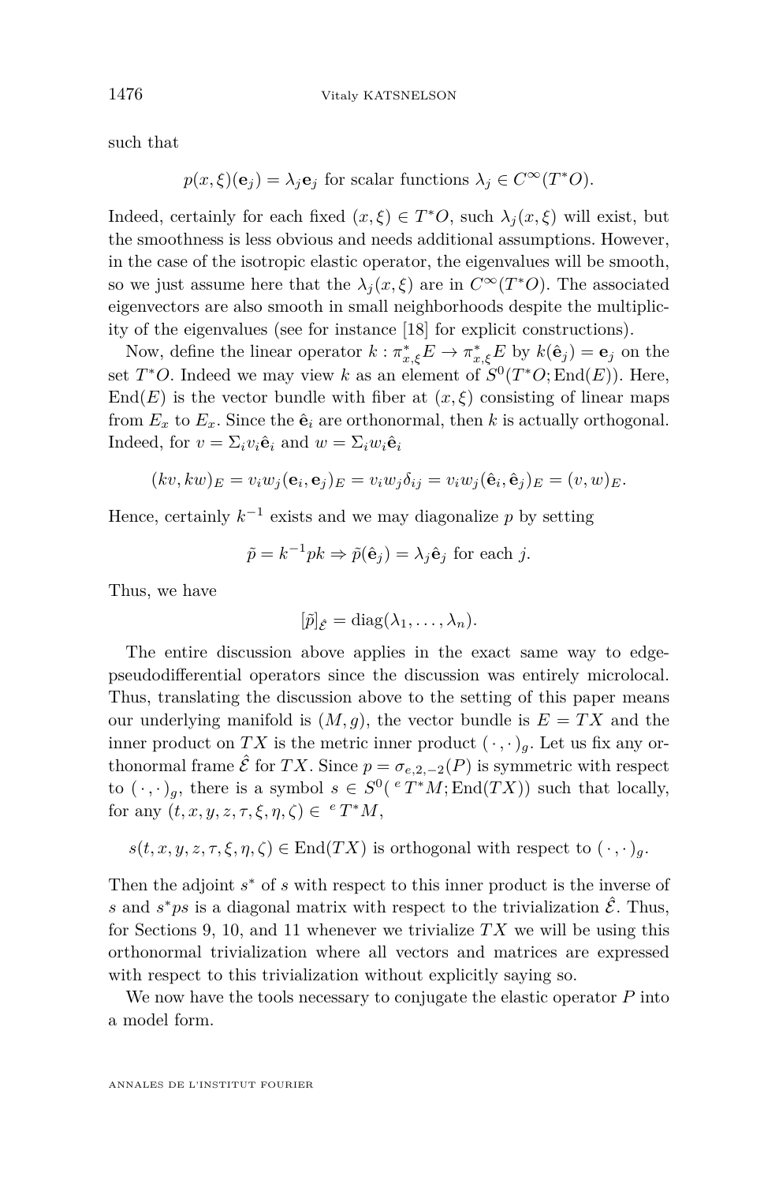such that

$$p(x,\xi)(\mathbf{e}_j) = \lambda_j \mathbf{e}_j \text{ for scalar functions } \lambda_j \in C^\infty(T^*O).$$

Indeed, certainly for each fixed $(x,\xi) \in T^*O$, such $\lambda_j(x,\xi)$ will exist, but the smoothness is less obvious and needs additional assumptions. However, in the case of the isotropic elastic operator, the eigenvalues will be smooth, so we just assume here that the $\lambda_j(x,\xi)$ are in $C^\infty(T^*O)$. The associated eigenvectors are also smooth in small neighborhoods despite the multiplicity of the eigenvalues (see for instance [18] for explicit constructions).

Now, define the linear operator $k : \pi^*_{x,\xi}E \to \pi^*_{x,\xi}E$ by $k(\hat{\mathbf{e}}_j) = \mathbf{e}_j$ on the set $T^*O$. Indeed we may view $k$ as an element of $S^0(T^*O; \mathrm{End}(E))$. Here, $\mathrm{End}(E)$ is the vector bundle with fiber at $(x,\xi)$ consisting of linear maps from $E_x$ to $E_x$. Since the $\hat{\mathbf{e}}_i$ are orthonormal, then $k$ is actually orthogonal. Indeed, for $v = \Sigma_i v_i \hat{\mathbf{e}}_i$ and $w = \Sigma_i w_i \hat{\mathbf{e}}_i$

$$(kv, kw)_E = v_i w_j (\mathbf{e}_i, \mathbf{e}_j)_E = v_i w_j \delta_{ij} = v_i w_j (\hat{\mathbf{e}}_i, \hat{\mathbf{e}}_j)_E = (v,w)_E.$$

Hence, certainly $k^{-1}$ exists and we may diagonalize $p$ by setting

$$\tilde{p} = k^{-1} p k \Rightarrow \tilde{p}(\hat{\mathbf{e}}_j) = \lambda_j \hat{\mathbf{e}}_j \text{ for each } j.$$

Thus, we have

$$[\tilde{p}]_{\hat{\mathcal{E}}} = \mathrm{diag}(\lambda_1, \dots, \lambda_n).$$

The entire discussion above applies in the exact same way to edge-pseudodifferential operators since the discussion was entirely microlocal. Thus, translating the discussion above to the setting of this paper means our underlying manifold is $(M,g)$, the vector bundle is $E = TX$ and the inner product on $TX$ is the metric inner product $(\,\cdot\,,\cdot\,)_g$. Let us fix any orthonormal frame $\hat{\mathcal{E}}$ for $TX$. Since $p = \sigma_{e,2,-2}(P)$ is symmetric with respect to $(\,\cdot\,,\cdot\,)_g$, there is a symbol $s \in S^0({}^eT^*M; \mathrm{End}(TX))$ such that locally, for any $(t,x,y,z,\tau,\xi,\eta,\zeta) \in {}^eT^*M$,

$$s(t,x,y,z,\tau,\xi,\eta,\zeta) \in \mathrm{End}(TX) \text{ is orthogonal with respect to } (\,\cdot\,,\cdot\,)_g.$$

Then the adjoint $s^*$ of $s$ with respect to this inner product is the inverse of $s$ and $s^*ps$ is a diagonal matrix with respect to the trivialization $\hat{\mathcal{E}}$. Thus, for Sections 9, 10, and 11 whenever we trivialize $TX$ we will be using this orthonormal trivialization where all vectors and matrices are expressed with respect to this trivialization without explicitly saying so.

We now have the tools necessary to conjugate the elastic operator $P$ into a model form.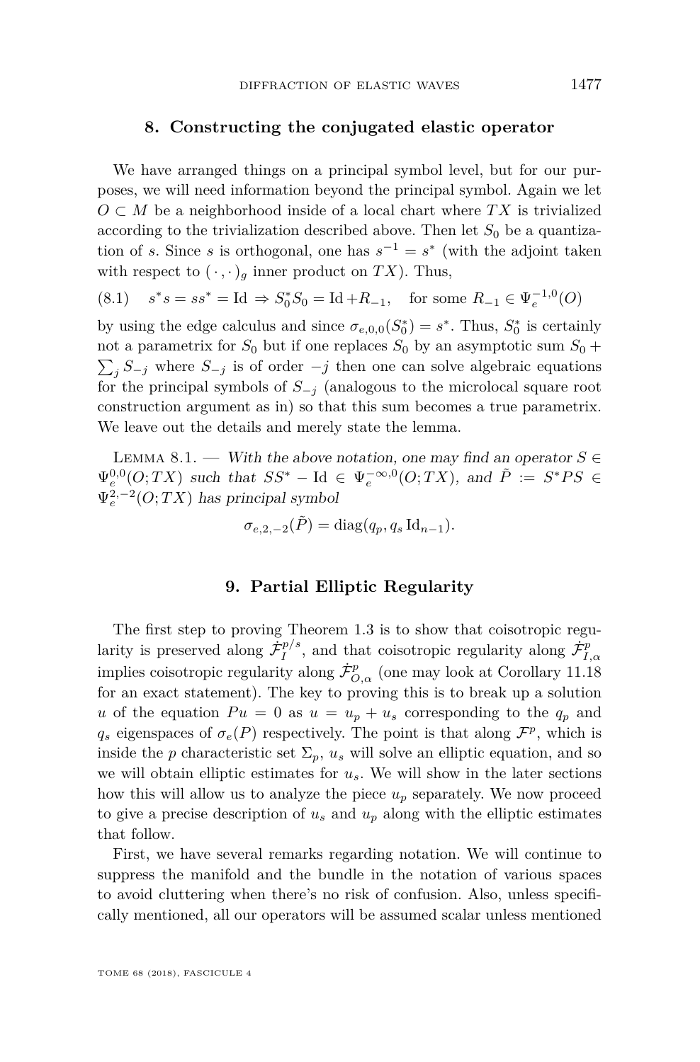## 8. Constructing the conjugated elastic operator

We have arranged things on a principal symbol level, but for our purposes, we will need information beyond the principal symbol. Again we let $O \subset M$ be a neighborhood inside of a local chart where $TX$ is trivialized according to the trivialization described above. Then let $S_0$ be a quantization of $s$. Since $s$ is orthogonal, one has $s^{-1} = s^*$ (with the adjoint taken with respect to $(\cdot,\cdot)_g$ inner product on $TX$). Thus,

$$s^* s = s s^* = \mathrm{Id} \Rightarrow S_0^* S_0 = \mathrm{Id} + R_{-1}, \quad \text{for some } R_{-1} \in \Psi_e^{-1,0}(O) \tag{8.1}$$

by using the edge calculus and since $\sigma_{e,0,0}(S_0^*) = s^*$. Thus, $S_0^*$ is certainly not a parametrix for $S_0$ but if one replaces $S_0$ by an asymptotic sum $S_0 + \sum_j S_{-j}$ where $S_{-j}$ is of order $-j$ then one can solve algebraic equations for the principal symbols of $S_{-j}$ (analogous to the microlocal square root construction argument as in) so that this sum becomes a true parametrix. We leave out the details and merely state the lemma.

Lemma 8.1. — *With the above notation, one may find an operator $S \in \Psi_e^{0,0}(O;TX)$ such that $SS^* - \mathrm{Id} \in \Psi_e^{-\infty,0}(O;TX)$, and $\tilde{P} := S^* P S \in \Psi_e^{2,-2}(O;TX)$ has principal symbol*

$$\sigma_{e,2,-2}(\tilde{P}) = \mathrm{diag}(q_p, q_s \, \mathrm{Id}_{n-1}).$$

## 9. Partial Elliptic Regularity

The first step to proving Theorem 1.3 is to show that coisotropic regularity is preserved along $\dot{\mathcal{F}}_I^{p/s}$, and that coisotropic regularity along $\dot{\mathcal{F}}_{I,\alpha}^p$ implies coisotropic regularity along $\dot{\mathcal{F}}_{O,\alpha}^p$ (one may look at Corollary 11.18 for an exact statement). The key to proving this is to break up a solution $u$ of the equation $Pu = 0$ as $u = u_p + u_s$ corresponding to the $q_p$ and $q_s$ eigenspaces of $\sigma_e(P)$ respectively. The point is that along $\mathcal{F}^p$, which is inside the $p$ characteristic set $\Sigma_p$, $u_s$ will solve an elliptic equation, and so we will obtain elliptic estimates for $u_s$. We will show in the later sections how this will allow us to analyze the piece $u_p$ separately. We now proceed to give a precise description of $u_s$ and $u_p$ along with the elliptic estimates that follow.

First, we have several remarks regarding notation. We will continue to suppress the manifold and the bundle in the notation of various spaces to avoid cluttering when there's no risk of confusion. Also, unless specifically mentioned, all our operators will be assumed scalar unless mentioned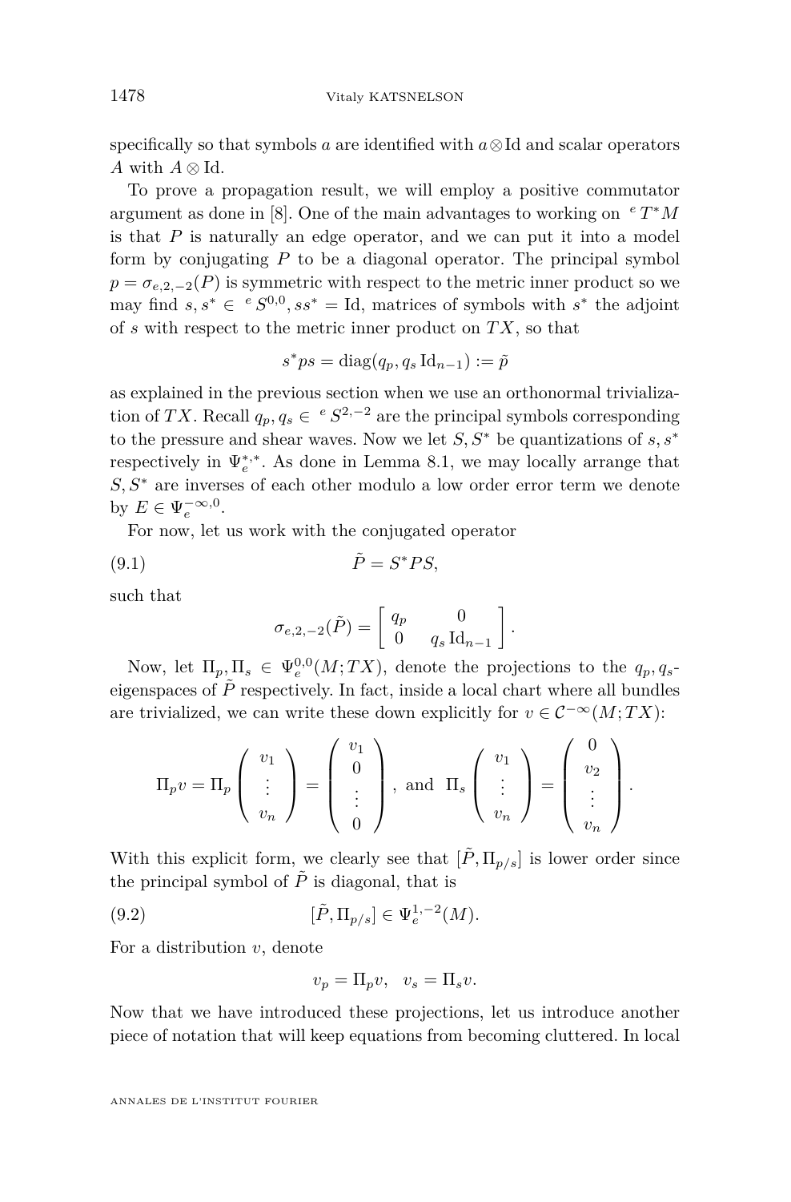specifically so that symbols $a$ are identified with $a \otimes \mathrm{Id}$ and scalar operators $A$ with $A \otimes \mathrm{Id}$.

To prove a propagation result, we will employ a positive commutator argument as done in [8]. One of the main advantages to working on ${}^eT^*M$ is that $P$ is naturally an edge operator, and we can put it into a model form by conjugating $P$ to be a diagonal operator. The principal symbol $p = \sigma_{e,2,-2}(P)$ is symmetric with respect to the metric inner product so we may find $s, s^* \in {}^eS^{0,0}$, $ss^* = \mathrm{Id}$, matrices of symbols with $s^*$ the adjoint of $s$ with respect to the metric inner product on $TX$, so that

$$s^* p s = \mathrm{diag}(q_p, q_s \,\mathrm{Id}_{n-1}) := \tilde{p}$$

as explained in the previous section when we use an orthonormal trivialization of $TX$. Recall $q_p, q_s \in {}^eS^{2,-2}$ are the principal symbols corresponding to the pressure and shear waves. Now we let $S, S^*$ be quantizations of $s, s^*$ respectively in $\Psi_e^{*,*}$. As done in Lemma 8.1, we may locally arrange that $S, S^*$ are inverses of each other modulo a low order error term we denote by $E \in \Psi_e^{-\infty,0}$.

For now, let us work with the conjugated operator

$$\tilde{P} = S^* P S, \tag{9.1}$$

such that

$$\sigma_{e,2,-2}(\tilde{P}) = \begin{bmatrix} q_p & 0 \\ 0 & q_s \,\mathrm{Id}_{n-1} \end{bmatrix}.$$

Now, let $\Pi_p, \Pi_s \in \Psi_e^{0,0}(M; TX)$, denote the projections to the $q_p, q_s$-eigenspaces of $\tilde{P}$ respectively. In fact, inside a local chart where all bundles are trivialized, we can write these down explicitly for $v \in \mathcal{C}^{-\infty}(M; TX)$:

$$\Pi_p v = \Pi_p \begin{pmatrix} v_1 \\ \vdots \\ v_n \end{pmatrix} = \begin{pmatrix} v_1 \\ 0 \\ \vdots \\ 0 \end{pmatrix}, \text{ and } \Pi_s \begin{pmatrix} v_1 \\ \vdots \\ v_n \end{pmatrix} = \begin{pmatrix} 0 \\ v_2 \\ \vdots \\ v_n \end{pmatrix}.$$

With this explicit form, we clearly see that $[\tilde{P}, \Pi_{p/s}]$ is lower order since the principal symbol of $\tilde{P}$ is diagonal, that is

$$[\tilde{P}, \Pi_{p/s}] \in \Psi_e^{1,-2}(M). \tag{9.2}$$

For a distribution $v$, denote

$$v_p = \Pi_p v, \quad v_s = \Pi_s v.$$

Now that we have introduced these projections, let us introduce another piece of notation that will keep equations from becoming cluttered. In local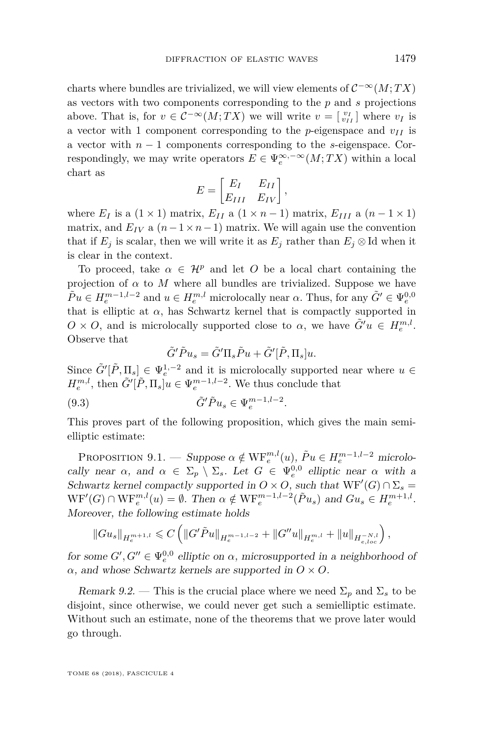charts where bundles are trivialized, we will view elements of $\mathcal{C}^{-\infty}(M;TX)$ as vectors with two components corresponding to the $p$ and $s$ projections above. That is, for $v \in \mathcal{C}^{-\infty}(M;TX)$ we will write $v = \left[\begin{smallmatrix} v_I \\ v_{II} \end{smallmatrix}\right]$ where $v_I$ is a vector with 1 component corresponding to the $p$-eigenspace and $v_{II}$ is a vector with $n-1$ components corresponding to the $s$-eigenspace. Correspondingly, we may write operators $E \in \Psi_e^{\infty,-\infty}(M;TX)$ within a local chart as

$$E = \begin{bmatrix} E_I & E_{II} \\ E_{III} & E_{IV} \end{bmatrix},$$

where $E_I$ is a $(1 \times 1)$ matrix, $E_{II}$ a $(1 \times n-1)$ matrix, $E_{III}$ a $(n-1 \times 1)$ matrix, and $E_{IV}$ a $(n-1 \times n-1)$ matrix. We will again use the convention that if $E_j$ is scalar, then we will write it as $E_j$ rather than $E_j \otimes \mathrm{Id}$ when it is clear in the context.

To proceed, take $\alpha \in \mathcal{H}^p$ and let $O$ be a local chart containing the projection of $\alpha$ to $M$ where all bundles are trivialized. Suppose we have $\tilde{P}u \in H_e^{m-1,l-2}$ and $u \in H_e^{m,l}$ microlocally near $\alpha$. Thus, for any $\tilde{G}' \in \Psi_e^{0,0}$ that is elliptic at $\alpha$, has Schwartz kernel that is compactly supported in $O \times O$, and is microlocally supported close to $\alpha$, we have $\tilde{G}'u \in H_e^{m,l}$. Observe that

$$\tilde{G}'\tilde{P}u_s = \tilde{G}'\Pi_s\tilde{P}u + \tilde{G}'[\tilde{P},\Pi_s]u.$$

Since $\tilde{G}'[\tilde{P},\Pi_s] \in \Psi_e^{1,-2}$ and it is microlocally supported near where $u \in H_e^{m,l}$, then $\tilde{G}'[\tilde{P},\Pi_s]u \in \Psi_e^{m-1,l-2}$. We thus conclude that

$$\tilde{G}'\tilde{P}u_s \in \Psi_e^{m-1,l-2}. \tag{9.3}$$

This proves part of the following proposition, which gives the main semielliptic estimate:

Proposition 9.1. — *Suppose $\alpha \notin \mathrm{WF}_e^{m,l}(u)$, $\tilde{P}u \in H_e^{m-1,l-2}$ microlocally near $\alpha$, and $\alpha \in \Sigma_p \setminus \Sigma_s$. Let $G \in \Psi_e^{0,0}$ elliptic near $\alpha$ with a Schwartz kernel compactly supported in $O \times O$, such that $\mathrm{WF}'(G) \cap \Sigma_s = \mathrm{WF}'(G) \cap \mathrm{WF}_e^{m,l}(u) = \emptyset$. Then $\alpha \notin \mathrm{WF}_e^{m-1,l-2}(\tilde{P}u_s)$ and $Gu_s \in H_e^{m+1,l}$. Moreover, the following estimate holds*

$$\|Gu_s\|_{H_e^{m+1,l}} \leqslant C\left(\|G'\tilde{P}u\|_{H_e^{m-1,l-2}} + \|G''u\|_{H_e^{m,l}} + \|u\|_{H_{e,loc}^{-N,l}}\right),$$

*for some $G', G'' \in \Psi_e^{0,0}$ elliptic on $\alpha$, microsupported in a neighborhood of $\alpha$, and whose Schwartz kernels are supported in $O \times O$.*

*Remark 9.2.* — This is the crucial place where we need $\Sigma_p$ and $\Sigma_s$ to be disjoint, since otherwise, we could never get such a semielliptic estimate. Without such an estimate, none of the theorems that we prove later would go through.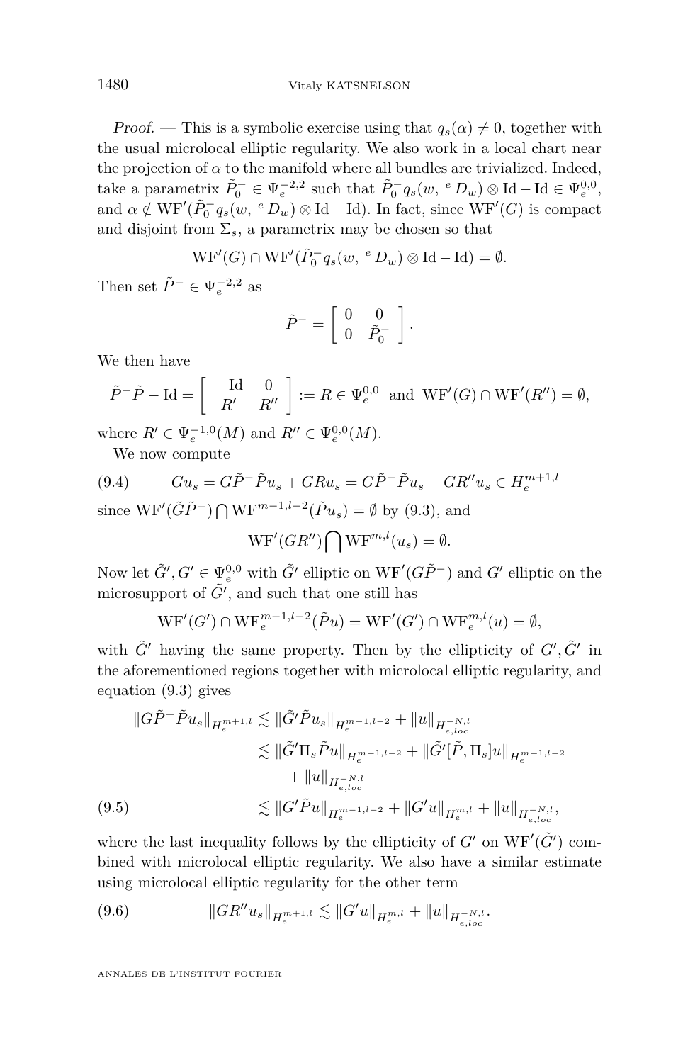*Proof.* — This is a symbolic exercise using that $q_s(\alpha) \neq 0$, together with the usual microlocal elliptic regularity. We also work in a local chart near the projection of $\alpha$ to the manifold where all bundles are trivialized. Indeed, take a parametrix $\tilde{P}_0^- \in \Psi_e^{-2,2}$ such that $\tilde{P}_0^- q_s(w, {}^e D_w) \otimes \mathrm{Id} - \mathrm{Id} \in \Psi_e^{0,0}$, and $\alpha \notin \mathrm{WF}'(\tilde{P}_0^- q_s(w, {}^e D_w) \otimes \mathrm{Id} - \mathrm{Id})$. In fact, since $\mathrm{WF}'(G)$ is compact and disjoint from $\Sigma_s$, a parametrix may be chosen so that

$$\mathrm{WF}'(G) \cap \mathrm{WF}'(\tilde{P}_0^- q_s(w, {}^e D_w) \otimes \mathrm{Id} - \mathrm{Id}) = \emptyset.$$

Then set $\tilde{P}^- \in \Psi_e^{-2,2}$ as

$$\tilde{P}^- = \begin{bmatrix} 0 & 0 \\ 0 & \tilde{P}_0^- \end{bmatrix}.$$

We then have

$$\tilde{P}^- \tilde{P} - \mathrm{Id} = \begin{bmatrix} -\mathrm{Id} & 0 \\ R' & R'' \end{bmatrix} := R \in \Psi_e^{0,0} \text{ and } \mathrm{WF}'(G) \cap \mathrm{WF}'(R'') = \emptyset,$$

where $R' \in \Psi_e^{-1,0}(M)$ and $R'' \in \Psi_e^{0,0}(M)$.

We now compute

$$Gu_s = G\tilde{P}^- \tilde{P} u_s + GRu_s = G\tilde{P}^- \tilde{P} u_s + GR'' u_s \in H_e^{m+1,l} \tag{9.4}$$

since $\mathrm{WF}'(\tilde{G}\tilde{P}^-) \bigcap \mathrm{WF}^{m-1,l-2}(\tilde{P}u_s) = \emptyset$ by (9.3), and

$$\mathrm{WF}'(GR'') \bigcap \mathrm{WF}^{m,l}(u_s) = \emptyset.$$

Now let $\tilde{G}', G' \in \Psi_e^{0,0}$ with $\tilde{G}'$ elliptic on $\mathrm{WF}'(G\tilde{P}^-)$ and $G'$ elliptic on the microsupport of $\tilde{G}'$, and such that one still has

$$\mathrm{WF}'(G') \cap \mathrm{WF}_e^{m-1,l-2}(\tilde{P}u) = \mathrm{WF}'(G') \cap \mathrm{WF}_e^{m,l}(u) = \emptyset,$$

with $\tilde{G}'$ having the same property. Then by the ellipticity of $G', \tilde{G}'$ in the aforementioned regions together with microlocal elliptic regularity, and equation (9.3) gives

$$\begin{aligned}
\|G\tilde{P}^- \tilde{P} u_s\|_{H_e^{m+1,l}} &\lesssim \|\tilde{G}'\tilde{P}u_s\|_{H_e^{m-1,l-2}} + \|u\|_{H_{e,loc}^{-N,l}} \\
&\lesssim \|\tilde{G}'\Pi_s \tilde{P} u\|_{H_e^{m-1,l-2}} + \|\tilde{G}'[\tilde{P}, \Pi_s]u\|_{H_e^{m-1,l-2}} \\
&\qquad + \|u\|_{H_{e,loc}^{-N,l}} \\
&\lesssim \|G'\tilde{P}u\|_{H_e^{m-1,l-2}} + \|G'u\|_{H_e^{m,l}} + \|u\|_{H_{e,loc}^{-N,l}},
\end{aligned} \tag{9.5}$$

where the last inequality follows by the ellipticity of $G'$ on $\mathrm{WF}'(\tilde{G}')$ combined with microlocal elliptic regularity. We also have a similar estimate using microlocal elliptic regularity for the other term

$$\|GR''u_s\|_{H_e^{m+1,l}} \lesssim \|G'u\|_{H_e^{m,l}} + \|u\|_{H_{e,loc}^{-N,l}}. \tag{9.6}$$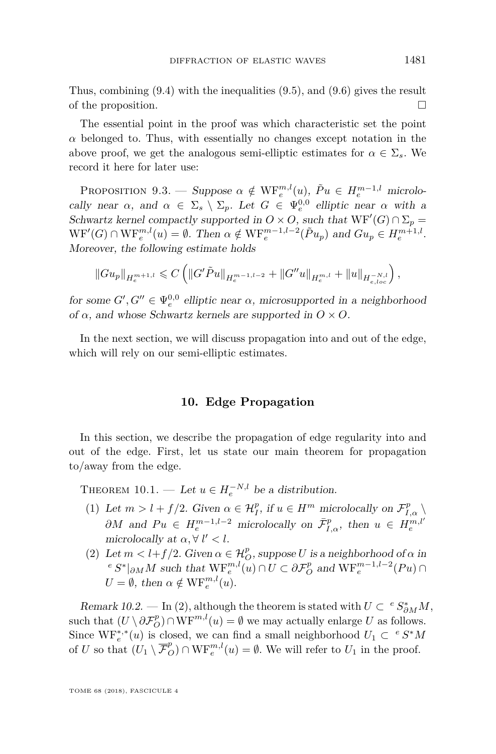Thus, combining (9.4) with the inequalities (9.5), and (9.6) gives the result of the proposition. □

The essential point in the proof was which characteristic set the point $\alpha$ belonged to. Thus, with essentially no changes except notation in the above proof, we get the analogous semi-elliptic estimates for $\alpha \in \Sigma_s$. We record it here for later use:

Proposition 9.3. — *Suppose $\alpha \notin \mathrm{WF}_e^{m,l}(u)$, $\tilde{P}u \in H_e^{m-1,l}$ microlocally near $\alpha$, and $\alpha \in \Sigma_s \setminus \Sigma_p$. Let $G \in \Psi_e^{0,0}$ elliptic near $\alpha$ with a Schwartz kernel compactly supported in $O \times O$, such that $\mathrm{WF}'(G) \cap \Sigma_p = \mathrm{WF}'(G) \cap \mathrm{WF}_e^{m,l}(u) = \emptyset$. Then $\alpha \notin \mathrm{WF}_e^{m-1,l-2}(\tilde{P}u_p)$ and $Gu_p \in H_e^{m+1,l}$. Moreover, the following estimate holds*

$$\|Gu_p\|_{H_e^{m+1,l}} \leqslant C\left(\|G'\tilde{P}u\|_{H_e^{m-1,l-2}} + \|G''u\|_{H_e^{m,l}} + \|u\|_{H_{e,loc}^{-N,l}}\right),$$

*for some $G', G'' \in \Psi_e^{0,0}$ elliptic near $\alpha$, microsupported in a neighborhood of $\alpha$, and whose Schwartz kernels are supported in $O \times O$.*

In the next section, we will discuss propagation into and out of the edge, which will rely on our semi-elliptic estimates.

## 10. Edge Propagation

In this section, we describe the propagation of edge regularity into and out of the edge. First, let us state our main theorem for propagation to/away from the edge.

Theorem 10.1. — *Let $u \in H_e^{-N,l}$ be a distribution.*

1. *Let $m > l + f/2$. Given $\alpha \in \mathcal{H}_I^p$, if $u \in H^m$ microlocally on $\mathcal{F}_{I,\alpha}^p \setminus \partial M$ and $Pu \in H_e^{m-1,l-2}$ microlocally on $\bar{\mathcal{F}}_{I,\alpha}^p$, then $u \in H_e^{m,l'}$ microlocally at $\alpha, \forall\, l' < l$.*
2. *Let $m < l + f/2$. Given $\alpha \in \mathcal{H}_O^p$, suppose $U$ is a neighborhood of $\alpha$ in ${}^e S^*|_{\partial M} M$ such that $\mathrm{WF}_e^{m,l}(u) \cap U \subset \partial \mathcal{F}_O^p$ and $\mathrm{WF}_e^{m-1,l-2}(Pu) \cap U = \emptyset$, then $\alpha \notin \mathrm{WF}_e^{m,l}(u)$.*

*Remark 10.2.* — In (2), although the theorem is stated with $U \subset {}^e S^*_{\partial M} M$, such that $(U \setminus \partial \mathcal{F}_O^p) \cap \mathrm{WF}^{m,l}(u) = \emptyset$ we may actually enlarge $U$ as follows. Since $\mathrm{WF}_e^{*,*}(u)$ is closed, we can find a small neighborhood $U_1 \subset {}^e S^* M$ of $U$ so that $(U_1 \setminus \overline{\mathcal{F}}_O^p) \cap \mathrm{WF}_e^{m,l}(u) = \emptyset$. We will refer to $U_1$ in the proof.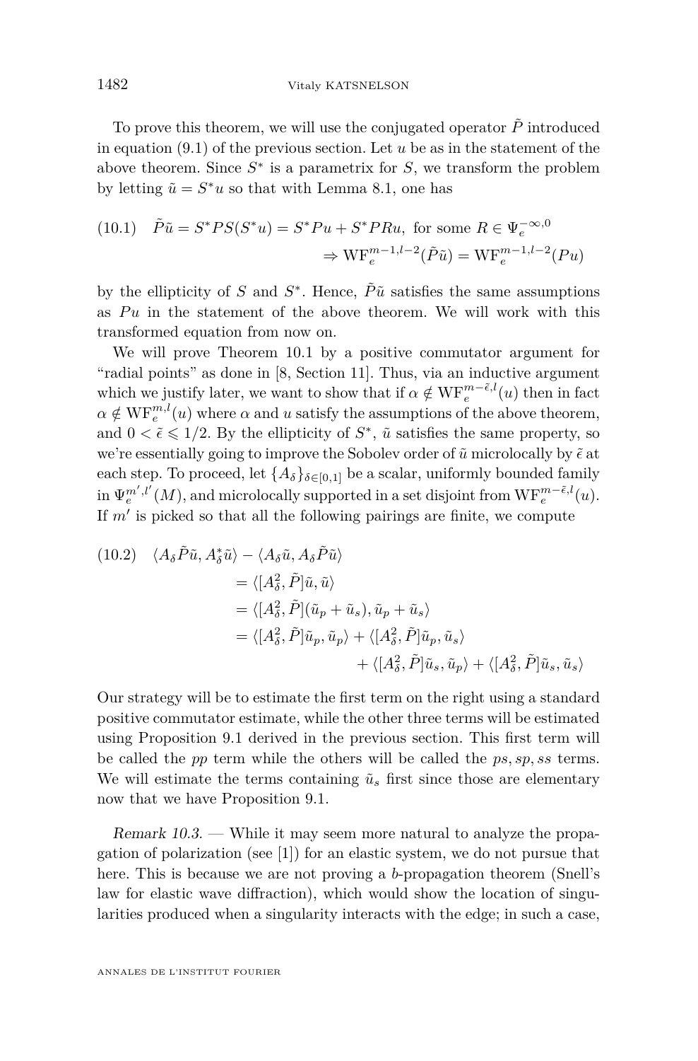To prove this theorem, we will use the conjugated operator $\tilde{P}$ introduced in equation (9.1) of the previous section. Let $u$ be as in the statement of the above theorem. Since $S^*$ is a parametrix for $S$, we transform the problem by letting $\tilde{u} = S^* u$ so that with Lemma 8.1, one has

$$
\begin{aligned}
(10.1) \quad \tilde{P}\tilde{u} = S^*PS(S^*u) = S^*Pu + S^*PRu, \text{ for some } R \in \Psi_e^{-\infty,0} \\
\Rightarrow \mathrm{WF}_e^{m-1,l-2}(\tilde{P}\tilde{u}) = \mathrm{WF}_e^{m-1,l-2}(Pu)
\end{aligned}
$$

by the ellipticity of $S$ and $S^*$. Hence, $\tilde{P}\tilde{u}$ satisfies the same assumptions as $Pu$ in the statement of the above theorem. We will work with this transformed equation from now on.

We will prove Theorem 10.1 by a positive commutator argument for "radial points" as done in [8, Section 11]. Thus, via an inductive argument which we justify later, we want to show that if $\alpha \notin \mathrm{WF}_e^{m-\tilde{\epsilon},l}(u)$ then in fact $\alpha \notin \mathrm{WF}_e^{m,l}(u)$ where $\alpha$ and $u$ satisfy the assumptions of the above theorem, and $0 < \tilde{\epsilon} \leqslant 1/2$. By the ellipticity of $S^*$, $\tilde{u}$ satisfies the same property, so we're essentially going to improve the Sobolev order of $\tilde{u}$ microlocally by $\tilde{\epsilon}$ at each step. To proceed, let $\{A_\delta\}_{\delta\in[0,1]}$ be a scalar, uniformly bounded family in $\Psi_e^{m',l'}(M)$, and microlocally supported in a set disjoint from $\mathrm{WF}_e^{m-\tilde{\epsilon},l}(u)$. If $m'$ is picked so that all the following pairings are finite, we compute

$$
\begin{aligned}
(10.2) \quad \langle A_\delta \tilde{P}\tilde{u}, A_\delta^* \tilde{u}\rangle - \langle A_\delta \tilde{u}, A_\delta \tilde{P}\tilde{u}\rangle
&= \langle [A_\delta^2, \tilde{P}]\tilde{u}, \tilde{u}\rangle \\
&= \langle [A_\delta^2, \tilde{P}](\tilde{u}_p + \tilde{u}_s), \tilde{u}_p + \tilde{u}_s\rangle \\
&= \langle [A_\delta^2, \tilde{P}]\tilde{u}_p, \tilde{u}_p\rangle + \langle [A_\delta^2, \tilde{P}]\tilde{u}_p, \tilde{u}_s\rangle \\
&\quad + \langle [A_\delta^2, \tilde{P}]\tilde{u}_s, \tilde{u}_p\rangle + \langle [A_\delta^2, \tilde{P}]\tilde{u}_s, \tilde{u}_s\rangle
\end{aligned}
$$

Our strategy will be to estimate the first term on the right using a standard positive commutator estimate, while the other three terms will be estimated using Proposition 9.1 derived in the previous section. This first term will be called the *pp* term while the others will be called the *ps*, *sp*, *ss* terms. We will estimate the terms containing $\tilde{u}_s$ first since those are elementary now that we have Proposition 9.1.

*Remark 10.3.* — While it may seem more natural to analyze the propagation of polarization (see [1]) for an elastic system, we do not pursue that here. This is because we are not proving a *b*-propagation theorem (Snell's law for elastic wave diffraction), which would show the location of singularities produced when a singularity interacts with the edge; in such a case,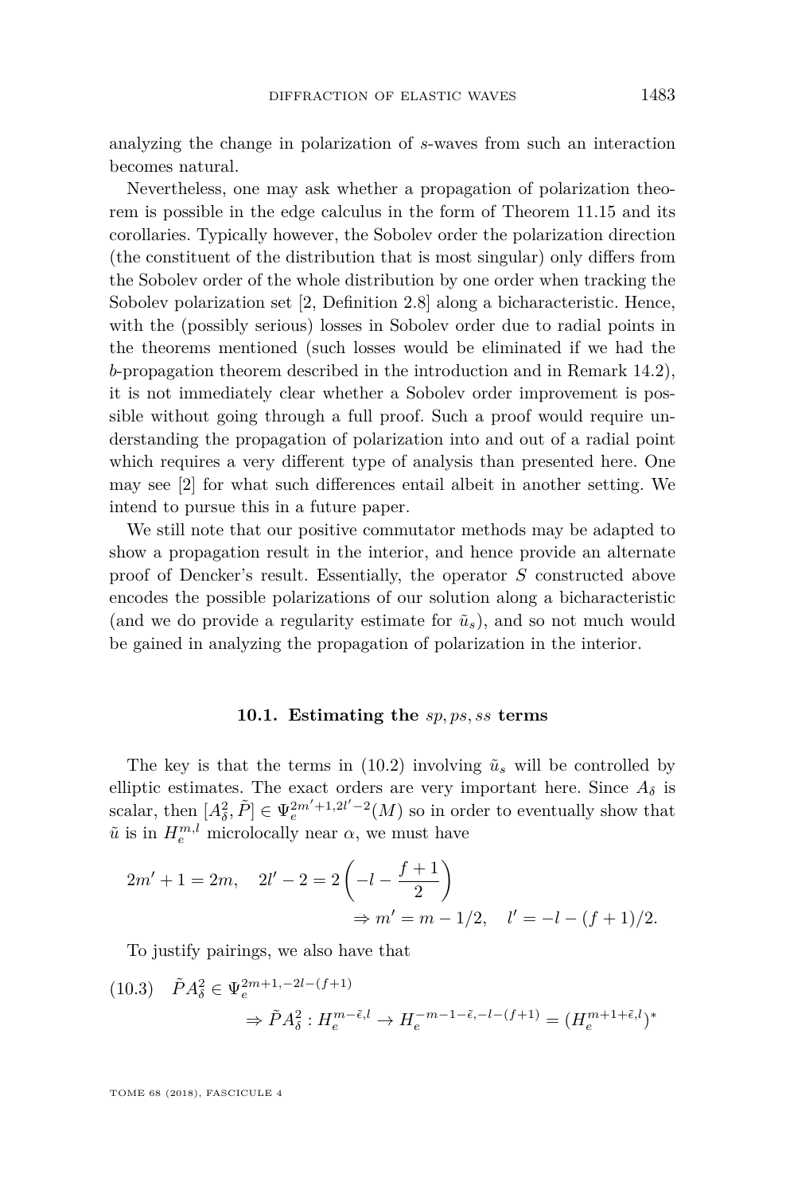analyzing the change in polarization of $s$-waves from such an interaction becomes natural.

Nevertheless, one may ask whether a propagation of polarization theorem is possible in the edge calculus in the form of Theorem 11.15 and its corollaries. Typically however, the Sobolev order the polarization direction (the constituent of the distribution that is most singular) only differs from the Sobolev order of the whole distribution by one order when tracking the Sobolev polarization set [2, Definition 2.8] along a bicharacteristic. Hence, with the (possibly serious) losses in Sobolev order due to radial points in the theorems mentioned (such losses would be eliminated if we had the $b$-propagation theorem described in the introduction and in Remark 14.2), it is not immediately clear whether a Sobolev order improvement is possible without going through a full proof. Such a proof would require understanding the propagation of polarization into and out of a radial point which requires a very different type of analysis than presented here. One may see [2] for what such differences entail albeit in another setting. We intend to pursue this in a future paper.

We still note that our positive commutator methods may be adapted to show a propagation result in the interior, and hence provide an alternate proof of Dencker's result. Essentially, the operator $S$ constructed above encodes the possible polarizations of our solution along a bicharacteristic (and we do provide a regularity estimate for $\tilde{u}_s$), and so not much would be gained in analyzing the propagation of polarization in the interior.

### 10.1. Estimating the $sp, ps, ss$ terms

The key is that the terms in (10.2) involving $\tilde{u}_s$ will be controlled by elliptic estimates. The exact orders are very important here. Since $A_\delta$ is scalar, then $[A_\delta^2, \tilde{P}] \in \Psi_e^{2m'+1, 2l'-2}(M)$ so in order to eventually show that $\tilde{u}$ is in $H_e^{m,l}$ microlocally near $\alpha$, we must have

$$2m'+1 = 2m, \quad 2l'-2 = 2\left(-l - \frac{f+1}{2}\right) \\ \Rightarrow m' = m - 1/2, \quad l' = -l - (f+1)/2.$$

To justify pairings, we also have that

$$\tilde{P}A_\delta^2 \in \Psi_e^{2m+1, -2l-(f+1)} \\ \Rightarrow \tilde{P}A_\delta^2 : H_e^{m-\tilde{\epsilon}, l} \to H_e^{-m-1-\tilde{\epsilon}, -l-(f+1)} = (H_e^{m+1+\tilde{\epsilon}, l})^* \tag{10.3}$$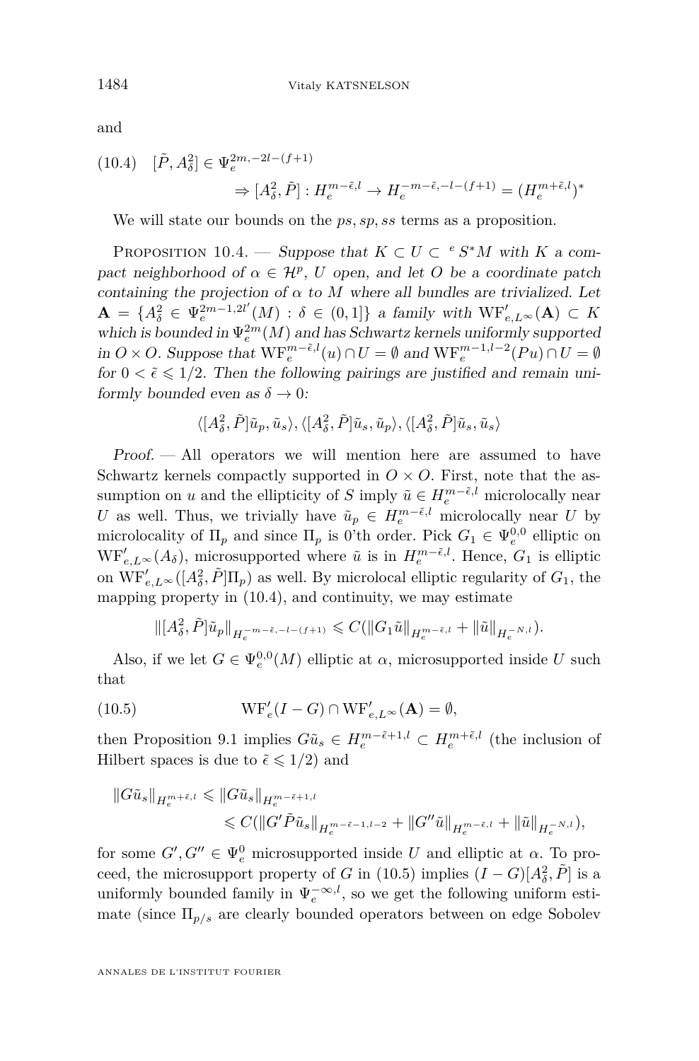and

$$(10.4)\quad [\tilde{P}, A_\delta^2] \in \Psi_e^{2m,-2l-(f+1)}$$
$$\Rightarrow [A_\delta^2, \tilde{P}] : H_e^{m-\tilde{\epsilon},l} \to H_e^{-m-\tilde{\epsilon},-l-(f+1)} = (H_e^{m+\tilde{\epsilon},l})^*$$

We will state our bounds on the $ps, sp, ss$ terms as a proposition.

Proposition 10.4. — *Suppose that $K \subset U \subset {}^e S^*M$ with $K$ a compact neighborhood of $\alpha \in \mathcal{H}^p$, $U$ open, and let $O$ be a coordinate patch containing the projection of $\alpha$ to $M$ where all bundles are trivialized. Let $\mathbf{A} = \{A_\delta^2 \in \Psi_e^{2m-1,2l'}(M) : \delta \in (0,1]\}$ a family with $\mathrm{WF}'_{e,L^\infty}(\mathbf{A}) \subset K$ which is bounded in $\Psi_e^{2m}(M)$ and has Schwartz kernels uniformly supported in $O \times O$. Suppose that $\mathrm{WF}_e^{m-\tilde{\epsilon},l}(u) \cap U = \emptyset$ and $\mathrm{WF}_e^{m-1,l-2}(Pu) \cap U = \emptyset$ for $0 < \tilde{\epsilon} \leqslant 1/2$. Then the following pairings are justified and remain uniformly bounded even as $\delta \to 0$:*

$$\langle [A_\delta^2, \tilde{P}]\tilde{u}_p, \tilde{u}_s\rangle, \langle [A_\delta^2, \tilde{P}]\tilde{u}_s, \tilde{u}_p\rangle, \langle [A_\delta^2, \tilde{P}]\tilde{u}_s, \tilde{u}_s\rangle$$

*Proof.* — All operators we will mention here are assumed to have Schwartz kernels compactly supported in $O \times O$. First, note that the assumption on $u$ and the ellipticity of $S$ imply $\tilde{u} \in H_e^{m-\tilde{\epsilon},l}$ microlocally near $U$ as well. Thus, we trivially have $\tilde{u}_p \in H_e^{m-\tilde{\epsilon},l}$ microlocally near $U$ by microlocality of $\Pi_p$ and since $\Pi_p$ is 0'th order. Pick $G_1 \in \Psi_e^{0,0}$ elliptic on $\mathrm{WF}'_{e,L^\infty}(A_\delta)$, microsupported where $\tilde{u}$ is in $H_e^{m-\tilde{\epsilon},l}$. Hence, $G_1$ is elliptic on $\mathrm{WF}'_{e,L^\infty}([A_\delta^2, \tilde{P}]\Pi_p)$ as well. By microlocal elliptic regularity of $G_1$, the mapping property in (10.4), and continuity, we may estimate

$$\|[A_\delta^2, \tilde{P}]\tilde{u}_p\|_{H_e^{-m-\tilde{\epsilon},-l-(f+1)}} \leqslant C(\|G_1\tilde{u}\|_{H_e^{m-\tilde{\epsilon},l}} + \|\tilde{u}\|_{H_e^{-N,l}}).$$

Also, if we let $G \in \Psi_e^{0,0}(M)$ elliptic at $\alpha$, microsupported inside $U$ such that

$$(10.5)\qquad \mathrm{WF}'_e(I-G) \cap \mathrm{WF}'_{e,L^\infty}(\mathbf{A}) = \emptyset,$$

then Proposition 9.1 implies $G\tilde{u}_s \in H_e^{m-\tilde{\epsilon}+1,l} \subset H_e^{m+\tilde{\epsilon},l}$ (the inclusion of Hilbert spaces is due to $\tilde{\epsilon} \leqslant 1/2$) and

$$\begin{aligned}\|G\tilde{u}_s\|_{H_e^{m+\tilde{\epsilon},l}} &\leqslant \|G\tilde{u}_s\|_{H_e^{m-\tilde{\epsilon}+1,l}} \\ &\leqslant C(\|G'\tilde{P}\tilde{u}_s\|_{H_e^{m-\tilde{\epsilon}-1,l-2}} + \|G''\tilde{u}\|_{H_e^{m-\tilde{\epsilon},l}} + \|\tilde{u}\|_{H_e^{-N,l}}),\end{aligned}$$

for some $G', G'' \in \Psi_e^0$ microsupported inside $U$ and elliptic at $\alpha$. To proceed, the microsupport property of $G$ in (10.5) implies $(I-G)[A_\delta^2, \tilde{P}]$ is a uniformly bounded family in $\Psi_e^{-\infty,l}$, so we get the following uniform estimate (since $\Pi_{p/s}$ are clearly bounded operators between on edge Sobolev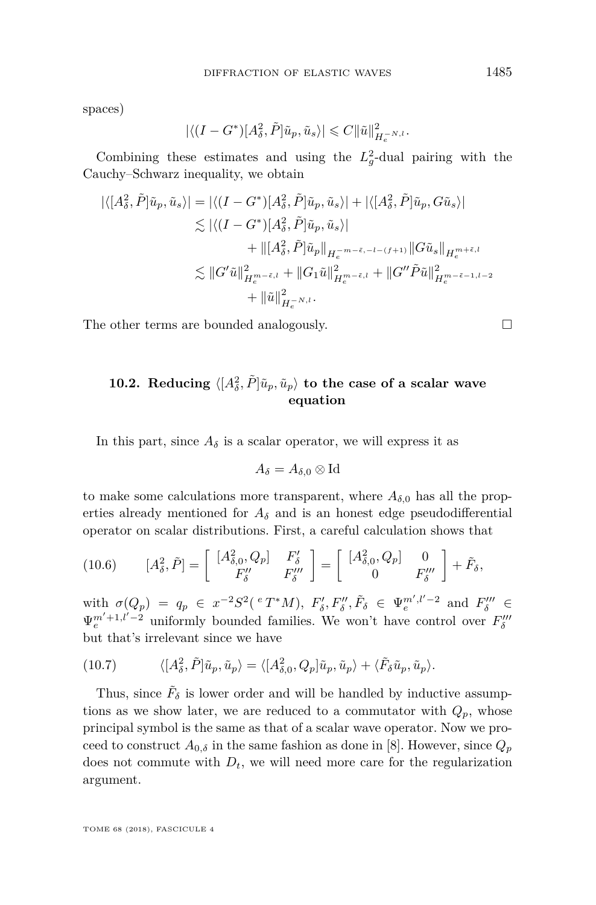spaces)

$$|\langle (I-G^*)[A_\delta^2,\tilde{P}]\tilde{u}_p,\tilde{u}_s\rangle| \leqslant C\|\tilde{u}\|^2_{H_e^{-N,l}}.$$

Combining these estimates and using the $L^2_g$-dual pairing with the Cauchy–Schwarz inequality, we obtain

$$\begin{aligned}
|\langle [A_\delta^2,\tilde{P}]\tilde{u}_p,\tilde{u}_s\rangle| &= |\langle (I-G^*)[A_\delta^2,\tilde{P}]\tilde{u}_p,\tilde{u}_s\rangle| + |\langle [A_\delta^2,\tilde{P}]\tilde{u}_p, G\tilde{u}_s\rangle| \\
&\lesssim |\langle (I-G^*)[A_\delta^2,\tilde{P}]\tilde{u}_p,\tilde{u}_s\rangle| \\
&\qquad + \|[A_\delta^2,\tilde{P}]\tilde{u}_p\|_{H_e^{-m-\tilde{\epsilon},-l-(f+1)}}\|G\tilde{u}_s\|_{H_e^{m+\tilde{\epsilon},l}} \\
&\lesssim \|G'\tilde{u}\|^2_{H_e^{m-\tilde{\epsilon},l}} + \|G_1\tilde{u}\|^2_{H_e^{m-\tilde{\epsilon},l}} + \|G''\tilde{P}\tilde{u}\|^2_{H_e^{m-\tilde{\epsilon}-1,l-2}} \\
&\qquad + \|\tilde{u}\|^2_{H_e^{-N,l}}.
\end{aligned}$$

The other terms are bounded analogously. □

## 10.2. Reducing $\langle [A_\delta^2,\tilde{P}]\tilde{u}_p,\tilde{u}_p\rangle$ to the case of a scalar wave equation

In this part, since $A_\delta$ is a scalar operator, we will express it as

$$A_\delta = A_{\delta,0}\otimes \mathrm{Id}$$

to make some calculations more transparent, where $A_{\delta,0}$ has all the properties already mentioned for $A_\delta$ and is an honest edge pseudodifferential operator on scalar distributions. First, a careful calculation shows that

$$[A_\delta^2,\tilde{P}] = \begin{bmatrix} [A_{\delta,0}^2,Q_p] & F'_\delta \\ F''_\delta & F'''_\delta \end{bmatrix} = \begin{bmatrix} [A_{\delta,0}^2,Q_p] & 0 \\ 0 & F'''_\delta \end{bmatrix} + \tilde{F}_\delta, \tag{10.6}$$

with $\sigma(Q_p) = q_p \in x^{-2}S^2({}^eT^*M)$, $F'_\delta, F''_\delta, \tilde{F}_\delta \in \Psi_e^{m',l'-2}$ and $F'''_\delta \in \Psi_e^{m'+1,l'-2}$ uniformly bounded families. We won't have control over $F'''_\delta$ but that's irrelevant since we have

$$\langle [A_\delta^2,\tilde{P}]\tilde{u}_p,\tilde{u}_p\rangle = \langle [A_{\delta,0}^2,Q_p]\tilde{u}_p,\tilde{u}_p\rangle + \langle \tilde{F}_\delta\tilde{u}_p,\tilde{u}_p\rangle. \tag{10.7}$$

Thus, since $\tilde{F}_\delta$ is lower order and will be handled by inductive assumptions as we show later, we are reduced to a commutator with $Q_p$, whose principal symbol is the same as that of a scalar wave operator. Now we proceed to construct $A_{0,\delta}$ in the same fashion as done in [8]. However, since $Q_p$ does not commute with $D_t$, we will need more care for the regularization argument.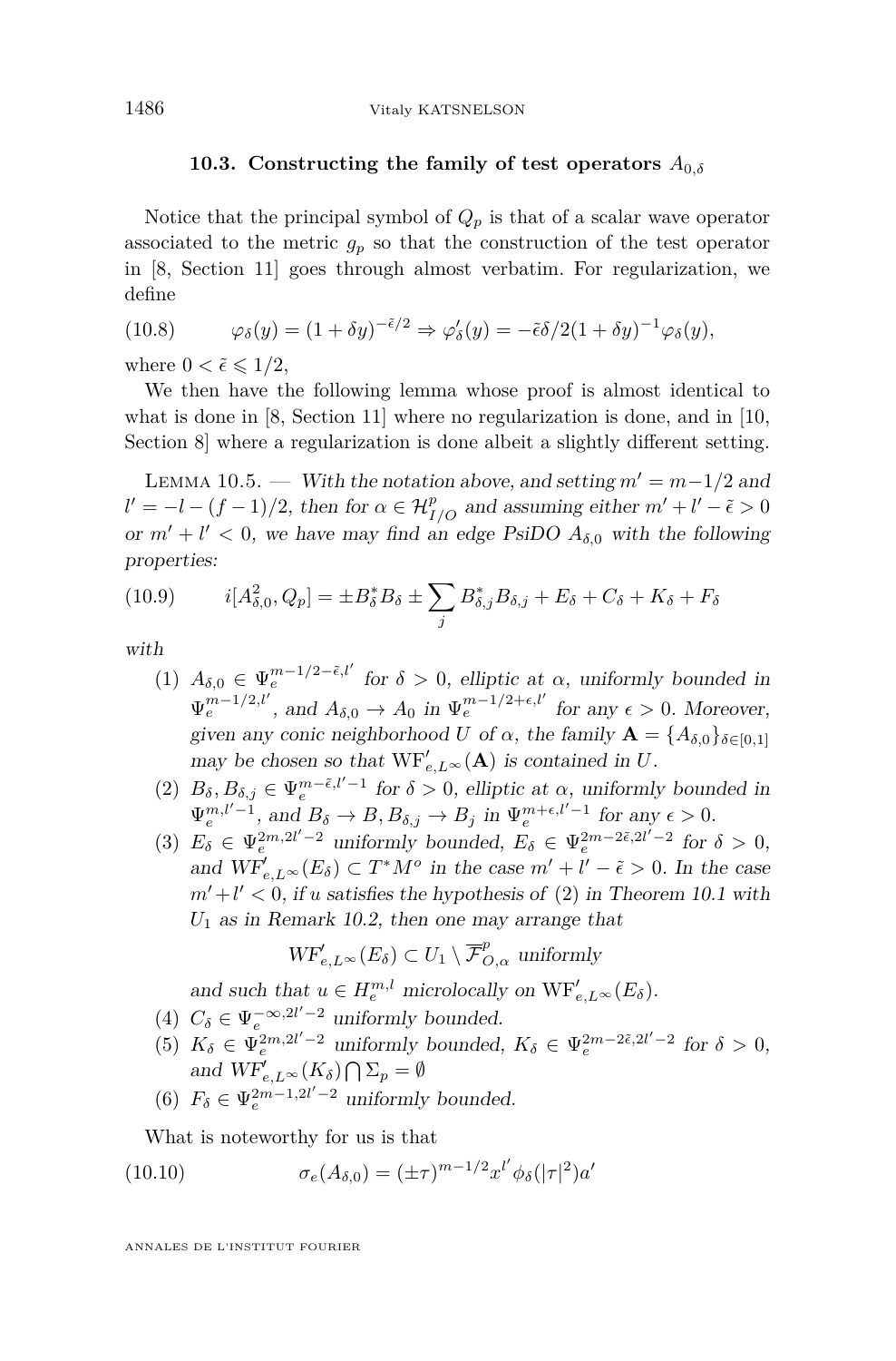### 10.3. Constructing the family of test operators $A_{0,\delta}$

Notice that the principal symbol of $Q_p$ is that of a scalar wave operator associated to the metric $g_p$ so that the construction of the test operator in [8, Section 11] goes through almost verbatim. For regularization, we define

$$\varphi_\delta(y) = (1+\delta y)^{-\tilde{\epsilon}/2} \Rightarrow \varphi'_\delta(y) = -\tilde{\epsilon}\delta/2(1+\delta y)^{-1}\varphi_\delta(y), \tag{10.8}$$

where $0 < \tilde{\epsilon} \leqslant 1/2$,

We then have the following lemma whose proof is almost identical to what is done in [8, Section 11] where no regularization is done, and in [10, Section 8] where a regularization is done albeit a slightly different setting.

Lemma 10.5. — *With the notation above, and setting $m' = m - 1/2$ and $l' = -l - (f-1)/2$, then for $\alpha \in \mathcal{H}^p_{I/O}$ and assuming either $m' + l' - \tilde{\epsilon} > 0$ or $m' + l' < 0$, we have may find an edge PsiDO $A_{\delta,0}$ with the following properties:*

$$i[A^2_{\delta,0}, Q_p] = \pm B^*_\delta B_\delta \pm \sum_j B^*_{\delta,j} B_{\delta,j} + E_\delta + C_\delta + K_\delta + F_\delta \tag{10.9}$$

*with*

1. *$A_{\delta,0} \in \Psi_e^{m-1/2-\tilde{\epsilon},l'}$ for $\delta > 0$, elliptic at $\alpha$, uniformly bounded in $\Psi_e^{m-1/2,l'}$, and $A_{\delta,0} \to A_0$ in $\Psi_e^{m-1/2+\epsilon,l'}$ for any $\epsilon > 0$. Moreover, given any conic neighborhood $U$ of $\alpha$, the family $\mathbf{A} = \{A_{\delta,0}\}_{\delta\in[0,1]}$ may be chosen so that $\mathrm{WF}'_{e,L^\infty}(\mathbf{A})$ is contained in $U$.*
2. *$B_\delta, B_{\delta,j} \in \Psi_e^{m-\tilde{\epsilon},l'-1}$ for $\delta > 0$, elliptic at $\alpha$, uniformly bounded in $\Psi_e^{m,l'-1}$, and $B_\delta \to B, B_{\delta,j} \to B_j$ in $\Psi_e^{m+\epsilon,l'-1}$ for any $\epsilon > 0$.*
3. *$E_\delta \in \Psi_e^{2m,2l'-2}$ uniformly bounded, $E_\delta \in \Psi_e^{2m-2\tilde{\epsilon},2l'-2}$ for $\delta > 0$, and $\mathrm{WF}'_{e,L^\infty}(E_\delta) \subset T^*M^o$ in the case $m' + l' - \tilde{\epsilon} > 0$. In the case $m' + l' < 0$, if $u$ satisfies the hypothesis of (2) in Theorem 10.1 with $U_1$ as in Remark 10.2, then one may arrange that*

$$\mathrm{WF}'_{e,L^\infty}(E_\delta) \subset U_1 \setminus \overline{\mathcal{F}}^p_{O,\alpha} \text{ uniformly}$$

   *and such that $u \in H_e^{m,l}$ microlocally on $\mathrm{WF}'_{e,L^\infty}(E_\delta)$.*
4. *$C_\delta \in \Psi_e^{-\infty,2l'-2}$ uniformly bounded.*
5. *$K_\delta \in \Psi_e^{2m,2l'-2}$ uniformly bounded, $K_\delta \in \Psi_e^{2m-2\tilde{\epsilon},2l'-2}$ for $\delta > 0$, and $\mathrm{WF}'_{e,L^\infty}(K_\delta) \bigcap \Sigma_p = \emptyset$*
6. *$F_\delta \in \Psi_e^{2m-1,2l'-2}$ uniformly bounded.*

What is noteworthy for us is that

$$\sigma_e(A_{\delta,0}) = (\pm\tau)^{m-1/2} x^{l'} \phi_\delta(|\tau|^2) a' \tag{10.10}$$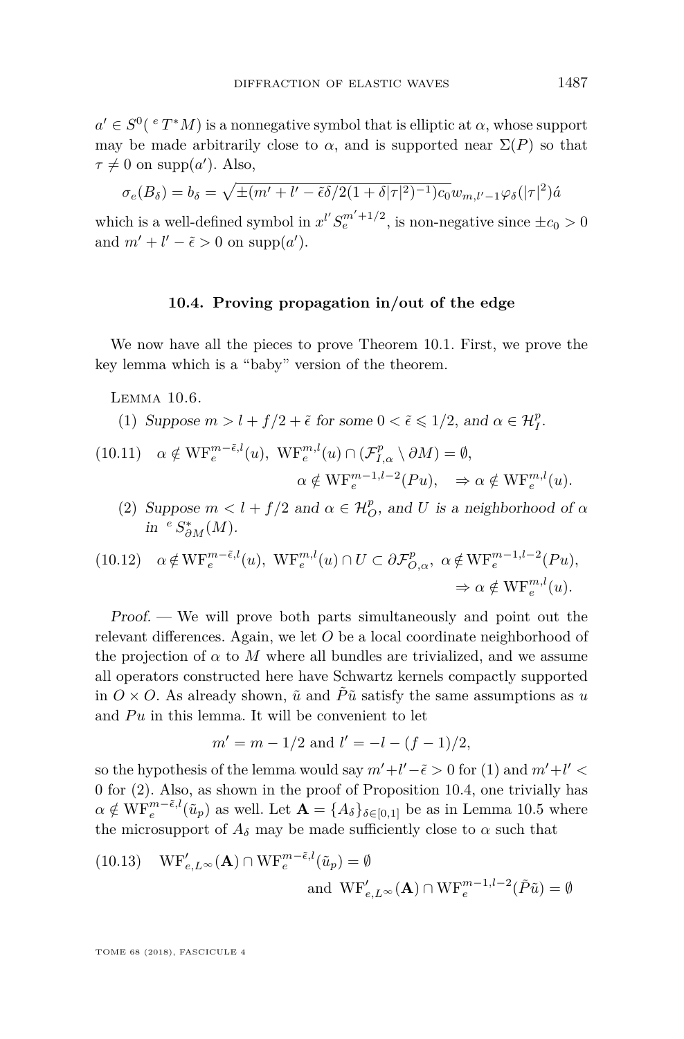$a' \in S^0({}^eT^*M)$ is a nonnegative symbol that is elliptic at $\alpha$, whose support may be made arbitrarily close to $\alpha$, and is supported near $\Sigma(P)$ so that $\tau \neq 0$ on $\operatorname{supp}(a')$. Also,

$$\sigma_e(B_\delta) = b_\delta = \sqrt{\pm(m' + l' - \tilde{\epsilon}\delta/2(1+\delta|\tau|^2)^{-1})c_0}\, w_{m,l'-1}\varphi_\delta(|\tau|^2)\acute{a}$$

which is a well-defined symbol in $x^{l'}S_e^{m'+1/2}$, is non-negative since $\pm c_0 > 0$ and $m' + l' - \tilde{\epsilon} > 0$ on $\operatorname{supp}(a')$.

### 10.4. Proving propagation in/out of the edge

We now have all the pieces to prove Theorem 10.1. First, we prove the key lemma which is a "baby" version of the theorem.

Lemma 10.6.

(1) *Suppose $m > l + f/2 + \tilde{\epsilon}$ for some $0 < \tilde{\epsilon} \leqslant 1/2$, and $\alpha \in \mathcal{H}_I^p$.*

$$\alpha \notin \mathrm{WF}_e^{m-\tilde{\epsilon},l}(u),\ \mathrm{WF}_e^{m,l}(u) \cap (\mathcal{F}_{I,\alpha}^p \setminus \partial M) = \emptyset, \qquad \alpha \notin \mathrm{WF}_e^{m-1,l-2}(Pu), \quad \Rightarrow \alpha \notin \mathrm{WF}_e^{m,l}(u). \tag{10.11}$$

(2) *Suppose $m < l + f/2$ and $\alpha \in \mathcal{H}_O^p$, and $U$ is a neighborhood of $\alpha$ in ${}^eS^*_{\partial M}(M)$.*

$$\alpha \notin \mathrm{WF}_e^{m-\tilde{\epsilon},l}(u),\ \mathrm{WF}_e^{m,l}(u) \cap U \subset \partial\mathcal{F}_{O,\alpha}^p,\ \alpha \notin \mathrm{WF}_e^{m-1,l-2}(Pu), \quad \Rightarrow \alpha \notin \mathrm{WF}_e^{m,l}(u). \tag{10.12}$$

*Proof.* — We will prove both parts simultaneously and point out the relevant differences. Again, we let $O$ be a local coordinate neighborhood of the projection of $\alpha$ to $M$ where all bundles are trivialized, and we assume all operators constructed here have Schwartz kernels compactly supported in $O \times O$. As already shown, $\tilde{u}$ and $\tilde{P}\tilde{u}$ satisfy the same assumptions as $u$ and $Pu$ in this lemma. It will be convenient to let

$$m' = m - 1/2 \text{ and } l' = -l - (f-1)/2,$$

so the hypothesis of the lemma would say $m' + l' - \tilde{\epsilon} > 0$ for (1) and $m' + l' < 0$ for (2). Also, as shown in the proof of Proposition 10.4, one trivially has $\alpha \notin \mathrm{WF}_e^{m-\tilde{\epsilon},l}(\tilde{u}_p)$ as well. Let $\mathbf{A} = \{A_\delta\}_{\delta\in[0,1]}$ be as in Lemma 10.5 where the microsupport of $A_\delta$ may be made sufficiently close to $\alpha$ such that

$$\mathrm{WF}'_{e,L^\infty}(\mathbf{A}) \cap \mathrm{WF}_e^{m-\tilde{\epsilon},l}(\tilde{u}_p) = \emptyset \quad \text{and} \quad \mathrm{WF}'_{e,L^\infty}(\mathbf{A}) \cap \mathrm{WF}_e^{m-1,l-2}(\tilde{P}\tilde{u}) = \emptyset \tag{10.13}$$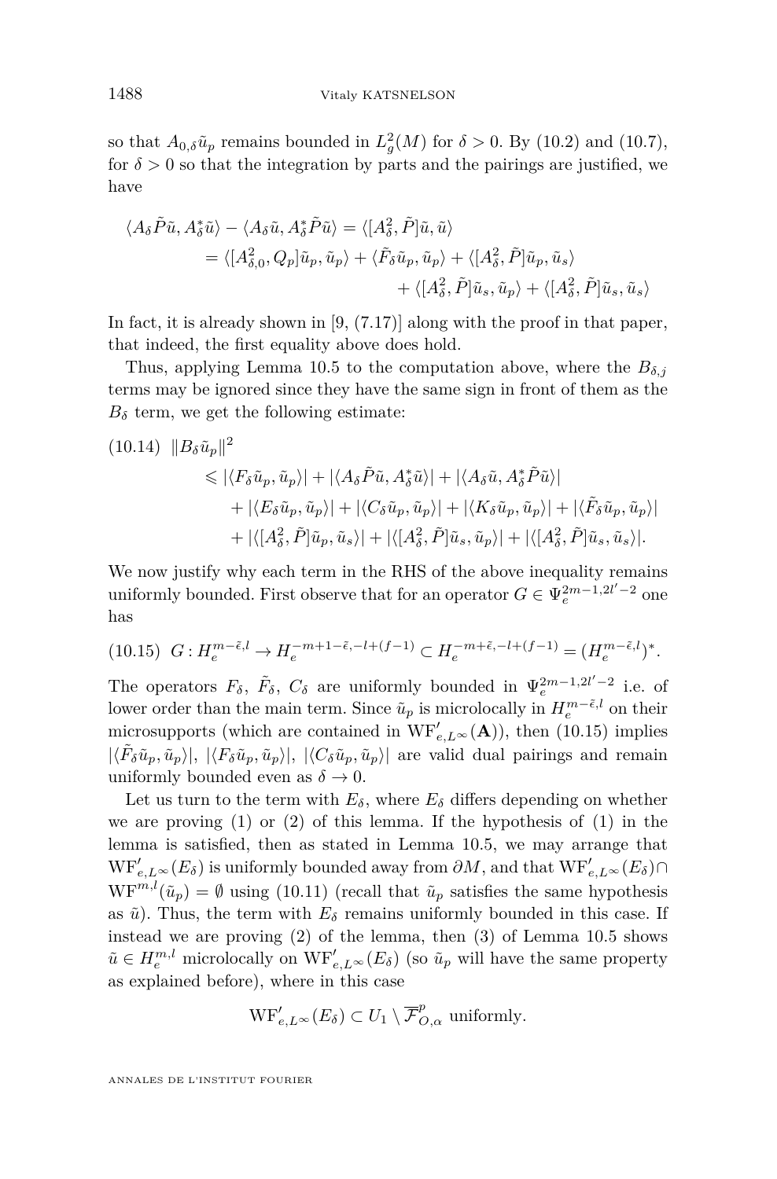so that $A_{0,\delta}\tilde{u}_p$ remains bounded in $L^2_g(M)$ for $\delta > 0$. By (10.2) and (10.7), for $\delta > 0$ so that the integration by parts and the pairings are justified, we have

$$\begin{aligned}\langle A_\delta \tilde{P}\tilde{u}, A_\delta^* \tilde{u}\rangle - \langle A_\delta \tilde{u}, A_\delta^* \tilde{P}\tilde{u}\rangle &= \langle [A_\delta^2, \tilde{P}]\tilde{u}, \tilde{u}\rangle \\ &= \langle [A_{\delta,0}^2, Q_p]\tilde{u}_p, \tilde{u}_p\rangle + \langle \tilde{F}_\delta \tilde{u}_p, \tilde{u}_p\rangle + \langle [A_\delta^2, \tilde{P}]\tilde{u}_p, \tilde{u}_s\rangle \\ &\qquad + \langle [A_\delta^2, \tilde{P}]\tilde{u}_s, \tilde{u}_p\rangle + \langle [A_\delta^2, \tilde{P}]\tilde{u}_s, \tilde{u}_s\rangle\end{aligned}$$

In fact, it is already shown in [9, (7.17)] along with the proof in that paper, that indeed, the first equality above does hold.

Thus, applying Lemma 10.5 to the computation above, where the $B_{\delta,j}$ terms may be ignored since they have the same sign in front of them as the $B_\delta$ term, we get the following estimate:

$$\begin{aligned}(10.14)\quad \|B_\delta \tilde{u}_p\|^2 &\leqslant |\langle F_\delta \tilde{u}_p, \tilde{u}_p\rangle| + |\langle A_\delta \tilde{P}\tilde{u}, A_\delta^* \tilde{u}\rangle| + |\langle A_\delta \tilde{u}, A_\delta^* \tilde{P}\tilde{u}\rangle| \\ &\quad + |\langle E_\delta \tilde{u}_p, \tilde{u}_p\rangle| + |\langle C_\delta \tilde{u}_p, \tilde{u}_p\rangle| + |\langle K_\delta \tilde{u}_p, \tilde{u}_p\rangle| + |\langle \tilde{F}_\delta \tilde{u}_p, \tilde{u}_p\rangle| \\ &\quad + |\langle [A_\delta^2, \tilde{P}]\tilde{u}_p, \tilde{u}_s\rangle| + |\langle [A_\delta^2, \tilde{P}]\tilde{u}_s, \tilde{u}_p\rangle| + |\langle [A_\delta^2, \tilde{P}]\tilde{u}_s, \tilde{u}_s\rangle|.\end{aligned}$$

We now justify why each term in the RHS of the above inequality remains uniformly bounded. First observe that for an operator $G \in \Psi_e^{2m-1,2l'-2}$ one has

$$(10.15)\quad G : H_e^{m-\tilde{\epsilon},l} \to H_e^{-m+1-\tilde{\epsilon},-l+(f-1)} \subset H_e^{-m+\tilde{\epsilon},-l+(f-1)} = (H_e^{m-\tilde{\epsilon},l})^*.$$

The operators $F_\delta$, $\tilde{F}_\delta$, $C_\delta$ are uniformly bounded in $\Psi_e^{2m-1,2l'-2}$ i.e. of lower order than the main term. Since $\tilde{u}_p$ is microlocally in $H_e^{m-\tilde{\epsilon},l}$ on their microsupports (which are contained in $\mathrm{WF}'_{e,L^\infty}(\mathbf{A})$), then (10.15) implies $|\langle \tilde{F}_\delta \tilde{u}_p, \tilde{u}_p\rangle|$, $|\langle F_\delta \tilde{u}_p, \tilde{u}_p\rangle|$, $|\langle C_\delta \tilde{u}_p, \tilde{u}_p\rangle|$ are valid dual pairings and remain uniformly bounded even as $\delta \to 0$.

Let us turn to the term with $E_\delta$, where $E_\delta$ differs depending on whether we are proving (1) or (2) of this lemma. If the hypothesis of (1) in the lemma is satisfied, then as stated in Lemma 10.5, we may arrange that $\mathrm{WF}'_{e,L^\infty}(E_\delta)$ is uniformly bounded away from $\partial M$, and that $\mathrm{WF}'_{e,L^\infty}(E_\delta) \cap \mathrm{WF}^{m,l}(\tilde{u}_p) = \emptyset$ using (10.11) (recall that $\tilde{u}_p$ satisfies the same hypothesis as $\tilde{u}$). Thus, the term with $E_\delta$ remains uniformly bounded in this case. If instead we are proving (2) of the lemma, then (3) of Lemma 10.5 shows $\tilde{u} \in H_e^{m,l}$ microlocally on $\mathrm{WF}'_{e,L^\infty}(E_\delta)$ (so $\tilde{u}_p$ will have the same property as explained before), where in this case

$$\mathrm{WF}'_{e,L^\infty}(E_\delta) \subset U_1 \setminus \overline{\mathcal{F}}^p_{O,\alpha} \text{ uniformly.}$$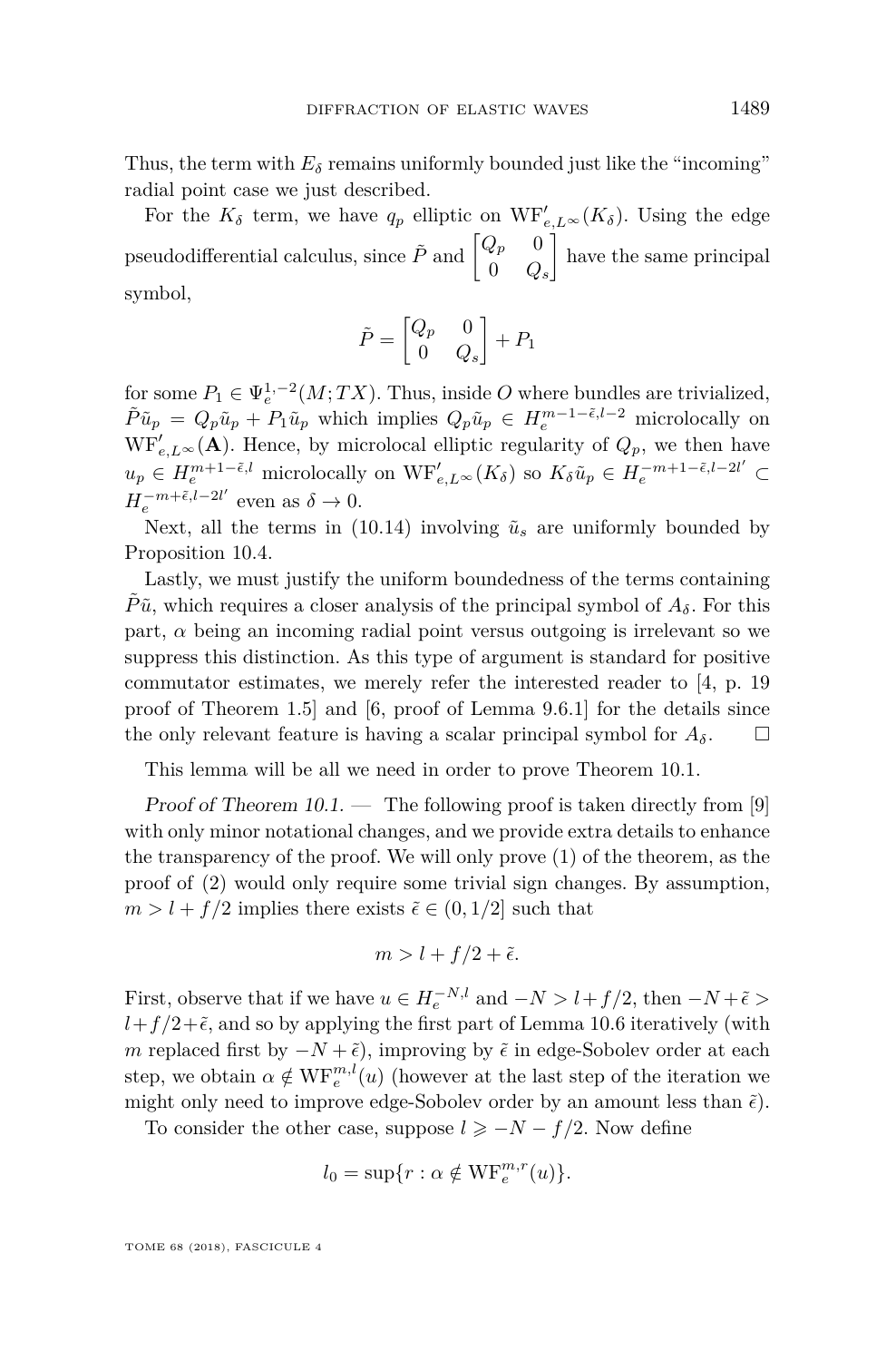Thus, the term with $E_\delta$ remains uniformly bounded just like the "incoming" radial point case we just described.

For the $K_\delta$ term, we have $q_p$ elliptic on $\mathrm{WF}'_{e,L^\infty}(K_\delta)$. Using the edge pseudodifferential calculus, since $\tilde{P}$ and $\begin{bmatrix} Q_p & 0 \\ 0 & Q_s \end{bmatrix}$ have the same principal symbol,

$$\tilde{P} = \begin{bmatrix} Q_p & 0 \\ 0 & Q_s \end{bmatrix} + P_1$$

for some $P_1 \in \Psi_e^{1,-2}(M; TX)$. Thus, inside $O$ where bundles are trivialized, $\tilde{P}\tilde{u}_p = Q_p \tilde{u}_p + P_1 \tilde{u}_p$ which implies $Q_p \tilde{u}_p \in H_e^{m-1-\tilde{\epsilon},l-2}$ microlocally on $\mathrm{WF}'_{e,L^\infty}(\mathbf{A})$. Hence, by microlocal elliptic regularity of $Q_p$, we then have $u_p \in H_e^{m+1-\tilde{\epsilon},l}$ microlocally on $\mathrm{WF}'_{e,L^\infty}(K_\delta)$ so $K_\delta \tilde{u}_p \in H_e^{-m+1-\tilde{\epsilon},l-2l'} \subset H_e^{-m+\tilde{\epsilon},l-2l'}$ even as $\delta \to 0$.

Next, all the terms in (10.14) involving $\tilde{u}_s$ are uniformly bounded by Proposition 10.4.

Lastly, we must justify the uniform boundedness of the terms containing $\tilde{P}\tilde{u}$, which requires a closer analysis of the principal symbol of $A_\delta$. For this part, $\alpha$ being an incoming radial point versus outgoing is irrelevant so we suppress this distinction. As this type of argument is standard for positive commutator estimates, we merely refer the interested reader to [4, p. 19 proof of Theorem 1.5] and [6, proof of Lemma 9.6.1] for the details since the only relevant feature is having a scalar principal symbol for $A_\delta$. □

This lemma will be all we need in order to prove Theorem 10.1.

*Proof of Theorem 10.1.* — The following proof is taken directly from [9] with only minor notational changes, and we provide extra details to enhance the transparency of the proof. We will only prove (1) of the theorem, as the proof of (2) would only require some trivial sign changes. By assumption, $m > l + f/2$ implies there exists $\tilde{\epsilon} \in (0, 1/2]$ such that

$$m > l + f/2 + \tilde{\epsilon}.$$

First, observe that if we have $u \in H_e^{-N,l}$ and $-N > l + f/2$, then $-N + \tilde{\epsilon} > l + f/2 + \tilde{\epsilon}$, and so by applying the first part of Lemma 10.6 iteratively (with $m$ replaced first by $-N + \tilde{\epsilon}$), improving by $\tilde{\epsilon}$ in edge-Sobolev order at each step, we obtain $\alpha \notin \mathrm{WF}_e^{m,l}(u)$ (however at the last step of the iteration we might only need to improve edge-Sobolev order by an amount less than $\tilde{\epsilon}$).

To consider the other case, suppose $l \geqslant -N - f/2$. Now define

$$l_0 = \sup\{r : \alpha \notin \mathrm{WF}_e^{m,r}(u)\}.$$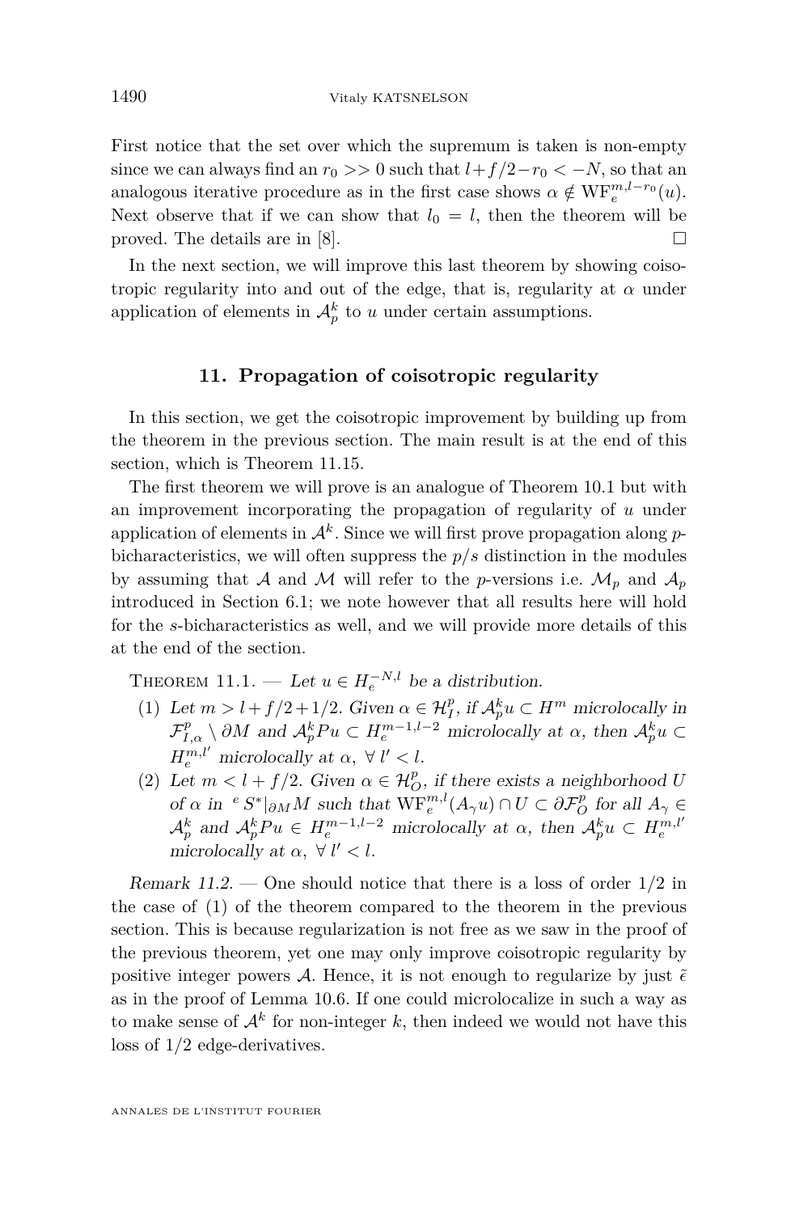First notice that the set over which the supremum is taken is non-empty since we can always find an $r_0 >> 0$ such that $l + f/2 - r_0 < -N$, so that an analogous iterative procedure as in the first case shows $\alpha \notin \mathrm{WF}_e^{m,l-r_0}(u)$. Next observe that if we can show that $l_0 = l$, then the theorem will be proved. The details are in [8]. □

In the next section, we will improve this last theorem by showing coisotropic regularity into and out of the edge, that is, regularity at $\alpha$ under application of elements in $\mathcal{A}_p^k$ to $u$ under certain assumptions.

## 11. Propagation of coisotropic regularity

In this section, we get the coisotropic improvement by building up from the theorem in the previous section. The main result is at the end of this section, which is Theorem 11.15.

The first theorem we will prove is an analogue of Theorem 10.1 but with an improvement incorporating the propagation of regularity of $u$ under application of elements in $\mathcal{A}^k$. Since we will first prove propagation along $p$-bicharacteristics, we will often suppress the $p/s$ distinction in the modules by assuming that $\mathcal{A}$ and $\mathcal{M}$ will refer to the $p$-versions i.e. $\mathcal{M}_p$ and $\mathcal{A}_p$ introduced in Section 6.1; we note however that all results here will hold for the $s$-bicharacteristics as well, and we will provide more details of this at the end of the section.

Theorem 11.1. — *Let $u \in H_e^{-N,l}$ be a distribution.*

1. *Let $m > l + f/2 + 1/2$. Given $\alpha \in \mathcal{H}_I^p$, if $\mathcal{A}_p^k u \subset H^m$ microlocally in $\mathcal{F}_{I,\alpha}^p \setminus \partial M$ and $\mathcal{A}_p^k P u \subset H_e^{m-1,l-2}$ microlocally at $\alpha$, then $\mathcal{A}_p^k u \subset H_e^{m,l'}$ microlocally at $\alpha$, $\forall\, l' < l$.*
2. *Let $m < l + f/2$. Given $\alpha \in \mathcal{H}_O^p$, if there exists a neighborhood $U$ of $\alpha$ in ${}^e S^*|_{\partial M} M$ such that $\mathrm{WF}_e^{m,l}(A_\gamma u) \cap U \subset \partial\mathcal{F}_O^p$ for all $A_\gamma \in \mathcal{A}_p^k$ and $\mathcal{A}_p^k P u \in H_e^{m-1,l-2}$ microlocally at $\alpha$, then $\mathcal{A}_p^k u \subset H_e^{m,l'}$ microlocally at $\alpha$, $\forall\, l' < l$.*

*Remark 11.2.* — One should notice that there is a loss of order $1/2$ in the case of (1) of the theorem compared to the theorem in the previous section. This is because regularization is not free as we saw in the proof of the previous theorem, yet one may only improve coisotropic regularity by positive integer powers $\mathcal{A}$. Hence, it is not enough to regularize by just $\tilde{\epsilon}$ as in the proof of Lemma 10.6. If one could microlocalize in such a way as to make sense of $\mathcal{A}^k$ for non-integer $k$, then indeed we would not have this loss of $1/2$ edge-derivatives.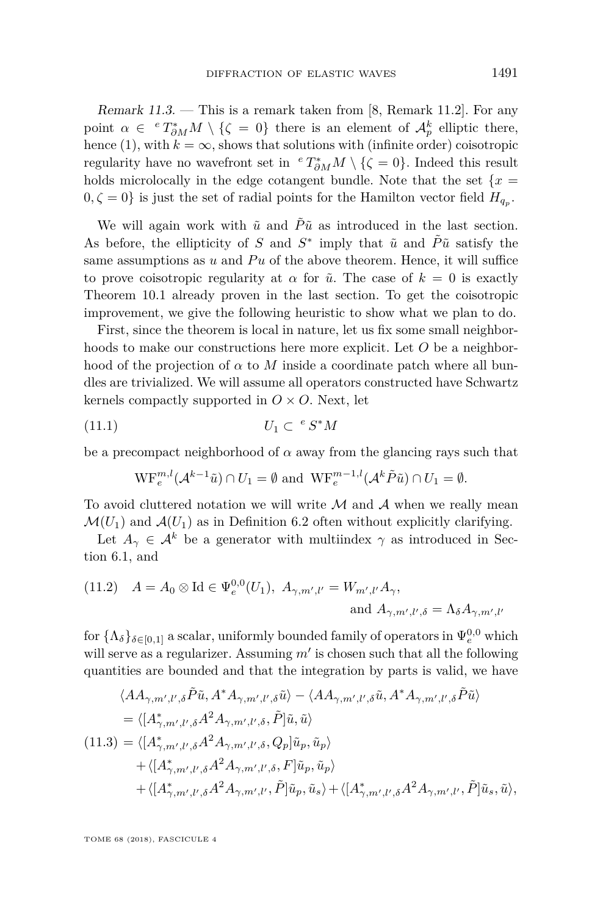*Remark 11.3.* — This is a remark taken from [8, Remark 11.2]. For any point $\alpha \in {}^{e}T^*_{\partial M}M \setminus \{\zeta = 0\}$ there is an element of $\mathcal{A}^k_p$ elliptic there, hence (1), with $k = \infty$, shows that solutions with (infinite order) coisotropic regularity have no wavefront set in ${}^{e}T^*_{\partial M}M \setminus \{\zeta = 0\}$. Indeed this result holds microlocally in the edge cotangent bundle. Note that the set $\{x = 0, \zeta = 0\}$ is just the set of radial points for the Hamilton vector field $H_{q_p}$.

We will again work with $\tilde{u}$ and $\tilde{P}\tilde{u}$ as introduced in the last section. As before, the ellipticity of $S$ and $S^*$ imply that $\tilde{u}$ and $\tilde{P}\tilde{u}$ satisfy the same assumptions as $u$ and $Pu$ of the above theorem. Hence, it will suffice to prove coisotropic regularity at $\alpha$ for $\tilde{u}$. The case of $k = 0$ is exactly Theorem 10.1 already proven in the last section. To get the coisotropic improvement, we give the following heuristic to show what we plan to do.

First, since the theorem is local in nature, let us fix some small neighborhoods to make our constructions here more explicit. Let $O$ be a neighborhood of the projection of $\alpha$ to $M$ inside a coordinate patch where all bundles are trivialized. We will assume all operators constructed have Schwartz kernels compactly supported in $O \times O$. Next, let

$$U_1 \subset {}^{e}S^*M \tag{11.1}$$

be a precompact neighborhood of $\alpha$ away from the glancing rays such that

$$\mathrm{WF}^{m,l}_e(\mathcal{A}^{k-1}\tilde{u}) \cap U_1 = \emptyset \text{ and } \mathrm{WF}^{m-1,l}_e(\mathcal{A}^k\tilde{P}\tilde{u}) \cap U_1 = \emptyset.$$

To avoid cluttered notation we will write $\mathcal{M}$ and $\mathcal{A}$ when we really mean $\mathcal{M}(U_1)$ and $\mathcal{A}(U_1)$ as in Definition 6.2 often without explicitly clarifying.

Let $A_\gamma \in \mathcal{A}^k$ be a generator with multiindex $\gamma$ as introduced in Section 6.1, and

$$A = A_0 \otimes \mathrm{Id} \in \Psi^{0,0}_e(U_1),\ A_{\gamma,m',l'} = W_{m',l'}A_\gamma, \quad \text{and } A_{\gamma,m',l',\delta} = \Lambda_\delta A_{\gamma,m',l'} \tag{11.2}$$

for $\{\Lambda_\delta\}_{\delta\in[0,1]}$ a scalar, uniformly bounded family of operators in $\Psi^{0,0}_e$ which will serve as a regularizer. Assuming $m'$ is chosen such that all the following quantities are bounded and that the integration by parts is valid, we have

$$\begin{aligned}
&\langle AA_{\gamma,m',l',\delta}\tilde{P}\tilde{u}, A^*A_{\gamma,m',l',\delta}\tilde{u}\rangle - \langle AA_{\gamma,m',l',\delta}\tilde{u}, A^*A_{\gamma,m',l',\delta}\tilde{P}\tilde{u}\rangle \\
&= \langle [A^*_{\gamma,m',l',\delta}A^2A_{\gamma,m',l',\delta}, \tilde{P}]\tilde{u}, \tilde{u}\rangle \\
&= \langle [A^*_{\gamma,m',l',\delta}A^2A_{\gamma,m',l',\delta}, Q_p]\tilde{u}_p, \tilde{u}_p\rangle \\
&\quad + \langle [A^*_{\gamma,m',l',\delta}A^2A_{\gamma,m',l',\delta}, F]\tilde{u}_p, \tilde{u}_p\rangle \\
&\quad + \langle [A^*_{\gamma,m',l',\delta}A^2A_{\gamma,m',l'}, \tilde{P}]\tilde{u}_p, \tilde{u}_s\rangle + \langle [A^*_{\gamma,m',l',\delta}A^2A_{\gamma,m',l'}, \tilde{P}]\tilde{u}_s, \tilde{u}\rangle,
\end{aligned} \tag{11.3}$$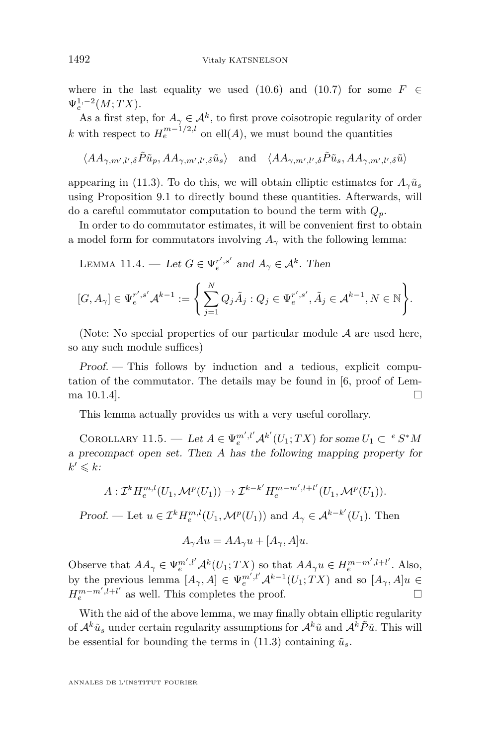where in the last equality we used (10.6) and (10.7) for some $F \in \Psi_e^{1,-2}(M;TX)$.

As a first step, for $A_\gamma \in \mathcal{A}^k$, to first prove coisotropic regularity of order $k$ with respect to $H_e^{m-1/2,l}$ on $\mathrm{ell}(A)$, we must bound the quantities

$$\langle AA_{\gamma,m',l',\delta}\tilde{P}\tilde{u}_p, AA_{\gamma,m',l',\delta}\tilde{u}_s\rangle \quad \text{and} \quad \langle AA_{\gamma,m',l',\delta}\tilde{P}\tilde{u}_s, AA_{\gamma,m',l',\delta}\tilde{u}\rangle$$

appearing in (11.3). To do this, we will obtain elliptic estimates for $A_\gamma\tilde{u}_s$ using Proposition 9.1 to directly bound these quantities. Afterwards, will do a careful commutator computation to bound the term with $Q_p$.

In order to do commutator estimates, it will be convenient first to obtain a model form for commutators involving $A_\gamma$ with the following lemma:

Lemma 11.4. — *Let $G \in \Psi_e^{r',s'}$ and $A_\gamma \in \mathcal{A}^k$. Then*

$$[G, A_\gamma] \in \Psi_e^{r',s'}\mathcal{A}^{k-1} := \left\{ \sum_{j=1}^N Q_j\tilde{A}_j : Q_j \in \Psi_e^{r',s'}, \tilde{A}_j \in \mathcal{A}^{k-1}, N \in \mathbb{N} \right\}.$$

(Note: No special properties of our particular module $\mathcal{A}$ are used here, so any such module suffices)

*Proof.* — This follows by induction and a tedious, explicit computation of the commutator. The details may be found in [6, proof of Lemma 10.1.4]. □

This lemma actually provides us with a very useful corollary.

Corollary 11.5. — *Let $A \in \Psi_e^{m',l'}\mathcal{A}^{k'}(U_1;TX)$ for some $U_1 \subset {}^eS^*M$ a precompact open set. Then $A$ has the following mapping property for $k' \leqslant k$:*

$$A : \mathcal{I}^k H_e^{m,l}(U_1, \mathcal{M}^p(U_1)) \to \mathcal{I}^{k-k'} H_e^{m-m',l+l'}(U_1, \mathcal{M}^p(U_1)).$$

*Proof.* — Let $u \in \mathcal{I}^k H_e^{m,l}(U_1, \mathcal{M}^p(U_1))$ and $A_\gamma \in \mathcal{A}^{k-k'}(U_1)$. Then

$$A_\gamma Au = AA_\gamma u + [A_\gamma, A]u.$$

Observe that $AA_\gamma \in \Psi_e^{m',l'}\mathcal{A}^k(U_1;TX)$ so that $AA_\gamma u \in H_e^{m-m',l+l'}$. Also, by the previous lemma $[A_\gamma, A] \in \Psi_e^{m',l'}\mathcal{A}^{k-1}(U_1;TX)$ and so $[A_\gamma, A]u \in H_e^{m-m',l+l'}$ as well. This completes the proof. □

With the aid of the above lemma, we may finally obtain elliptic regularity of $\mathcal{A}^k\tilde{u}_s$ under certain regularity assumptions for $\mathcal{A}^k\tilde{u}$ and $\mathcal{A}^k\tilde{P}\tilde{u}$. This will be essential for bounding the terms in (11.3) containing $\tilde{u}_s$.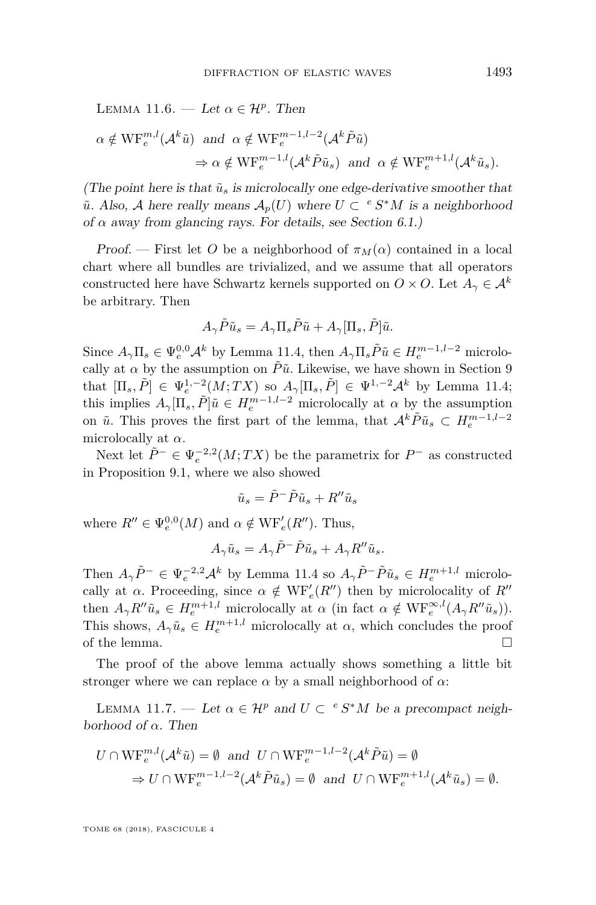Lemma 11.6. — *Let $\alpha \in \mathcal{H}^p$. Then*

$$\alpha \notin \mathrm{WF}_e^{m,l}(\mathcal{A}^k \tilde{u}) \text{ and } \alpha \notin \mathrm{WF}_e^{m-1,l-2}(\mathcal{A}^k \tilde{P}\tilde{u}) \Rightarrow \alpha \notin \mathrm{WF}_e^{m-1,l}(\mathcal{A}^k \tilde{P}\tilde{u}_s) \text{ and } \alpha \notin \mathrm{WF}_e^{m+1,l}(\mathcal{A}^k \tilde{u}_s).$$

*(The point here is that $\tilde{u}_s$ is microlocally one edge-derivative smoother that $\tilde{u}$. Also, $\mathcal{A}$ here really means $\mathcal{A}_p(U)$ where $U \subset {}^eS^*M$ is a neighborhood of $\alpha$ away from glancing rays. For details, see Section 6.1.)*

*Proof.* — First let $O$ be a neighborhood of $\pi_M(\alpha)$ contained in a local chart where all bundles are trivialized, and we assume that all operators constructed here have Schwartz kernels supported on $O \times O$. Let $A_\gamma \in \mathcal{A}^k$ be arbitrary. Then

$$A_\gamma \tilde{P}\tilde{u}_s = A_\gamma \Pi_s \tilde{P}\tilde{u} + A_\gamma [\Pi_s, \tilde{P}]\tilde{u}.$$

Since $A_\gamma \Pi_s \in \Psi_e^{0,0}\mathcal{A}^k$ by Lemma 11.4, then $A_\gamma \Pi_s \tilde{P}\tilde{u} \in H_e^{m-1,l-2}$ microlocally at $\alpha$ by the assumption on $\tilde{P}\tilde{u}$. Likewise, we have shown in Section 9 that $[\Pi_s, \tilde{P}] \in \Psi_e^{1,-2}(M;TX)$ so $A_\gamma[\Pi_s, \tilde{P}] \in \Psi^{1,-2}\mathcal{A}^k$ by Lemma 11.4; this implies $A_\gamma[\Pi_s, \tilde{P}]\tilde{u} \in H_e^{m-1,l-2}$ microlocally at $\alpha$ by the assumption on $\tilde{u}$. This proves the first part of the lemma, that $\mathcal{A}^k \tilde{P}\tilde{u}_s \subset H_e^{m-1,l-2}$ microlocally at $\alpha$.

Next let $\tilde{P}^- \in \Psi_e^{-2,2}(M;TX)$ be the parametrix for $P^-$ as constructed in Proposition 9.1, where we also showed

$$\tilde{u}_s = \tilde{P}^- \tilde{P}\tilde{u}_s + R''\tilde{u}_s$$

where $R'' \in \Psi_e^{0,0}(M)$ and $\alpha \notin \mathrm{WF}_e'(R'')$. Thus,

$$A_\gamma \tilde{u}_s = A_\gamma \tilde{P}^- \tilde{P}\tilde{u}_s + A_\gamma R''\tilde{u}_s.$$

Then $A_\gamma \tilde{P}^- \in \Psi_e^{-2,2}\mathcal{A}^k$ by Lemma 11.4 so $A_\gamma \tilde{P}^- \tilde{P}\tilde{u}_s \in H_e^{m+1,l}$ microlocally at $\alpha$. Proceeding, since $\alpha \notin \mathrm{WF}_e'(R'')$ then by microlocality of $R''$ then $A_\gamma R''\tilde{u}_s \in H_e^{m+1,l}$ microlocally at $\alpha$ (in fact $\alpha \notin \mathrm{WF}_e^{\infty,l}(A_\gamma R''\tilde{u}_s)$). This shows, $A_\gamma \tilde{u}_s \in H_e^{m+1,l}$ microlocally at $\alpha$, which concludes the proof of the lemma. $\square$

The proof of the above lemma actually shows something a little bit stronger where we can replace $\alpha$ by a small neighborhood of $\alpha$:

Lemma 11.7. — *Let $\alpha \in \mathcal{H}^p$ and $U \subset {}^eS^*M$ be a precompact neighborhood of $\alpha$. Then*

$$U \cap \mathrm{WF}_e^{m,l}(\mathcal{A}^k \tilde{u}) = \emptyset \text{ and } U \cap \mathrm{WF}_e^{m-1,l-2}(\mathcal{A}^k \tilde{P}\tilde{u}) = \emptyset \Rightarrow U \cap \mathrm{WF}_e^{m-1,l-2}(\mathcal{A}^k \tilde{P}\tilde{u}_s) = \emptyset \text{ and } U \cap \mathrm{WF}_e^{m+1,l}(\mathcal{A}^k \tilde{u}_s) = \emptyset.$$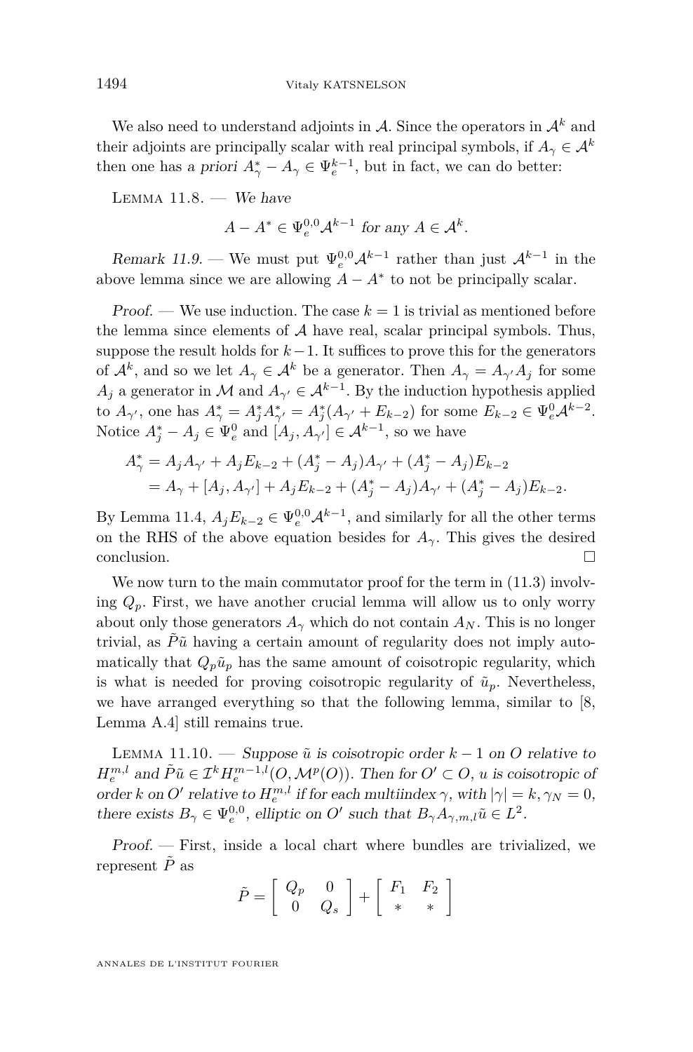We also need to understand adjoints in $\mathcal{A}$. Since the operators in $\mathcal{A}^k$ and their adjoints are principally scalar with real principal symbols, if $A_\gamma \in \mathcal{A}^k$ then one has *a priori* $A_\gamma^* - A_\gamma \in \Psi_e^{k-1}$, but in fact, we can do better:

Lemma 11.8. — *We have*

$$A - A^* \in \Psi_e^{0,0}\mathcal{A}^{k-1} \text{ for any } A \in \mathcal{A}^k.$$

*Remark 11.9.* — We must put $\Psi_e^{0,0}\mathcal{A}^{k-1}$ rather than just $\mathcal{A}^{k-1}$ in the above lemma since we are allowing $A - A^*$ to not be principally scalar.

*Proof.* — We use induction. The case $k = 1$ is trivial as mentioned before the lemma since elements of $\mathcal{A}$ have real, scalar principal symbols. Thus, suppose the result holds for $k-1$. It suffices to prove this for the generators of $\mathcal{A}^k$, and so we let $A_\gamma \in \mathcal{A}^k$ be a generator. Then $A_\gamma = A_{\gamma'}A_j$ for some $A_j$ a generator in $\mathcal{M}$ and $A_{\gamma'} \in \mathcal{A}^{k-1}$. By the induction hypothesis applied to $A_{\gamma'}$, one has $A_\gamma^* = A_j^* A_{\gamma'}^* = A_j^*(A_{\gamma'} + E_{k-2})$ for some $E_{k-2} \in \Psi_e^0\mathcal{A}^{k-2}$. Notice $A_j^* - A_j \in \Psi_e^0$ and $[A_j, A_{\gamma'}] \in \mathcal{A}^{k-1}$, so we have

$$\begin{aligned}
A_\gamma^* &= A_j A_{\gamma'} + A_j E_{k-2} + (A_j^* - A_j)A_{\gamma'} + (A_j^* - A_j)E_{k-2} \\
&= A_\gamma + [A_j, A_{\gamma'}] + A_j E_{k-2} + (A_j^* - A_j)A_{\gamma'} + (A_j^* - A_j)E_{k-2}.
\end{aligned}$$

By Lemma 11.4, $A_j E_{k-2} \in \Psi_e^{0,0}\mathcal{A}^{k-1}$, and similarly for all the other terms on the RHS of the above equation besides for $A_\gamma$. This gives the desired conclusion. $\square$

We now turn to the main commutator proof for the term in (11.3) involving $Q_p$. First, we have another crucial lemma will allow us to only worry about only those generators $A_\gamma$ which do not contain $A_N$. This is no longer trivial, as $\tilde{P}\tilde{u}$ having a certain amount of regularity does not imply automatically that $Q_p\tilde{u}_p$ has the same amount of coisotropic regularity, which is what is needed for proving coisotropic regularity of $\tilde{u}_p$. Nevertheless, we have arranged everything so that the following lemma, similar to [8, Lemma A.4] still remains true.

Lemma 11.10. — *Suppose $\tilde{u}$ is coisotropic order $k-1$ on $O$ relative to $H_e^{m,l}$ and $\tilde{P}\tilde{u} \in \mathcal{I}^k H_e^{m-1,l}(O, \mathcal{M}^p(O))$. Then for $O' \subset O$, $u$ is coisotropic of order $k$ on $O'$ relative to $H_e^{m,l}$ if for each multiindex $\gamma$, with $|\gamma| = k, \gamma_N = 0$, there exists $B_\gamma \in \Psi_e^{0,0}$, elliptic on $O'$ such that $B_\gamma A_{\gamma,m,l}\tilde{u} \in L^2$.*

*Proof.* — First, inside a local chart where bundles are trivialized, we represent $\tilde{P}$ as

$$\tilde{P} = \begin{bmatrix} Q_p & 0 \\ 0 & Q_s \end{bmatrix} + \begin{bmatrix} F_1 & F_2 \\ * & * \end{bmatrix}$$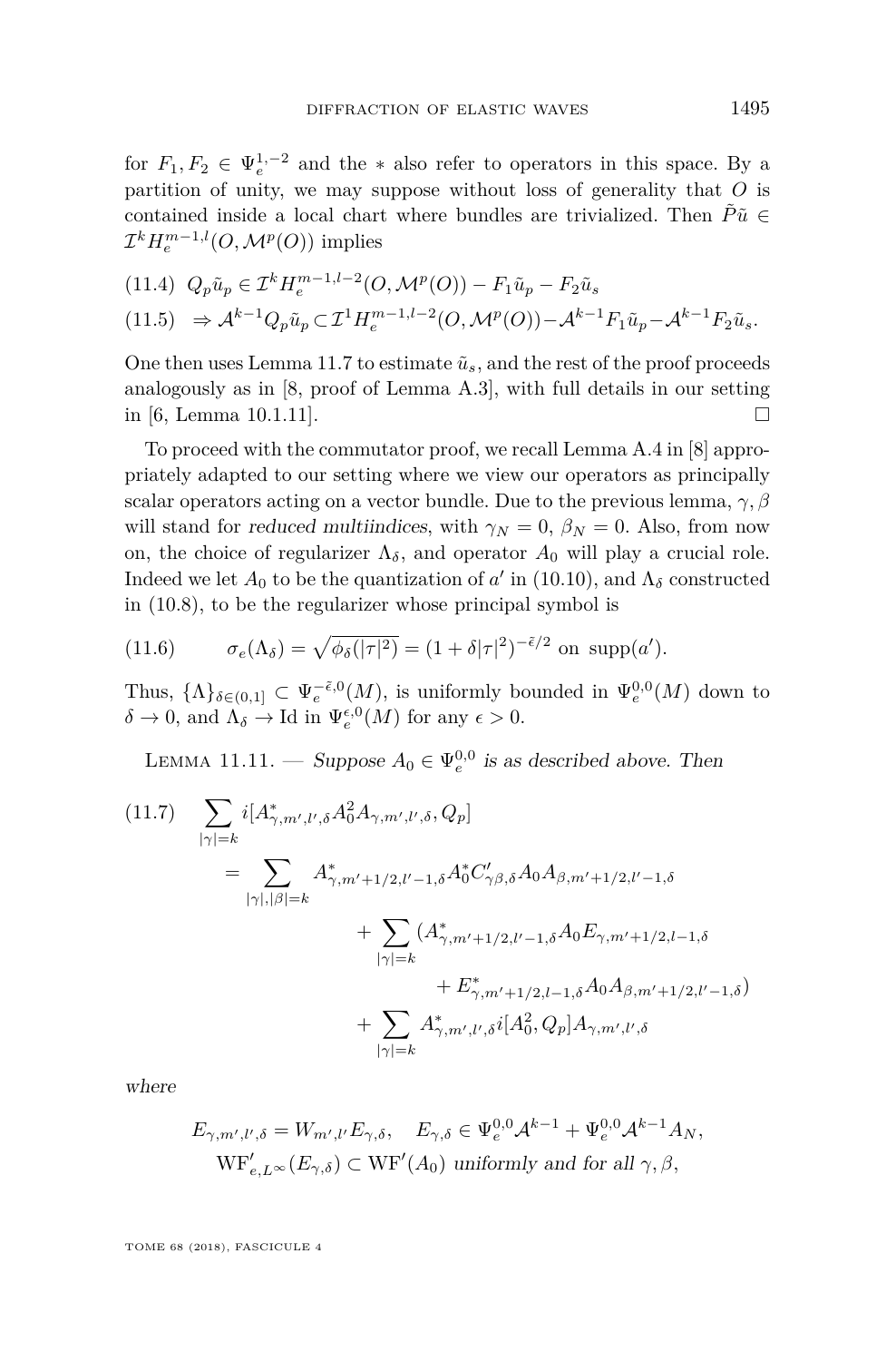for $F_1, F_2 \in \Psi_e^{1,-2}$ and the $*$ also refer to operators in this space. By a partition of unity, we may suppose without loss of generality that $O$ is contained inside a local chart where bundles are trivialized. Then $\tilde{P}\tilde{u} \in \mathcal{I}^k H_e^{m-1,l}(O, \mathcal{M}^p(O))$ implies

$$
\begin{aligned}
&(11.4)\quad Q_p\tilde{u}_p \in \mathcal{I}^k H_e^{m-1,l-2}(O, \mathcal{M}^p(O)) - F_1\tilde{u}_p - F_2\tilde{u}_s\\
&(11.5)\quad \Rightarrow \mathcal{A}^{k-1}Q_p\tilde{u}_p \subset \mathcal{I}^1 H_e^{m-1,l-2}(O, \mathcal{M}^p(O)) - \mathcal{A}^{k-1}F_1\tilde{u}_p - \mathcal{A}^{k-1}F_2\tilde{u}_s.
\end{aligned}
$$

One then uses Lemma 11.7 to estimate $\tilde{u}_s$, and the rest of the proof proceeds analogously as in [8, proof of Lemma A.3], with full details in our setting in [6, Lemma 10.1.11]. □

To proceed with the commutator proof, we recall Lemma A.4 in [8] appropriately adapted to our setting where we view our operators as principally scalar operators acting on a vector bundle. Due to the previous lemma, $\gamma, \beta$ will stand for *reduced multiindices*, with $\gamma_N = 0$, $\beta_N = 0$. Also, from now on, the choice of regularizer $\Lambda_\delta$, and operator $A_0$ will play a crucial role. Indeed we let $A_0$ to be the quantization of $a'$ in (10.10), and $\Lambda_\delta$ constructed in (10.8), to be the regularizer whose principal symbol is

$$
(11.6)\qquad \sigma_e(\Lambda_\delta) = \sqrt{\phi_\delta(|\tau|^2)} = (1 + \delta|\tau|^2)^{-\tilde{\epsilon}/2} \text{ on } \operatorname{supp}(a').
$$

Thus, $\{\Lambda\}_{\delta\in(0,1]} \subset \Psi_e^{-\tilde{\epsilon},0}(M)$, is uniformly bounded in $\Psi_e^{0,0}(M)$ down to $\delta \to 0$, and $\Lambda_\delta \to \mathrm{Id}$ in $\Psi_e^{\epsilon,0}(M)$ for any $\epsilon > 0$.

Lemma 11.11. — *Suppose $A_0 \in \Psi_e^{0,0}$ is as described above. Then*

$$
\begin{aligned}
(11.7)\quad \sum_{|\gamma|=k} i[A^*_{\gamma,m',l',\delta}A_0^2 A_{\gamma,m',l',\delta}, Q_p]
&= \sum_{|\gamma|,|\beta|=k} A^*_{\gamma,m'+1/2,l'-1,\delta}A_0^* C'_{\gamma\beta,\delta}A_0 A_{\beta,m'+1/2,l'-1,\delta}\\
&\quad + \sum_{|\gamma|=k}(A^*_{\gamma,m'+1/2,l'-1,\delta}A_0 E_{\gamma,m'+1/2,l-1,\delta}\\
&\qquad\quad + E^*_{\gamma,m'+1/2,l-1,\delta}A_0 A_{\beta,m'+1/2,l'-1,\delta})\\
&\quad + \sum_{|\gamma|=k} A^*_{\gamma,m',l',\delta}\, i[A_0^2, Q_p] A_{\gamma,m',l',\delta}
\end{aligned}
$$

*where*

$$
\begin{gathered}
E_{\gamma,m',l',\delta} = W_{m',l'}E_{\gamma,\delta},\quad E_{\gamma,\delta} \in \Psi_e^{0,0}\mathcal{A}^{k-1} + \Psi_e^{0,0}\mathcal{A}^{k-1}A_N,\\
\mathrm{WF}'_{e,L^\infty}(E_{\gamma,\delta}) \subset \mathrm{WF}'(A_0) \text{ uniformly and for all } \gamma, \beta,
\end{gathered}
$$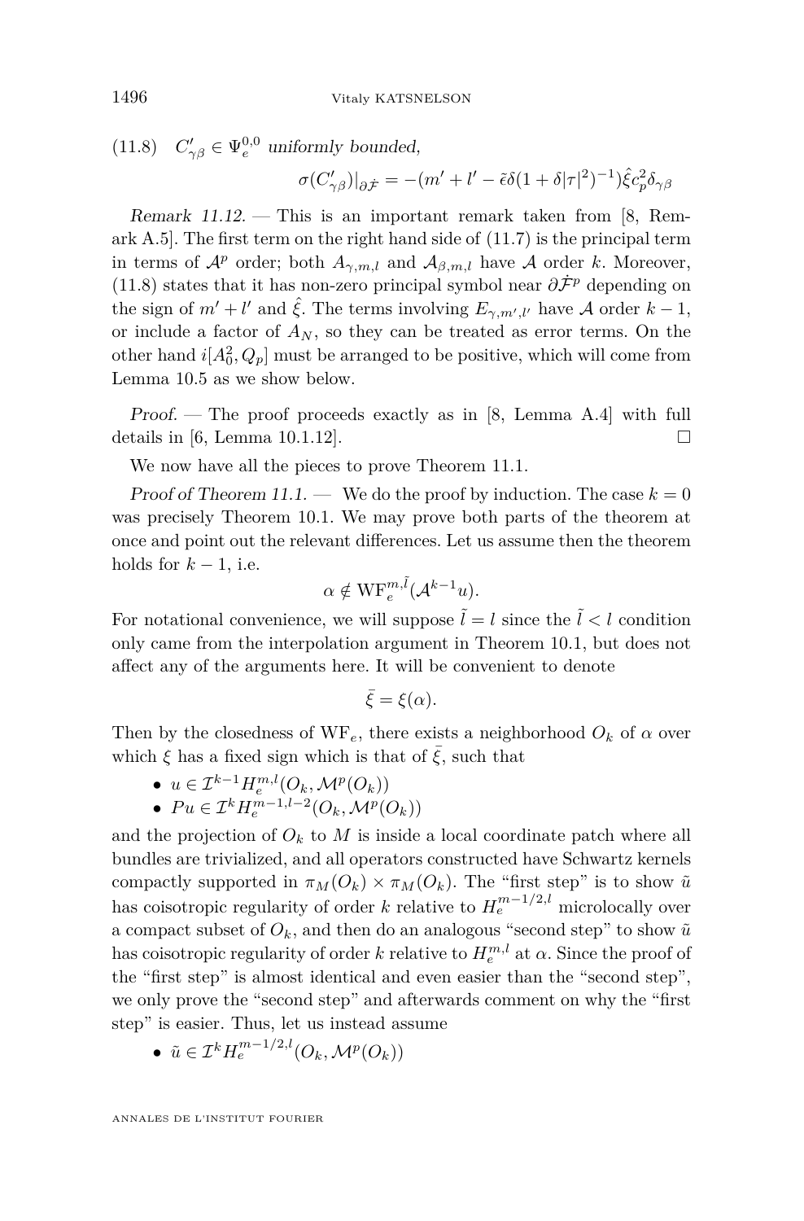(11.8) $C'_{\gamma\beta} \in \Psi_e^{0,0}$ *uniformly bounded,*

$$\sigma(C'_{\gamma\beta})|_{\partial\dot{\mathcal{F}}} = -(m' + l' - \tilde{\epsilon}\delta(1 + \delta|\tau|^2)^{-1})\hat{\xi}c_p^2\delta_{\gamma\beta}$$

*Remark 11.12.* — This is an important remark taken from [8, Remark A.5]. The first term on the right hand side of (11.7) is the principal term in terms of $\mathcal{A}^p$ order; both $A_{\gamma,m,l}$ and $\mathcal{A}_{\beta,m,l}$ have $\mathcal{A}$ order $k$. Moreover, (11.8) states that it has non-zero principal symbol near $\partial\dot{\mathcal{F}}^p$ depending on the sign of $m' + l'$ and $\hat{\xi}$. The terms involving $E_{\gamma,m',l'}$ have $\mathcal{A}$ order $k - 1$, or include a factor of $A_N$, so they can be treated as error terms. On the other hand $i[A_0^2, Q_p]$ must be arranged to be positive, which will come from Lemma 10.5 as we show below.

*Proof.* — The proof proceeds exactly as in [8, Lemma A.4] with full details in [6, Lemma 10.1.12]. □

We now have all the pieces to prove Theorem 11.1.

*Proof of Theorem 11.1.* — We do the proof by induction. The case $k = 0$ was precisely Theorem 10.1. We may prove both parts of the theorem at once and point out the relevant differences. Let us assume then the theorem holds for $k - 1$, i.e.

$$\alpha \notin \mathrm{WF}_e^{m,\tilde{l}}(\mathcal{A}^{k-1}u).$$

For notational convenience, we will suppose $\tilde{l} = l$ since the $\tilde{l} < l$ condition only came from the interpolation argument in Theorem 10.1, but does not affect any of the arguments here. It will be convenient to denote

$$\bar{\xi} = \xi(\alpha).$$

Then by the closedness of $\mathrm{WF}_e$, there exists a neighborhood $O_k$ of $\alpha$ over which $\xi$ has a fixed sign which is that of $\bar{\xi}$, such that

- $u \in \mathcal{I}^{k-1}H_e^{m,l}(O_k, \mathcal{M}^p(O_k))$
- $Pu \in \mathcal{I}^k H_e^{m-1,l-2}(O_k, \mathcal{M}^p(O_k))$

and the projection of $O_k$ to $M$ is inside a local coordinate patch where all bundles are trivialized, and all operators constructed have Schwartz kernels compactly supported in $\pi_M(O_k) \times \pi_M(O_k)$. The "first step" is to show $\tilde{u}$ has coisotropic regularity of order $k$ relative to $H_e^{m-1/2,l}$ microlocally over a compact subset of $O_k$, and then do an analogous "second step" to show $\tilde{u}$ has coisotropic regularity of order $k$ relative to $H_e^{m,l}$ at $\alpha$. Since the proof of the "first step" is almost identical and even easier than the "second step", we only prove the "second step" and afterwards comment on why the "first step" is easier. Thus, let us instead assume

- $\tilde{u} \in \mathcal{I}^k H_e^{m-1/2,l}(O_k, \mathcal{M}^p(O_k))$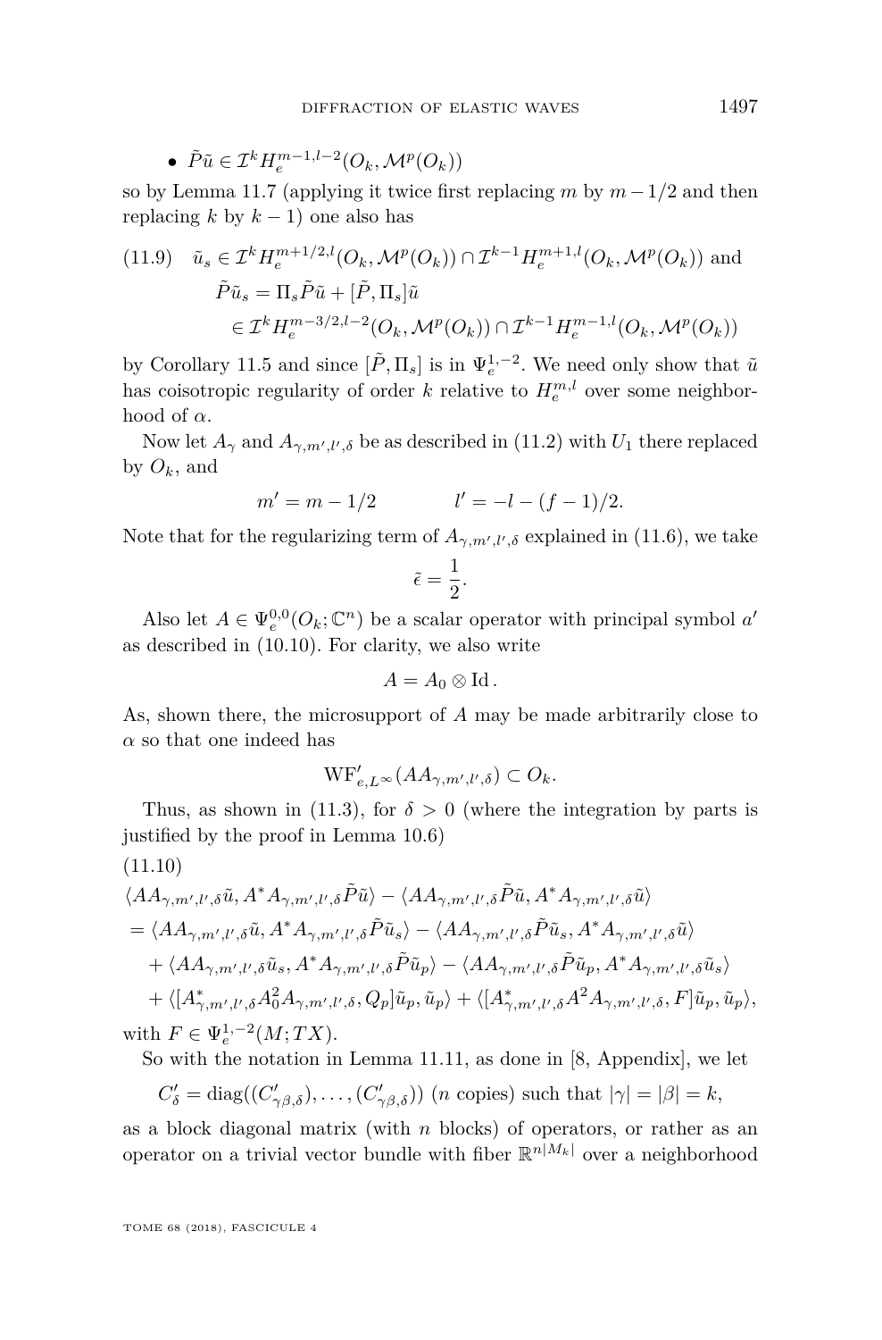- $\tilde{P}\tilde{u} \in \mathcal{I}^k H_e^{m-1,l-2}(O_k, \mathcal{M}^p(O_k))$

so by Lemma 11.7 (applying it twice first replacing $m$ by $m-1/2$ and then replacing $k$ by $k-1$) one also has

$$
\begin{aligned}
(11.9)\quad \tilde{u}_s &\in \mathcal{I}^k H_e^{m+1/2,l}(O_k, \mathcal{M}^p(O_k)) \cap \mathcal{I}^{k-1} H_e^{m+1,l}(O_k, \mathcal{M}^p(O_k)) \text{ and} \\
\tilde{P}\tilde{u}_s &= \Pi_s \tilde{P}\tilde{u} + [\tilde{P}, \Pi_s]\tilde{u} \\
&\in \mathcal{I}^k H_e^{m-3/2,l-2}(O_k, \mathcal{M}^p(O_k)) \cap \mathcal{I}^{k-1} H_e^{m-1,l}(O_k, \mathcal{M}^p(O_k))
\end{aligned}
$$

by Corollary 11.5 and since $[\tilde{P}, \Pi_s]$ is in $\Psi_e^{1,-2}$. We need only show that $\tilde{u}$ has coisotropic regularity of order $k$ relative to $H_e^{m,l}$ over some neighborhood of $\alpha$.

Now let $A_\gamma$ and $A_{\gamma,m',l',\delta}$ be as described in (11.2) with $U_1$ there replaced by $O_k$, and

$$m' = m - 1/2 \qquad\qquad l' = -l - (f-1)/2.$$

Note that for the regularizing term of $A_{\gamma,m',l',\delta}$ explained in (11.6), we take

$$\tilde{\epsilon} = \frac{1}{2}.$$

Also let $A \in \Psi_e^{0,0}(O_k; \mathbb{C}^n)$ be a scalar operator with principal symbol $a'$ as described in (10.10). For clarity, we also write

$$A = A_0 \otimes \mathrm{Id}.$$

As, shown there, the microsupport of $A$ may be made arbitrarily close to $\alpha$ so that one indeed has

$$\mathrm{WF}'_{e,L^\infty}(AA_{\gamma,m',l',\delta}) \subset O_k.$$

Thus, as shown in (11.3), for $\delta > 0$ (where the integration by parts is justified by the proof in Lemma 10.6)

(11.10)

$$
\begin{aligned}
&\langle AA_{\gamma,m',l',\delta}\tilde{u}, A^*A_{\gamma,m',l',\delta}\tilde{P}\tilde{u}\rangle - \langle AA_{\gamma,m',l',\delta}\tilde{P}\tilde{u}, A^*A_{\gamma,m',l',\delta}\tilde{u}\rangle \\
&= \langle AA_{\gamma,m',l',\delta}\tilde{u}, A^*A_{\gamma,m',l',\delta}\tilde{P}\tilde{u}_s\rangle - \langle AA_{\gamma,m',l',\delta}\tilde{P}\tilde{u}_s, A^*A_{\gamma,m',l',\delta}\tilde{u}\rangle \\
&\quad + \langle AA_{\gamma,m',l',\delta}\tilde{u}_s, A^*A_{\gamma,m',l',\delta}\tilde{P}\tilde{u}_p\rangle - \langle AA_{\gamma,m',l',\delta}\tilde{P}\tilde{u}_p, A^*A_{\gamma,m',l',\delta}\tilde{u}_s\rangle \\
&\quad + \langle [A^*_{\gamma,m',l',\delta}A_0^2 A_{\gamma,m',l',\delta}, Q_p]\tilde{u}_p, \tilde{u}_p\rangle + \langle [A^*_{\gamma,m',l',\delta}A^2 A_{\gamma,m',l',\delta}, F]\tilde{u}_p, \tilde{u}_p\rangle,
\end{aligned}
$$

with $F \in \Psi_e^{1,-2}(M; TX)$.

So with the notation in Lemma 11.11, as done in [8, Appendix], we let

$$C'_\delta = \mathrm{diag}((C'_{\gamma\beta,\delta}), \ldots, (C'_{\gamma\beta,\delta})) \ (n \text{ copies}) \text{ such that } |\gamma| = |\beta| = k,$$

as a block diagonal matrix (with $n$ blocks) of operators, or rather as an operator on a trivial vector bundle with fiber $\mathbb{R}^{n|M_k|}$ over a neighborhood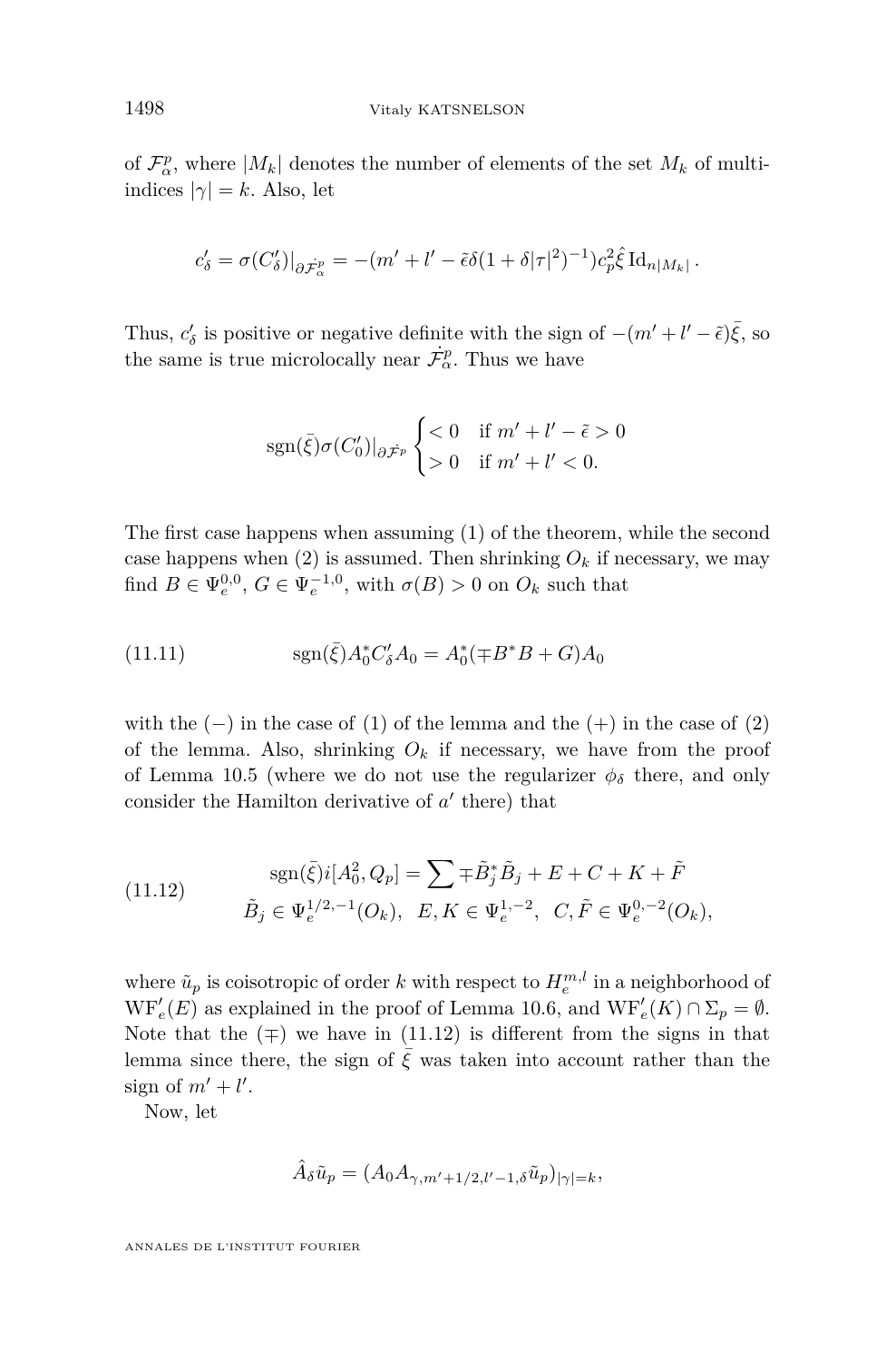of $\mathcal{F}^p_\alpha$, where $|M_k|$ denotes the number of elements of the set $M_k$ of multi-indices $|\gamma| = k$. Also, let

$$c'_\delta = \sigma(C'_\delta)|_{\partial\dot{\mathcal{F}}^p_\alpha} = -(m' + l' - \tilde{\epsilon}\delta(1+\delta|\tau|^2)^{-1})c_p^2\hat{\xi}\,\mathrm{Id}_{n|M_k|}\,.$$

Thus, $c'_\delta$ is positive or negative definite with the sign of $-(m'+l'-\tilde{\epsilon})\bar{\xi}$, so the same is true microlocally near $\dot{\mathcal{F}}^p_\alpha$. Thus we have

$$\mathrm{sgn}(\bar{\xi})\sigma(C'_0)|_{\partial\dot{\mathcal{F}}^p} \begin{cases} < 0 & \text{if } m'+l'-\tilde{\epsilon} > 0 \\ > 0 & \text{if } m'+l' < 0. \end{cases}$$

The first case happens when assuming (1) of the theorem, while the second case happens when (2) is assumed. Then shrinking $O_k$ if necessary, we may find $B \in \Psi_e^{0,0}$, $G \in \Psi_e^{-1,0}$, with $\sigma(B) > 0$ on $O_k$ such that

$$\mathrm{sgn}(\bar{\xi})A_0^*C'_\delta A_0 = A_0^*(\mp B^*B + G)A_0 \tag{11.11}$$

with the $(-)$ in the case of (1) of the lemma and the $(+)$ in the case of (2) of the lemma. Also, shrinking $O_k$ if necessary, we have from the proof of Lemma 10.5 (where we do not use the regularizer $\phi_\delta$ there, and only consider the Hamilton derivative of $a'$ there) that

$$\begin{gathered} \mathrm{sgn}(\bar{\xi})i[A_0^2, Q_p] = \sum \mp\tilde{B}_j^*\tilde{B}_j + E + C + K + \tilde{F} \\ \tilde{B}_j \in \Psi_e^{1/2,-1}(O_k),\quad E, K \in \Psi_e^{1,-2},\quad C, \tilde{F} \in \Psi_e^{0,-2}(O_k), \end{gathered} \tag{11.12}$$

where $\tilde{u}_p$ is coisotropic of order $k$ with respect to $H_e^{m,l}$ in a neighborhood of $\mathrm{WF}'_e(E)$ as explained in the proof of Lemma 10.6, and $\mathrm{WF}'_e(K) \cap \Sigma_p = \emptyset$. Note that the $(\mp)$ we have in (11.12) is different from the signs in that lemma since there, the sign of $\bar{\xi}$ was taken into account rather than the sign of $m'+l'$.

Now, let

$$\hat{A}_\delta\tilde{u}_p = (A_0 A_{\gamma,m'+1/2,l'-1,\delta}\tilde{u}_p)_{|\gamma|=k},$$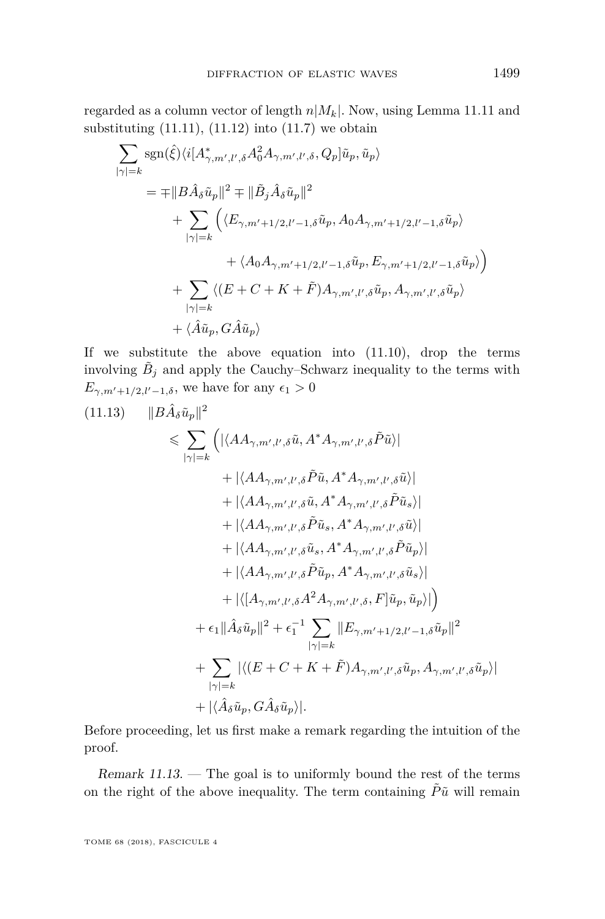regarded as a column vector of length $n|M_k|$. Now, using Lemma 11.11 and substituting (11.11), (11.12) into (11.7) we obtain

$$
\begin{aligned}
\sum_{|\gamma|=k} &\operatorname{sgn}(\hat{\xi}) \langle i[A^*_{\gamma,m',l',\delta} A_0^2 A_{\gamma,m',l',\delta}, Q_p] \tilde{u}_p, \tilde{u}_p \rangle \\
&= \mp \|B \hat{A}_\delta \tilde{u}_p\|^2 \mp \|\tilde{B}_j \hat{A}_\delta \tilde{u}_p\|^2 \\
&\quad + \sum_{|\gamma|=k} \Big( \langle E_{\gamma,m'+1/2,l'-1,\delta} \tilde{u}_p, A_0 A_{\gamma,m'+1/2,l'-1,\delta} \tilde{u}_p \rangle \\
&\qquad\qquad + \langle A_0 A_{\gamma,m'+1/2,l'-1,\delta} \tilde{u}_p, E_{\gamma,m'+1/2,l'-1,\delta} \tilde{u}_p \rangle \Big) \\
&\quad + \sum_{|\gamma|=k} \langle (E + C + K + \tilde{F}) A_{\gamma,m',l',\delta} \tilde{u}_p, A_{\gamma,m',l',\delta} \tilde{u}_p \rangle \\
&\quad + \langle \hat{A} \tilde{u}_p, G \hat{A} \tilde{u}_p \rangle
\end{aligned}
$$

If we substitute the above equation into (11.10), drop the terms involving $\tilde{B}_j$ and apply the Cauchy–Schwarz inequality to the terms with $E_{\gamma,m'+1/2,l'-1,\delta}$, we have for any $\epsilon_1 > 0$

$$
\begin{aligned}
\|B\hat{A}_\delta \tilde{u}_p\|^2 &\leqslant \sum_{|\gamma|=k} \Big( |\langle A A_{\gamma,m',l',\delta} \tilde{u}, A^* A_{\gamma,m',l',\delta} \tilde{P} \tilde{u} \rangle| \\
&\qquad + |\langle A A_{\gamma,m',l',\delta} \tilde{P} \tilde{u}, A^* A_{\gamma,m',l',\delta} \tilde{u} \rangle| \\
&\qquad + |\langle A A_{\gamma,m',l',\delta} \tilde{u}, A^* A_{\gamma,m',l',\delta} \tilde{P} \tilde{u}_s \rangle| \\
&\qquad + |\langle A A_{\gamma,m',l',\delta} \tilde{P} \tilde{u}_s, A^* A_{\gamma,m',l',\delta} \tilde{u} \rangle| \\
&\qquad + |\langle A A_{\gamma,m',l',\delta} \tilde{u}_s, A^* A_{\gamma,m',l',\delta} \tilde{P} \tilde{u}_p \rangle| \\
&\qquad + |\langle A A_{\gamma,m',l',\delta} \tilde{P} \tilde{u}_p, A^* A_{\gamma,m',l',\delta} \tilde{u}_s \rangle| \\
&\qquad + |\langle [A_{\gamma,m',l',\delta} A^2 A_{\gamma,m',l',\delta}, F] \tilde{u}_p, \tilde{u}_p \rangle| \Big) \\
&\quad + \epsilon_1 \|\hat{A}_\delta \tilde{u}_p\|^2 + \epsilon_1^{-1} \sum_{|\gamma|=k} \|E_{\gamma,m'+1/2,l'-1,\delta} \tilde{u}_p\|^2 \\
&\quad + \sum_{|\gamma|=k} |\langle (E + C + K + \tilde{F}) A_{\gamma,m',l',\delta} \tilde{u}_p, A_{\gamma,m',l',\delta} \tilde{u}_p \rangle| \\
&\quad + |\langle \hat{A}_\delta \tilde{u}_p, G \hat{A}_\delta \tilde{u}_p \rangle|.
\end{aligned}
\tag{11.13}
$$

Before proceeding, let us first make a remark regarding the intuition of the proof.

*Remark 11.13.* — The goal is to uniformly bound the rest of the terms on the right of the above inequality. The term containing $\tilde{P}\tilde{u}$ will remain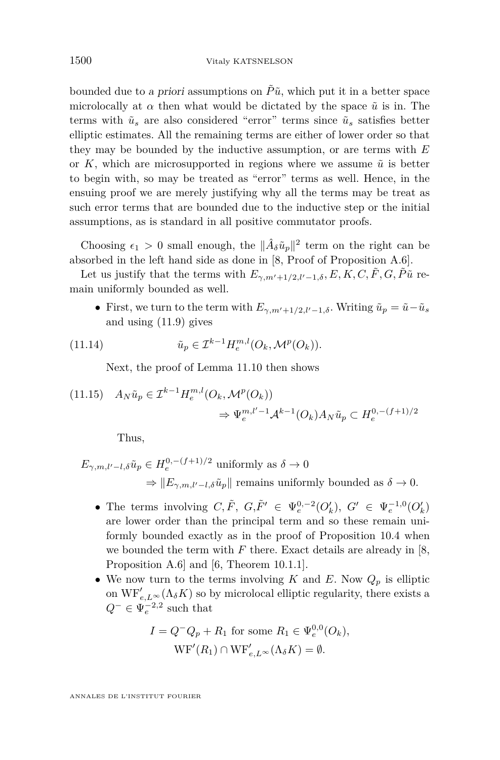bounded due to *a priori* assumptions on $\tilde{P}\tilde{u}$, which put it in a better space microlocally at $\alpha$ then what would be dictated by the space $\tilde{u}$ is in. The terms with $\tilde{u}_s$ are also considered "error" terms since $\tilde{u}_s$ satisfies better elliptic estimates. All the remaining terms are either of lower order so that they may be bounded by the inductive assumption, or are terms with $E$ or $K$, which are microsupported in regions where we assume $\tilde{u}$ is better to begin with, so may be treated as "error" terms as well. Hence, in the ensuing proof we are merely justifying why all the terms may be treat as such error terms that are bounded due to the inductive step or the initial assumptions, as is standard in all positive commutator proofs.

Choosing $\epsilon_1 > 0$ small enough, the $\|\hat{A}_\delta \tilde{u}_p\|^2$ term on the right can be absorbed in the left hand side as done in [8, Proof of Proposition A.6].

Let us justify that the terms with $E_{\gamma,m'+1/2,l'-1,\delta}, E, K, C, \tilde{F}, G, \tilde{P}\tilde{u}$ remain uniformly bounded as well.

- First, we turn to the term with $E_{\gamma,m'+1/2,l'-1,\delta}$. Writing $\tilde{u}_p = \tilde{u} - \tilde{u}_s$ and using (11.9) gives

$$\tilde{u}_p \in \mathcal{I}^{k-1} H_e^{m,l}(O_k, \mathcal{M}^p(O_k)). \tag{11.14}$$

  Next, the proof of Lemma 11.10 then shows

$$\begin{aligned} A_N \tilde{u}_p &\in \mathcal{I}^{k-1} H_e^{m,l}(O_k, \mathcal{M}^p(O_k)) \\ &\Rightarrow \Psi_e^{m,l'-1} \mathcal{A}^{k-1}(O_k) A_N \tilde{u}_p \subset H_e^{0,-(f+1)/2} \end{aligned} \tag{11.15}$$

  Thus,

$$\begin{aligned} E_{\gamma,m,l'-l,\delta}\tilde{u}_p &\in H_e^{0,-(f+1)/2} \text{ uniformly as } \delta \to 0 \\ &\Rightarrow \|E_{\gamma,m,l'-l,\delta}\tilde{u}_p\| \text{ remains uniformly bounded as } \delta \to 0. \end{aligned}$$

- The terms involving $C, \tilde{F}, G, \tilde{F}' \in \Psi_e^{0,-2}(O_k')$, $G' \in \Psi_e^{-1,0}(O_k')$ are lower order than the principal term and so these remain uniformly bounded exactly as in the proof of Proposition 10.4 when we bounded the term with $F$ there. Exact details are already in [8, Proposition A.6] and [6, Theorem 10.1.1].
- We now turn to the terms involving $K$ and $E$. Now $Q_p$ is elliptic on $\mathrm{WF}'_{e,L^\infty}(\Lambda_\delta K)$ so by microlocal elliptic regularity, there exists a $Q^- \in \Psi_e^{-2,2}$ such that

$$\begin{gathered} I = Q^- Q_p + R_1 \text{ for some } R_1 \in \Psi_e^{0,0}(O_k), \\ \mathrm{WF}'(R_1) \cap \mathrm{WF}'_{e,L^\infty}(\Lambda_\delta K) = \emptyset. \end{gathered}$$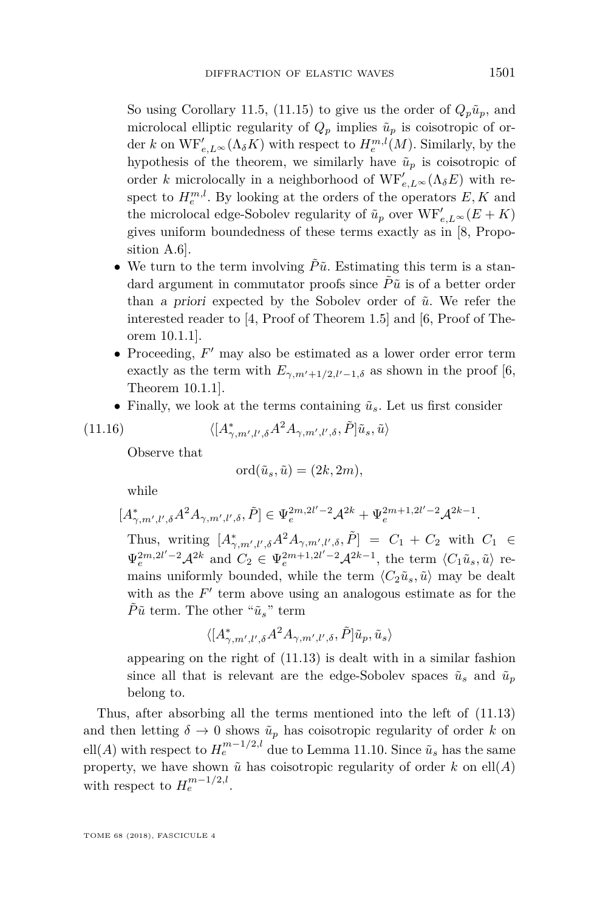So using Corollary 11.5, (11.15) to give us the order of $Q_p \tilde{u}_p$, and microlocal elliptic regularity of $Q_p$ implies $\tilde{u}_p$ is coisotropic of order $k$ on $\mathrm{WF}'_{e,L^\infty}(\Lambda_\delta K)$ with respect to $H_e^{m,l}(M)$. Similarly, by the hypothesis of the theorem, we similarly have $\tilde{u}_p$ is coisotropic of order $k$ microlocally in a neighborhood of $\mathrm{WF}'_{e,L^\infty}(\Lambda_\delta E)$ with respect to $H_e^{m,l}$. By looking at the orders of the operators $E, K$ and the microlocal edge-Sobolev regularity of $\tilde{u}_p$ over $\mathrm{WF}'_{e,L^\infty}(E+K)$ gives uniform boundedness of these terms exactly as in [8, Proposition A.6].

- We turn to the term involving $\tilde{P}\tilde{u}$. Estimating this term is a standard argument in commutator proofs since $\tilde{P}\tilde{u}$ is of a better order than *a priori* expected by the Sobolev order of $\tilde{u}$. We refer the interested reader to [4, Proof of Theorem 1.5] and [6, Proof of Theorem 10.1.1].
- Proceeding, $F'$ may also be estimated as a lower order error term exactly as the term with $E_{\gamma,m'+1/2,l'-1,\delta}$ as shown in the proof [6, Theorem 10.1.1].
- Finally, we look at the terms containing $\tilde{u}_s$. Let us first consider

$$\langle [A^*_{\gamma,m',l',\delta} A^2 A_{\gamma,m',l',\delta}, \tilde{P}] \tilde{u}_s, \tilde{u} \rangle \tag{11.16}$$

Observe that

$$\mathrm{ord}(\tilde{u}_s, \tilde{u}) = (2k, 2m),$$

while

$$[A^*_{\gamma,m',l',\delta} A^2 A_{\gamma,m',l',\delta}, \tilde{P}] \in \Psi_e^{2m,2l'-2} \mathcal{A}^{2k} + \Psi_e^{2m+1,2l'-2} \mathcal{A}^{2k-1}.$$

Thus, writing $[A^*_{\gamma,m',l',\delta} A^2 A_{\gamma,m',l',\delta}, \tilde{P}] = C_1 + C_2$ with $C_1 \in \Psi_e^{2m,2l'-2} \mathcal{A}^{2k}$ and $C_2 \in \Psi_e^{2m+1,2l'-2} \mathcal{A}^{2k-1}$, the term $\langle C_1 \tilde{u}_s, \tilde{u} \rangle$ remains uniformly bounded, while the term $\langle C_2 \tilde{u}_s, \tilde{u} \rangle$ may be dealt with as the $F'$ term above using an analogous estimate as for the $\tilde{P}\tilde{u}$ term. The other "$\tilde{u}_s$" term

$$\langle [A^*_{\gamma,m',l',\delta} A^2 A_{\gamma,m',l',\delta}, \tilde{P}] \tilde{u}_p, \tilde{u}_s \rangle$$

appearing on the right of (11.13) is dealt with in a similar fashion since all that is relevant are the edge-Sobolev spaces $\tilde{u}_s$ and $\tilde{u}_p$ belong to.

Thus, after absorbing all the terms mentioned into the left of (11.13) and then letting $\delta \to 0$ shows $\tilde{u}_p$ has coisotropic regularity of order $k$ on $\mathrm{ell}(A)$ with respect to $H_e^{m-1/2,l}$ due to Lemma 11.10. Since $\tilde{u}_s$ has the same property, we have shown $\tilde{u}$ has coisotropic regularity of order $k$ on $\mathrm{ell}(A)$ with respect to $H_e^{m-1/2,l}$.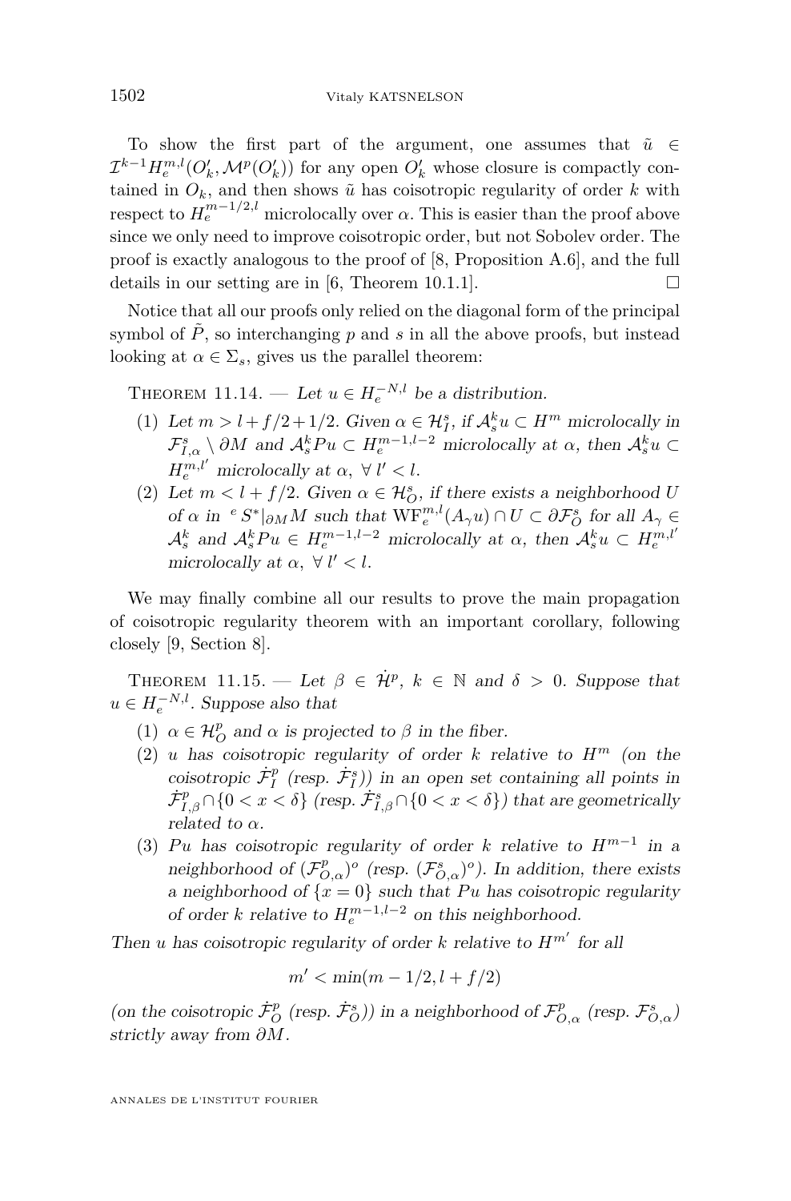To show the first part of the argument, one assumes that $\tilde{u} \in \mathcal{I}^{k-1}H_e^{m,l}(O_k', \mathcal{M}^p(O_k'))$ for any open $O_k'$ whose closure is compactly contained in $O_k$, and then shows $\tilde{u}$ has coisotropic regularity of order $k$ with respect to $H_e^{m-1/2,l}$ microlocally over $\alpha$. This is easier than the proof above since we only need to improve coisotropic order, but not Sobolev order. The proof is exactly analogous to the proof of [8, Proposition A.6], and the full details in our setting are in [6, Theorem 10.1.1]. □

Notice that all our proofs only relied on the diagonal form of the principal symbol of $\tilde{P}$, so interchanging $p$ and $s$ in all the above proofs, but instead looking at $\alpha \in \Sigma_s$, gives us the parallel theorem:

Theorem 11.14. — *Let $u \in H_e^{-N,l}$ be a distribution.*

1. *Let $m > l + f/2 + 1/2$. Given $\alpha \in \mathcal{H}_I^s$, if $\mathcal{A}_s^k u \subset H^m$ microlocally in $\mathcal{F}_{I,\alpha}^s \setminus \partial M$ and $\mathcal{A}_s^k Pu \subset H_e^{m-1,l-2}$ microlocally at $\alpha$, then $\mathcal{A}_s^k u \subset H_e^{m,l'}$ microlocally at $\alpha$, $\forall\, l' < l$.*
2. *Let $m < l + f/2$. Given $\alpha \in \mathcal{H}_O^s$, if there exists a neighborhood $U$ of $\alpha$ in ${}^e S^*|_{\partial M} M$ such that $\mathrm{WF}_e^{m,l}(A_\gamma u) \cap U \subset \partial \mathcal{F}_O^s$ for all $A_\gamma \in \mathcal{A}_s^k$ and $\mathcal{A}_s^k Pu \in H_e^{m-1,l-2}$ microlocally at $\alpha$, then $\mathcal{A}_s^k u \subset H_e^{m,l'}$ microlocally at $\alpha$, $\forall\, l' < l$.*

We may finally combine all our results to prove the main propagation of coisotropic regularity theorem with an important corollary, following closely [9, Section 8].

Theorem 11.15. — *Let $\beta \in \dot{\mathcal{H}}^p$, $k \in \mathbb{N}$ and $\delta > 0$. Suppose that $u \in H_e^{-N,l}$. Suppose also that*

1. *$\alpha \in \mathcal{H}_O^p$ and $\alpha$ is projected to $\beta$ in the fiber.*
2. *$u$ has coisotropic regularity of order $k$ relative to $H^m$ (on the coisotropic $\dot{\mathcal{F}}_I^p$ (resp. $\dot{\mathcal{F}}_I^s$)) in an open set containing all points in $\dot{\mathcal{F}}_{I,\beta}^p \cap \{0 < x < \delta\}$ (resp. $\dot{\mathcal{F}}_{I,\beta}^s \cap \{0 < x < \delta\}$) that are geometrically related to $\alpha$.*
3. *$Pu$ has coisotropic regularity of order $k$ relative to $H^{m-1}$ in a neighborhood of $(\mathcal{F}_{O,\alpha}^p)^o$ (resp. $(\mathcal{F}_{O,\alpha}^s)^o$). In addition, there exists a neighborhood of $\{x = 0\}$ such that $Pu$ has coisotropic regularity of order $k$ relative to $H_e^{m-1,l-2}$ on this neighborhood.*

*Then $u$ has coisotropic regularity of order $k$ relative to $H^{m'}$ for all*

$$m' < \min(m - 1/2, l + f/2)$$

*(on the coisotropic $\dot{\mathcal{F}}_O^p$ (resp. $\dot{\mathcal{F}}_O^s$)) in a neighborhood of $\mathcal{F}_{O,\alpha}^p$ (resp. $\mathcal{F}_{O,\alpha}^s$) strictly away from $\partial M$.*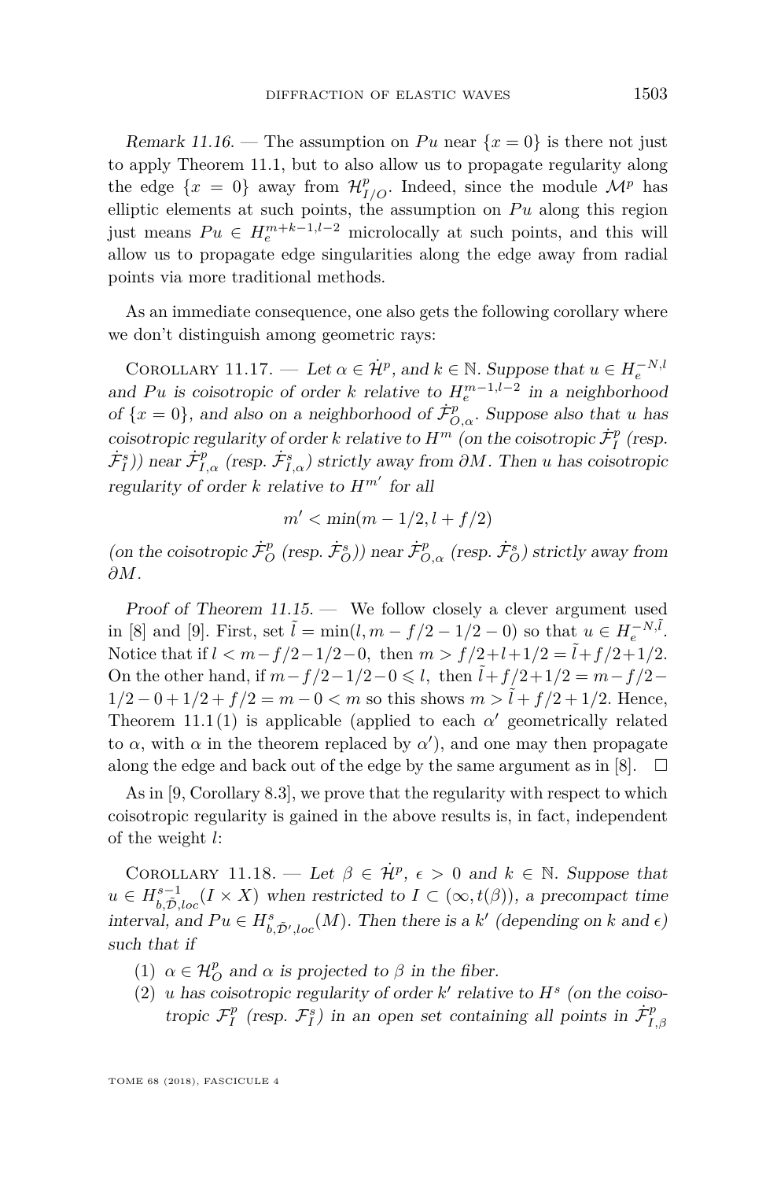*Remark 11.16.* — The assumption on $Pu$ near $\{x = 0\}$ is there not just to apply Theorem 11.1, but to also allow us to propagate regularity along the edge $\{x = 0\}$ away from $\mathcal{H}^p_{I/O}$. Indeed, since the module $\mathcal{M}^p$ has elliptic elements at such points, the assumption on $Pu$ along this region just means $Pu \in H_e^{m+k-1,l-2}$ microlocally at such points, and this will allow us to propagate edge singularities along the edge away from radial points via more traditional methods.

As an immediate consequence, one also gets the following corollary where we don't distinguish among geometric rays:

Corollary 11.17. — *Let $\alpha \in \dot{\mathcal{H}}^p$, and $k \in \mathbb{N}$. Suppose that $u \in H_e^{-N,l}$ and $Pu$ is coisotropic of order $k$ relative to $H_e^{m-1,l-2}$ in a neighborhood of $\{x = 0\}$, and also on a neighborhood of $\dot{\mathcal{F}}^p_{O,\alpha}$. Suppose also that $u$ has coisotropic regularity of order $k$ relative to $H^m$ (on the coisotropic $\dot{\mathcal{F}}^p_I$ (resp. $\dot{\mathcal{F}}^s_I$)) near $\dot{\mathcal{F}}^p_{I,\alpha}$ (resp. $\dot{\mathcal{F}}^s_{I,\alpha}$) strictly away from $\partial M$. Then $u$ has coisotropic regularity of order $k$ relative to $H^{m'}$ for all*

$$m' < \min(m - 1/2, l + f/2)$$

*(on the coisotropic $\dot{\mathcal{F}}^p_O$ (resp. $\dot{\mathcal{F}}^s_O$)) near $\dot{\mathcal{F}}^p_{O,\alpha}$ (resp. $\dot{\mathcal{F}}^s_O$) strictly away from $\partial M$.*

*Proof of Theorem 11.15.* — We follow closely a clever argument used in [8] and [9]. First, set $\tilde{l} = \min(l, m - f/2 - 1/2 - 0)$ so that $u \in H_e^{-N,\tilde{l}}$. Notice that if $l < m - f/2 - 1/2 - 0$, then $m > f/2 + l + 1/2 = \tilde{l} + f/2 + 1/2$. On the other hand, if $m - f/2 - 1/2 - 0 \leqslant l$, then $\tilde{l} + f/2 + 1/2 = m - f/2 - 1/2 - 0 + 1/2 + f/2 = m - 0 < m$ so this shows $m > \tilde{l} + f/2 + 1/2$. Hence, Theorem 11.1(1) is applicable (applied to each $\alpha'$ geometrically related to $\alpha$, with $\alpha$ in the theorem replaced by $\alpha'$), and one may then propagate along the edge and back out of the edge by the same argument as in [8]. $\square$

As in [9, Corollary 8.3], we prove that the regularity with respect to which coisotropic regularity is gained in the above results is, in fact, independent of the weight $l$:

Corollary 11.18. — *Let $\beta \in \dot{\mathcal{H}}^p$, $\epsilon > 0$ and $k \in \mathbb{N}$. Suppose that $u \in H^{s-1}_{b,\tilde{\mathcal{D}},loc}(I \times X)$ when restricted to $I \subset (\infty, t(\beta))$, a precompact time interval, and $Pu \in H^s_{b,\tilde{\mathcal{D}}',loc}(M)$. Then there is a $k'$ (depending on $k$ and $\epsilon$) such that if*

1. *$\alpha \in \mathcal{H}^p_O$ and $\alpha$ is projected to $\beta$ in the fiber.*
2. *$u$ has coisotropic regularity of order $k'$ relative to $H^s$ (on the coisotropic $\mathcal{F}^p_I$ (resp. $\mathcal{F}^s_I$) in an open set containing all points in $\dot{\mathcal{F}}^p_{I,\beta}$*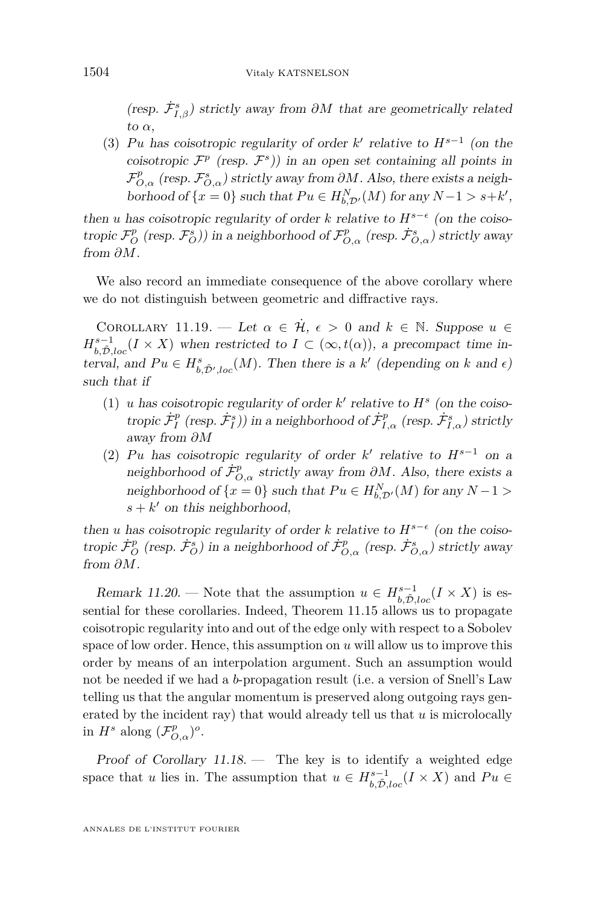(resp. $\dot{\mathcal{F}}^s_{I,\beta}$) strictly away from $\partial M$ that are geometrically related to $\alpha$,

(3) $Pu$ has coisotropic regularity of order $k'$ relative to $H^{s-1}$ (on the coisotropic $\mathcal{F}^p$ (resp. $\mathcal{F}^s$)) in an open set containing all points in $\mathcal{F}^p_{O,\alpha}$ (resp. $\mathcal{F}^s_{O,\alpha}$) strictly away from $\partial M$. Also, there exists a neighborhood of $\{x=0\}$ such that $Pu \in H^N_{b,\mathcal{D}'}(M)$ for any $N-1 > s+k'$,

*then $u$ has coisotropic regularity of order $k$ relative to $H^{s-\epsilon}$ (on the coisotropic $\mathcal{F}^p_O$ (resp. $\mathcal{F}^s_O$)) in a neighborhood of $\mathcal{F}^p_{O,\alpha}$ (resp. $\dot{\mathcal{F}}^s_{O,\alpha}$) strictly away from $\partial M$.*

We also record an immediate consequence of the above corollary where we do not distinguish between geometric and diffractive rays.

Corollary 11.19. — *Let $\alpha \in \dot{\mathcal{H}}$, $\epsilon > 0$ and $k \in \mathbb{N}$. Suppose $u \in H^{s-1}_{b,\tilde{\mathcal{D}},loc}(I \times X)$ when restricted to $I \subset (\infty, t(\alpha))$, a precompact time interval, and $Pu \in H^s_{b,\tilde{\mathcal{D}}',loc}(M)$. Then there is a $k'$ (depending on $k$ and $\epsilon$) such that if*

1. *$u$ has coisotropic regularity of order $k'$ relative to $H^s$ (on the coisotropic $\dot{\mathcal{F}}^p_I$ (resp. $\dot{\mathcal{F}}^s_I$)) in a neighborhood of $\dot{\mathcal{F}}^p_{I,\alpha}$ (resp. $\dot{\mathcal{F}}^s_{I,\alpha}$) strictly away from $\partial M$*
2. *$Pu$ has coisotropic regularity of order $k'$ relative to $H^{s-1}$ on a neighborhood of $\dot{\mathcal{F}}^p_{O,\alpha}$ strictly away from $\partial M$. Also, there exists a neighborhood of $\{x=0\}$ such that $Pu \in H^N_{b,\mathcal{D}'}(M)$ for any $N-1 > s+k'$ on this neighborhood,*

*then $u$ has coisotropic regularity of order $k$ relative to $H^{s-\epsilon}$ (on the coisotropic $\dot{\mathcal{F}}^p_O$ (resp. $\dot{\mathcal{F}}^s_O$) in a neighborhood of $\dot{\mathcal{F}}^p_{O,\alpha}$ (resp. $\dot{\mathcal{F}}^s_{O,\alpha}$) strictly away from $\partial M$.*

*Remark 11.20.* — Note that the assumption $u \in H^{s-1}_{b,\tilde{\mathcal{D}},loc}(I \times X)$ is essential for these corollaries. Indeed, Theorem 11.15 allows us to propagate coisotropic regularity into and out of the edge only with respect to a Sobolev space of low order. Hence, this assumption on $u$ will allow us to improve this order by means of an interpolation argument. Such an assumption would not be needed if we had a $b$-propagation result (i.e. a version of Snell's Law telling us that the angular momentum is preserved along outgoing rays generated by the incident ray) that would already tell us that $u$ is microlocally in $H^s$ along $(\mathcal{F}^p_{O,\alpha})^o$.

*Proof of Corollary 11.18.* — The key is to identify a weighted edge space that $u$ lies in. The assumption that $u \in H^{s-1}_{b,\tilde{\mathcal{D}},loc}(I \times X)$ and $Pu \in$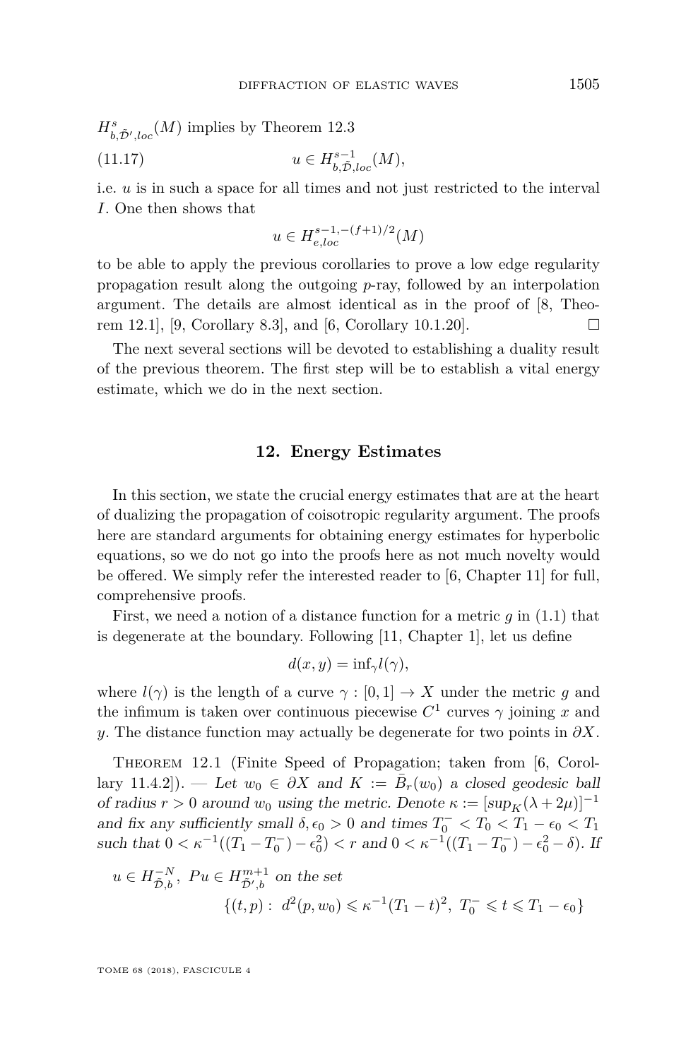$H^s_{b,\tilde{\mathcal{D}}',loc}(M)$ implies by Theorem 12.3

$$u \in H^{s-1}_{b,\tilde{\mathcal{D}},loc}(M), \tag{11.17}$$

i.e. $u$ is in such a space for all times and not just restricted to the interval $I$. One then shows that

$$u \in H^{s-1,-(f+1)/2}_{e,loc}(M)$$

to be able to apply the previous corollaries to prove a low edge regularity propagation result along the outgoing $p$-ray, followed by an interpolation argument. The details are almost identical as in the proof of [8, Theorem 12.1], [9, Corollary 8.3], and [6, Corollary 10.1.20]. □

The next several sections will be devoted to establishing a duality result of the previous theorem. The first step will be to establish a vital energy estimate, which we do in the next section.

## 12. Energy Estimates

In this section, we state the crucial energy estimates that are at the heart of dualizing the propagation of coisotropic regularity argument. The proofs here are standard arguments for obtaining energy estimates for hyperbolic equations, so we do not go into the proofs here as not much novelty would be offered. We simply refer the interested reader to [6, Chapter 11] for full, comprehensive proofs.

First, we need a notion of a distance function for a metric $g$ in (1.1) that is degenerate at the boundary. Following [11, Chapter 1], let us define

$$d(x,y) = \inf_\gamma l(\gamma),$$

where $l(\gamma)$ is the length of a curve $\gamma : [0,1] \to X$ under the metric $g$ and the infimum is taken over continuous piecewise $C^1$ curves $\gamma$ joining $x$ and $y$. The distance function may actually be degenerate for two points in $\partial X$.

Theorem 12.1 (Finite Speed of Propagation; taken from [6, Corollary 11.4.2]). — *Let $w_0 \in \partial X$ and $K := \bar{B}_r(w_0)$ a closed geodesic ball of radius $r > 0$ around $w_0$ using the metric. Denote $\kappa := [\sup_K(\lambda + 2\mu)]^{-1}$ and fix any sufficiently small $\delta, \epsilon_0 > 0$ and times $T_0^- < T_0 < T_1 - \epsilon_0 < T_1$ such that $0 < \kappa^{-1}((T_1 - T_0^-) - \epsilon_0^2) < r$ and $0 < \kappa^{-1}((T_1 - T_0^-) - \epsilon_0^2 - \delta)$. If*

$$u \in H^{-N}_{\tilde{\mathcal{D}},b},\ Pu \in H^{m+1}_{\tilde{\mathcal{D}}',b} \text{ on the set}$$
$$\{(t,p) :\ d^2(p, w_0) \leqslant \kappa^{-1}(T_1 - t)^2,\ T_0^- \leqslant t \leqslant T_1 - \epsilon_0\}$$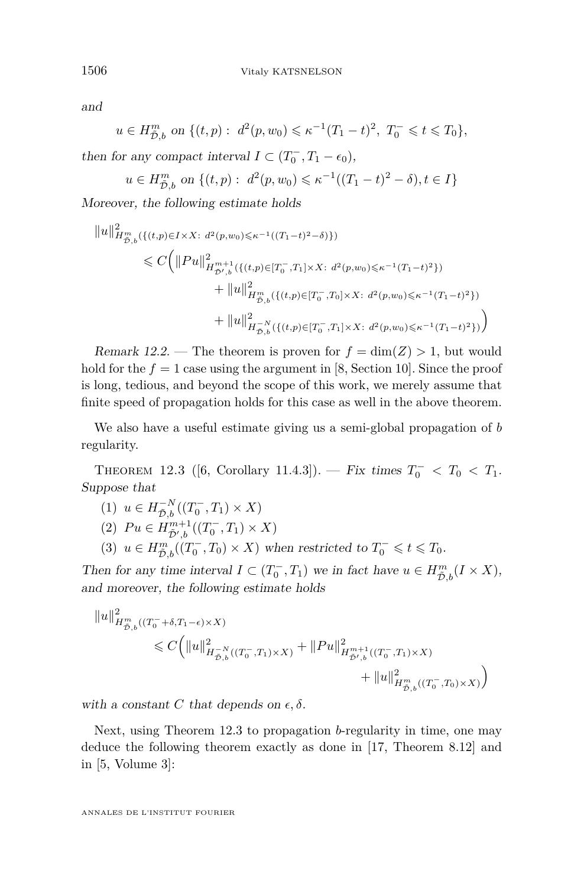*and*

$$u \in H^m_{\tilde{\mathcal{D}},b} \text{ on } \{(t,p) : \ d^2(p,w_0) \leqslant \kappa^{-1}(T_1 - t)^2, \ T_0^- \leqslant t \leqslant T_0\},$$

*then for any compact interval* $I \subset (T_0^-, T_1 - \epsilon_0)$,

$$u \in H^m_{\tilde{\mathcal{D}},b} \text{ on } \{(t,p) : \ d^2(p,w_0) \leqslant \kappa^{-1}((T_1 - t)^2 - \delta), t \in I\}$$

*Moreover, the following estimate holds*

$$\begin{aligned}
\|u\|^2_{H^m_{\tilde{\mathcal{D}},b}(\{(t,p)\in I\times X:\ d^2(p,w_0)\leqslant\kappa^{-1}((T_1-t)^2-\delta)\})} \\
\leqslant C\Big( \|Pu\|^2_{H^{m+1}_{\tilde{\mathcal{D}}',b}(\{(t,p)\in[T_0^-,T_1]\times X:\ d^2(p,w_0)\leqslant\kappa^{-1}(T_1-t)^2\})} \\
+ \|u\|^2_{H^m_{\tilde{\mathcal{D}},b}(\{(t,p)\in[T_0^-,T_0]\times X:\ d^2(p,w_0)\leqslant\kappa^{-1}(T_1-t)^2\})} \\
+ \|u\|^2_{H^{-N}_{\tilde{\mathcal{D}},b}(\{(t,p)\in[T_0^-,T_1]\times X:\ d^2(p,w_0)\leqslant\kappa^{-1}(T_1-t)^2\})} \Big)
\end{aligned}$$

*Remark 12.2.* — The theorem is proven for $f = \dim(Z) > 1$, but would hold for the $f = 1$ case using the argument in [8, Section 10]. Since the proof is long, tedious, and beyond the scope of this work, we merely assume that finite speed of propagation holds for this case as well in the above theorem.

We also have a useful estimate giving us a semi-global propagation of $b$ regularity.

Theorem 12.3 ([6, Corollary 11.4.3]). — *Fix times* $T_0^- < T_0 < T_1$. *Suppose that*

1. $u \in H^{-N}_{\tilde{\mathcal{D}},b}((T_0^-, T_1) \times X)$
2. $Pu \in H^{m+1}_{\tilde{\mathcal{D}}',b}((T_0^-, T_1) \times X)$
3. $u \in H^m_{\tilde{\mathcal{D}},b}((T_0^-, T_0) \times X)$ *when restricted to* $T_0^- \leqslant t \leqslant T_0$.

*Then for any time interval* $I \subset (T_0^-, T_1)$ *we in fact have* $u \in H^m_{\tilde{\mathcal{D}},b}(I \times X)$, *and moreover, the following estimate holds*

$$\begin{aligned}
\|u\|^2_{H^m_{\tilde{\mathcal{D}},b}((T_0^-+\delta, T_1-\epsilon)\times X)} \\
\leqslant C\Big( \|u\|^2_{H^{-N}_{\tilde{\mathcal{D}},b}((T_0^-,T_1)\times X)} + \|Pu\|^2_{H^{m+1}_{\tilde{\mathcal{D}}',b}((T_0^-,T_1)\times X)} \\
+ \|u\|^2_{H^m_{\tilde{\mathcal{D}},b}((T_0^-,T_0)\times X)} \Big)
\end{aligned}$$

*with a constant* $C$ *that depends on* $\epsilon, \delta$.

Next, using Theorem 12.3 to propagation $b$-regularity in time, one may deduce the following theorem exactly as done in [17, Theorem 8.12] and in [5, Volume 3]: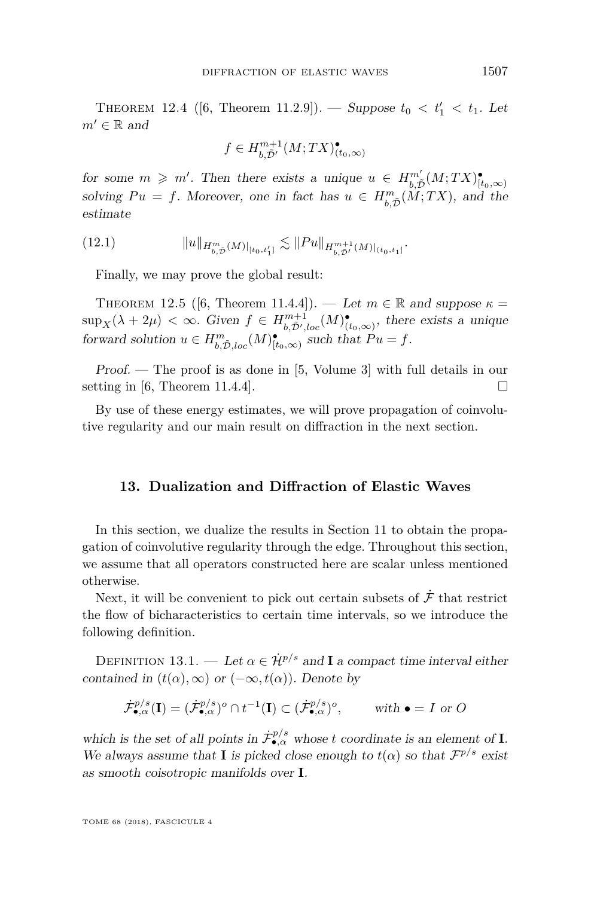Theorem 12.4 ([6, Theorem 11.2.9]). — *Suppose $t_0 < t_1' < t_1$. Let $m' \in \mathbb{R}$ and*

$$f \in H^{m+1}_{b,\tilde{\mathcal{D}}'}(M;TX)^{\bullet}_{(t_0,\infty)}$$

*for some $m \geqslant m'$. Then there exists a unique $u \in H^{m'}_{b,\tilde{\mathcal{D}}}(M;TX)^{\bullet}_{[t_0,\infty)}$ solving $Pu = f$. Moreover, one in fact has $u \in H^{m}_{b,\tilde{\mathcal{D}}}(M;TX)$, and the estimate*

$$\|u\|_{H^m_{b,\tilde{\mathcal{D}}}(M)|_{[t_0,t_1']}} \lesssim \|Pu\|_{H^{m+1}_{b,\tilde{\mathcal{D}}'}(M)|_{(t_0,t_1]}}. \tag{12.1}$$

Finally, we may prove the global result:

Theorem 12.5 ([6, Theorem 11.4.4]). — *Let $m \in \mathbb{R}$ and suppose $\kappa = \sup_X(\lambda + 2\mu) < \infty$. Given $f \in H^{m+1}_{b,\tilde{\mathcal{D}}',loc}(M)^{\bullet}_{(t_0,\infty)}$, there exists a unique forward solution $u \in H^{m}_{b,\tilde{\mathcal{D}},loc}(M)^{\bullet}_{[t_0,\infty)}$ such that $Pu = f$.*

*Proof.* — The proof is as done in [5, Volume 3] with full details in our setting in [6, Theorem 11.4.4]. □

By use of these energy estimates, we will prove propagation of coinvolutive regularity and our main result on diffraction in the next section.

## 13. Dualization and Diffraction of Elastic Waves

In this section, we dualize the results in Section 11 to obtain the propagation of coinvolutive regularity through the edge. Throughout this section, we assume that all operators constructed here are scalar unless mentioned otherwise.

Next, it will be convenient to pick out certain subsets of $\dot{\mathcal{F}}$ that restrict the flow of bicharacteristics to certain time intervals, so we introduce the following definition.

Definition 13.1. — *Let $\alpha \in \dot{\mathcal{H}}^{p/s}$ and $\mathbf{I}$ a compact time interval either contained in $(t(\alpha),\infty)$ or $(-\infty,t(\alpha))$. Denote by*

$$\dot{\mathcal{F}}^{p/s}_{\bullet,\alpha}(\mathbf{I}) = (\dot{\mathcal{F}}^{p/s}_{\bullet,\alpha})^o \cap t^{-1}(\mathbf{I}) \subset (\dot{\mathcal{F}}^{p/s}_{\bullet,\alpha})^o, \qquad \text{with } \bullet = I \text{ or } O$$

*which is the set of all points in $\dot{\mathcal{F}}^{p/s}_{\bullet,\alpha}$ whose $t$ coordinate is an element of $\mathbf{I}$. We always assume that $\mathbf{I}$ is picked close enough to $t(\alpha)$ so that $\mathcal{F}^{p/s}$ exist as smooth coisotropic manifolds over $\mathbf{I}$.*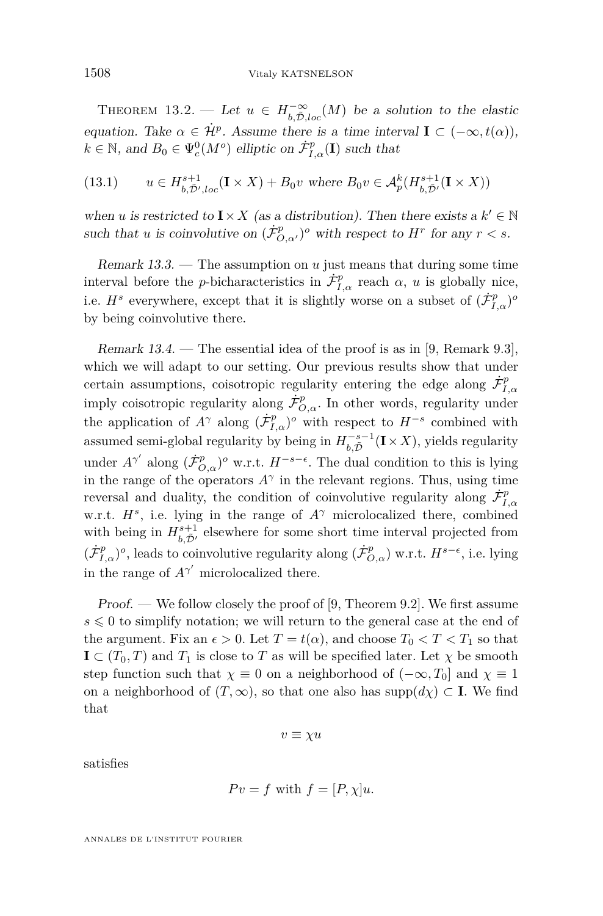Theorem 13.2. — *Let $u \in H^{-\infty}_{b,\tilde{\mathcal{D}},loc}(M)$ be a solution to the elastic equation. Take $\alpha \in \dot{\mathcal{H}}^p$. Assume there is a time interval $\mathbf{I} \subset (-\infty, t(\alpha))$, $k \in \mathbb{N}$, and $B_0 \in \Psi^0_c(M^o)$ elliptic on $\dot{\mathcal{F}}^p_{I,\alpha}(\mathbf{I})$ such that*

$$u \in H^{s+1}_{b,\tilde{\mathcal{D}}',loc}(\mathbf{I} \times X) + B_0 v \text{ where } B_0 v \in \mathcal{A}^k_p(H^{s+1}_{b,\tilde{\mathcal{D}}'}(\mathbf{I} \times X)) \tag{13.1}$$

*when $u$ is restricted to $\mathbf{I} \times X$ (as a distribution). Then there exists a $k' \in \mathbb{N}$ such that $u$ is coinvolutive on $(\dot{\mathcal{F}}^p_{O,\alpha'})^o$ with respect to $H^r$ for any $r < s$.*

*Remark 13.3.* — The assumption on $u$ just means that during some time interval before the $p$-bicharacteristics in $\dot{\mathcal{F}}^p_{I,\alpha}$ reach $\alpha$, $u$ is globally nice, i.e. $H^s$ everywhere, except that it is slightly worse on a subset of $(\dot{\mathcal{F}}^p_{I,\alpha})^o$ by being coinvolutive there.

*Remark 13.4.* — The essential idea of the proof is as in [9, Remark 9.3], which we will adapt to our setting. Our previous results show that under certain assumptions, coisotropic regularity entering the edge along $\dot{\mathcal{F}}^p_{I,\alpha}$ imply coisotropic regularity along $\dot{\mathcal{F}}^p_{O,\alpha}$. In other words, regularity under the application of $A^\gamma$ along $(\dot{\mathcal{F}}^p_{I,\alpha})^o$ with respect to $H^{-s}$ combined with assumed semi-global regularity by being in $H^{-s-1}_{b,\tilde{\mathcal{D}}}(\mathbf{I} \times X)$, yields regularity under $A^{\gamma'}$ along $(\dot{\mathcal{F}}^p_{O,\alpha})^o$ w.r.t. $H^{-s-\epsilon}$. The dual condition to this is lying in the range of the operators $A^\gamma$ in the relevant regions. Thus, using time reversal and duality, the condition of coinvolutive regularity along $\dot{\mathcal{F}}^p_{I,\alpha}$ w.r.t. $H^s$, i.e. lying in the range of $A^\gamma$ microlocalized there, combined with being in $H^{s+1}_{b,\tilde{\mathcal{D}}'}$ elsewhere for some short time interval projected from $(\dot{\mathcal{F}}^p_{I,\alpha})^o$, leads to coinvolutive regularity along $(\dot{\mathcal{F}}^p_{O,\alpha})$ w.r.t. $H^{s-\epsilon}$, i.e. lying in the range of $A^{\gamma'}$ microlocalized there.

*Proof.* — We follow closely the proof of [9, Theorem 9.2]. We first assume $s \leqslant 0$ to simplify notation; we will return to the general case at the end of the argument. Fix an $\epsilon > 0$. Let $T = t(\alpha)$, and choose $T_0 < T < T_1$ so that $\mathbf{I} \subset (T_0, T)$ and $T_1$ is close to $T$ as will be specified later. Let $\chi$ be smooth step function such that $\chi \equiv 0$ on a neighborhood of $(-\infty, T_0]$ and $\chi \equiv 1$ on a neighborhood of $(T, \infty)$, so that one also has $\operatorname{supp}(d\chi) \subset \mathbf{I}$. We find that

$$v \equiv \chi u$$

satisfies

$$Pv = f \text{ with } f = [P, \chi]u.$$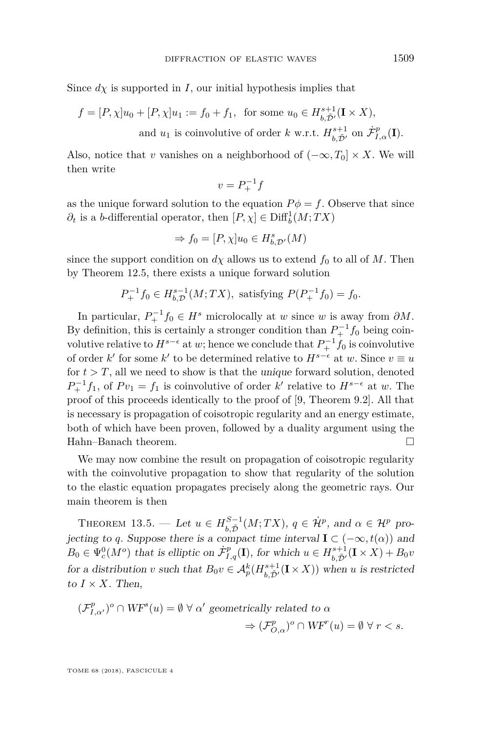Since $d\chi$ is supported in $I$, our initial hypothesis implies that

$$f = [P,\chi]u_0 + [P,\chi]u_1 := f_0 + f_1, \quad \text{for some } u_0 \in H^{s+1}_{b,\tilde{\mathcal{D}}'}(\mathbf{I}\times X),$$
$$\text{and } u_1 \text{ is coinvolutive of order } k \text{ w.r.t. } H^{s+1}_{b,\tilde{\mathcal{D}}'} \text{ on } \dot{\mathcal{F}}^p_{I,\alpha}(\mathbf{I}).$$

Also, notice that $v$ vanishes on a neighborhood of $(-\infty, T_0]\times X$. We will then write

$$v = P_+^{-1} f$$

as the unique forward solution to the equation $P\phi = f$. Observe that since $\partial_t$ is a $b$-differential operator, then $[P,\chi] \in \mathrm{Diff}^1_b(M;TX)$

$$\Rightarrow f_0 = [P,\chi]u_0 \in H^s_{b,\mathcal{D}'}(M)$$

since the support condition on $d\chi$ allows us to extend $f_0$ to all of $M$. Then by Theorem 12.5, there exists a unique forward solution

$$P_+^{-1}f_0 \in H^{s-1}_{b,\mathcal{D}}(M;TX), \text{ satisfying } P(P_+^{-1}f_0) = f_0.$$

In particular, $P_+^{-1}f_0 \in H^s$ microlocally at $w$ since $w$ is away from $\partial M$. By definition, this is certainly a stronger condition than $P_+^{-1}f_0$ being coinvolutive relative to $H^{s-\epsilon}$ at $w$; hence we conclude that $P_+^{-1}f_0$ is coinvolutive of order $k'$ for some $k'$ to be determined relative to $H^{s-\epsilon}$ at $w$. Since $v \equiv u$ for $t > T$, all we need to show is that the *unique* forward solution, denoted $P_+^{-1}f_1$, of $Pv_1 = f_1$ is coinvolutive of order $k'$ relative to $H^{s-\epsilon}$ at $w$. The proof of this proceeds identically to the proof of [9, Theorem 9.2]. All that is necessary is propagation of coisotropic regularity and an energy estimate, both of which have been proven, followed by a duality argument using the Hahn–Banach theorem. □

We may now combine the result on propagation of coisotropic regularity with the coinvolutive propagation to show that regularity of the solution to the elastic equation propagates precisely along the geometric rays. Our main theorem is then

Theorem 13.5. — *Let $u \in H^{S-1}_{b,\tilde{\mathcal{D}}}(M;TX)$, $q \in \dot{\mathcal{H}}^p$, and $\alpha \in \mathcal{H}^p$ projecting to $q$. Suppose there is a compact time interval $\mathbf{I} \subset (-\infty, t(\alpha))$ and $B_0 \in \Psi^0_c(M^o)$ that is elliptic on $\dot{\mathcal{F}}^p_{I,q}(\mathbf{I})$, for which $u \in H^{s+1}_{b,\tilde{\mathcal{D}}'}(\mathbf{I}\times X) + B_0 v$ for a distribution $v$ such that $B_0 v \in \mathcal{A}^k_p(H^{s+1}_{b,\tilde{\mathcal{D}}'}(\mathbf{I}\times X))$ when $u$ is restricted to $I \times X$. Then,*

$$(\mathcal{F}^p_{I,\alpha'})^o \cap WF^s(u) = \emptyset \ \forall\, \alpha' \text{ geometrically related to } \alpha$$
$$\Rightarrow (\mathcal{F}^p_{O,\alpha})^o \cap WF^r(u) = \emptyset \ \forall\, r < s.$$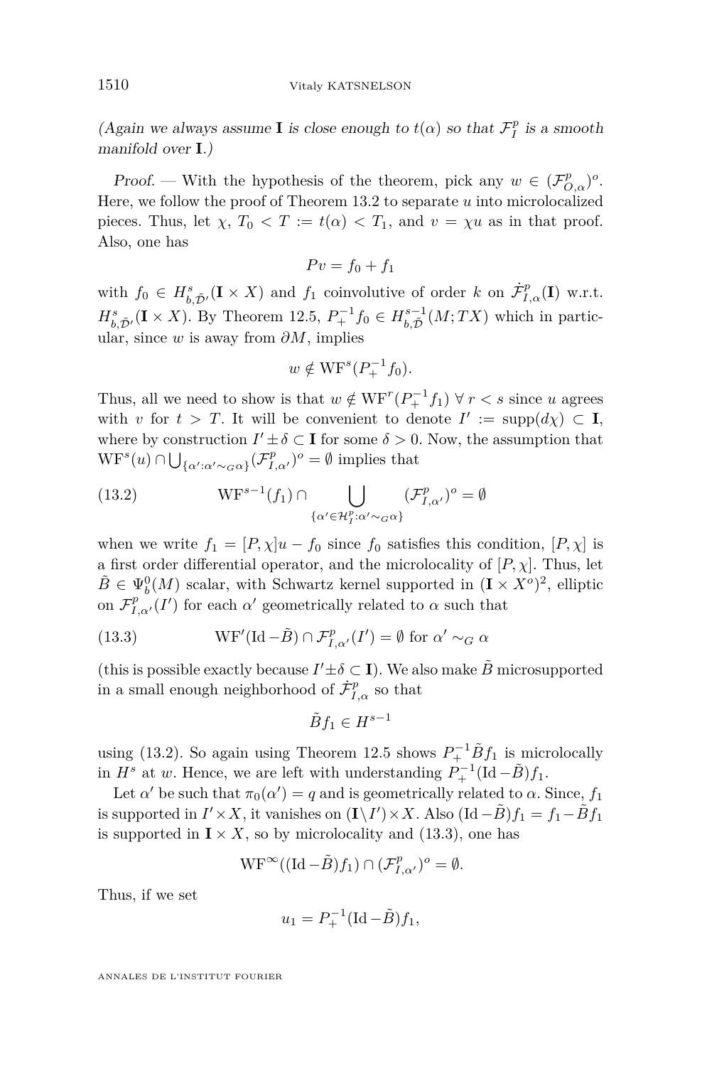*(Again we always assume $\mathbf{I}$ is close enough to $t(\alpha)$ so that $\mathcal{F}_I^p$ is a smooth manifold over $\mathbf{I}$.)*

*Proof.* — With the hypothesis of the theorem, pick any $w \in (\mathcal{F}_{O,\alpha}^p)^o$. Here, we follow the proof of Theorem 13.2 to separate $u$ into microlocalized pieces. Thus, let $\chi$, $T_0 < T := t(\alpha) < T_1$, and $v = \chi u$ as in that proof. Also, one has

$$Pv = f_0 + f_1$$

with $f_0 \in H^s_{b,\tilde{\mathcal{D}}'}(\mathbf{I} \times X)$ and $f_1$ coinvolutive of order $k$ on $\dot{\mathcal{F}}^p_{I,\alpha}(\mathbf{I})$ w.r.t. $H^s_{b,\tilde{\mathcal{D}}'}(\mathbf{I} \times X)$. By Theorem 12.5, $P_+^{-1} f_0 \in H^{s-1}_{b,\tilde{\mathcal{D}}}(M; TX)$ which in particular, since $w$ is away from $\partial M$, implies

$$w \notin \mathrm{WF}^s(P_+^{-1} f_0).$$

Thus, all we need to show is that $w \notin \mathrm{WF}^r(P_+^{-1} f_1)$ $\forall\, r < s$ since $u$ agrees with $v$ for $t > T$. It will be convenient to denote $I' := \mathrm{supp}(d\chi) \subset \mathbf{I}$, where by construction $I' \pm \delta \subset \mathbf{I}$ for some $\delta > 0$. Now, the assumption that $\mathrm{WF}^s(u) \cap \bigcup_{\{\alpha' : \alpha' \sim_G \alpha\}} (\mathcal{F}^p_{I,\alpha'})^o = \emptyset$ implies that

$$\mathrm{WF}^{s-1}(f_1) \cap \bigcup_{\{\alpha' \in \mathcal{H}^p_I : \alpha' \sim_G \alpha\}} (\mathcal{F}^p_{I,\alpha'})^o = \emptyset \tag{13.2}$$

when we write $f_1 = [P, \chi]u - f_0$ since $f_0$ satisfies this condition, $[P, \chi]$ is a first order differential operator, and the microlocality of $[P, \chi]$. Thus, let $\tilde{B} \in \Psi_b^0(M)$ scalar, with Schwartz kernel supported in $(\mathbf{I} \times X^o)^2$, elliptic on $\mathcal{F}^p_{I,\alpha'}(I')$ for each $\alpha'$ geometrically related to $\alpha$ such that

$$\mathrm{WF}'(\mathrm{Id} - \tilde{B}) \cap \mathcal{F}^p_{I,\alpha'}(I') = \emptyset \text{ for } \alpha' \sim_G \alpha \tag{13.3}$$

(this is possible exactly because $I' \pm \delta \subset \mathbf{I}$). We also make $\tilde{B}$ microsupported in a small enough neighborhood of $\dot{\mathcal{F}}^p_{I,\alpha}$ so that

$$\tilde{B} f_1 \in H^{s-1}$$

using (13.2). So again using Theorem 12.5 shows $P_+^{-1} \tilde{B} f_1$ is microlocally in $H^s$ at $w$. Hence, we are left with understanding $P_+^{-1}(\mathrm{Id} - \tilde{B}) f_1$.

Let $\alpha'$ be such that $\pi_0(\alpha') = q$ and is geometrically related to $\alpha$. Since, $f_1$ is supported in $I' \times X$, it vanishes on $(\mathbf{I} \setminus I') \times X$. Also $(\mathrm{Id} - \tilde{B}) f_1 = f_1 - \tilde{B} f_1$ is supported in $\mathbf{I} \times X$, so by microlocality and (13.3), one has

$$\mathrm{WF}^\infty((\mathrm{Id} - \tilde{B}) f_1) \cap (\mathcal{F}^p_{I,\alpha'})^o = \emptyset.$$

Thus, if we set

$$u_1 = P_+^{-1}(\mathrm{Id} - \tilde{B}) f_1,$$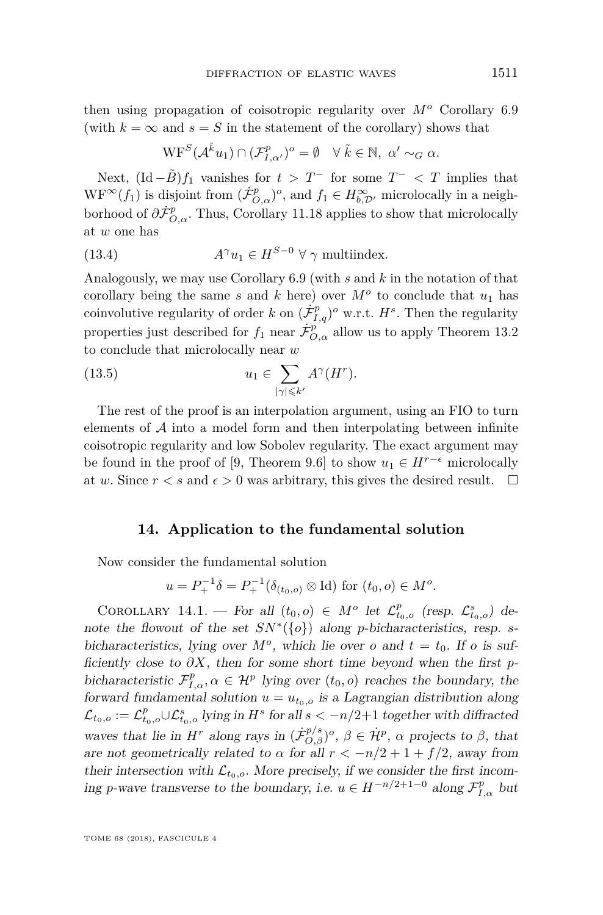then using propagation of coisotropic regularity over $M^o$ Corollary 6.9 (with $k = \infty$ and $s = S$ in the statement of the corollary) shows that

$$\mathrm{WF}^S(\mathcal{A}^{\tilde{k}} u_1) \cap (\mathcal{F}^p_{I,\alpha'})^o = \emptyset \quad \forall\, \tilde{k} \in \mathbb{N},\ \alpha' \sim_G \alpha.$$

Next, $(\mathrm{Id} - \tilde{B}) f_1$ vanishes for $t > T^-$ for some $T^- < T$ implies that $\mathrm{WF}^\infty(f_1)$ is disjoint from $(\dot{\mathcal{F}}^p_{O,\alpha})^o$, and $f_1 \in H^\infty_{b,\mathcal{D}'}$ microlocally in a neighborhood of $\partial \dot{\mathcal{F}}^p_{O,\alpha}$. Thus, Corollary 11.18 applies to show that microlocally at $w$ one has

$$A^\gamma u_1 \in H^{S-0} \ \forall\, \gamma \text{ multiindex.} \tag{13.4}$$

Analogously, we may use Corollary 6.9 (with $s$ and $k$ in the notation of that corollary being the same $s$ and $k$ here) over $M^o$ to conclude that $u_1$ has coinvolutive regularity of order $k$ on $(\dot{\mathcal{F}}^p_{I,q})^o$ w.r.t. $H^s$. Then the regularity properties just described for $f_1$ near $\dot{\mathcal{F}}^p_{O,\alpha}$ allow us to apply Theorem 13.2 to conclude that microlocally near $w$

$$u_1 \in \sum_{|\gamma| \leqslant k'} A^\gamma (H^r). \tag{13.5}$$

The rest of the proof is an interpolation argument, using an FIO to turn elements of $\mathcal{A}$ into a model form and then interpolating between infinite coisotropic regularity and low Sobolev regularity. The exact argument may be found in the proof of [9, Theorem 9.6] to show $u_1 \in H^{r-\epsilon}$ microlocally at $w$. Since $r < s$ and $\epsilon > 0$ was arbitrary, this gives the desired result. $\square$

## 14. Application to the fundamental solution

Now consider the fundamental solution

$$u = P_+^{-1} \delta = P_+^{-1}(\delta_{(t_0,o)} \otimes \mathrm{Id}) \text{ for } (t_0, o) \in M^o.$$

Corollary 14.1. — *For all $(t_0, o) \in M^o$ let $\mathcal{L}^p_{t_0,o}$ (resp. $\mathcal{L}^s_{t_0,o}$) denote the flowout of the set $SN^*(\{o\})$ along p-bicharacteristics, resp. s-bicharacteristics, lying over $M^o$, which lie over $o$ and $t = t_0$. If $o$ is sufficiently close to $\partial X$, then for some short time beyond when the first p-bicharacteristic $\mathcal{F}^p_{I,\alpha}, \alpha \in \mathcal{H}^p$ lying over $(t_0, o)$ reaches the boundary, the forward fundamental solution $u = u_{t_0,o}$ is a Lagrangian distribution along $\mathcal{L}_{t_0,o} := \mathcal{L}^p_{t_0,o} \cup \mathcal{L}^s_{t_0,o}$ lying in $H^s$ for all $s < -n/2+1$ together with diffracted waves that lie in $H^r$ along rays in $(\dot{\mathcal{F}}^{p/s}_{O,\beta})^o$, $\beta \in \dot{\mathcal{H}}^p$, $\alpha$ projects to $\beta$, that are not geometrically related to $\alpha$ for all $r < -n/2 + 1 + f/2$, away from their intersection with $\mathcal{L}_{t_0,o}$. More precisely, if we consider the first incoming p-wave transverse to the boundary, i.e. $u \in H^{-n/2+1-0}$ along $\mathcal{F}^p_{I,\alpha}$ but*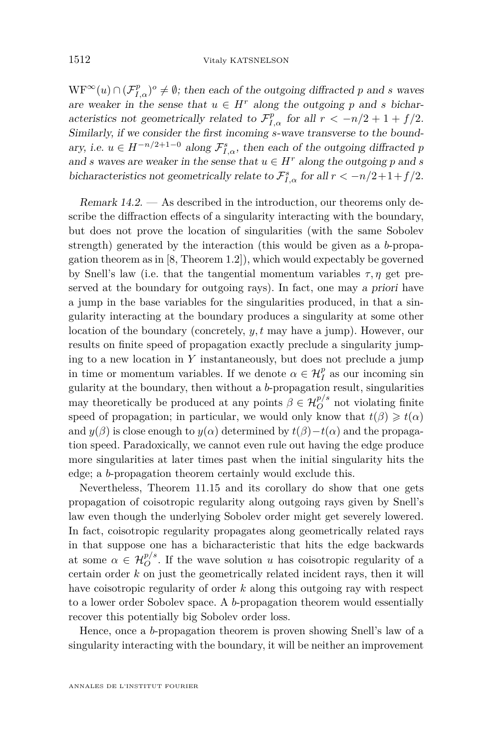$\mathrm{WF}^\infty(u) \cap (\mathcal{F}^p_{I,\alpha})^o \neq \emptyset$; then each of the outgoing diffracted $p$ and $s$ waves are weaker in the sense that $u \in H^r$ along the outgoing $p$ and $s$ bicharacteristics not geometrically related to $\mathcal{F}^p_{I,\alpha}$ for all $r < -n/2 + 1 + f/2$. Similarly, if we consider the first incoming $s$-wave transverse to the boundary, i.e. $u \in H^{-n/2+1-0}$ along $\mathcal{F}^s_{I,\alpha}$, then each of the outgoing diffracted $p$ and $s$ waves are weaker in the sense that $u \in H^r$ along the outgoing $p$ and $s$ bicharacteristics not geometrically relate to $\mathcal{F}^s_{I,\alpha}$ for all $r < -n/2+1+f/2$.*

*Remark 14.2.* — As described in the introduction, our theorems only describe the diffraction effects of a singularity interacting with the boundary, but does not prove the location of singularities (with the same Sobolev strength) generated by the interaction (this would be given as a $b$-propagation theorem as in [8, Theorem 1.2]), which would expectably be governed by Snell's law (i.e. that the tangential momentum variables $\tau, \eta$ get preserved at the boundary for outgoing rays). In fact, one may *a priori* have a jump in the base variables for the singularities produced, in that a singularity interacting at the boundary produces a singularity at some other location of the boundary (concretely, $y, t$ may have a jump). However, our results on finite speed of propagation exactly preclude a singularity jumping to a new location in $Y$ instantaneously, but does not preclude a jump in time or momentum variables. If we denote $\alpha \in \mathcal{H}^p_I$ as our incoming singularity at the boundary, then without a $b$-propagation result, singularities may theoretically be produced at any points $\beta \in \mathcal{H}^{p/s}_O$ not violating finite speed of propagation; in particular, we would only know that $t(\beta) \geqslant t(\alpha)$ and $y(\beta)$ is close enough to $y(\alpha)$ determined by $t(\beta) - t(\alpha)$ and the propagation speed. Paradoxically, we cannot even rule out having the edge produce more singularities at later times past when the initial singularity hits the edge; a $b$-propagation theorem certainly would exclude this.

Nevertheless, Theorem 11.15 and its corollary do show that one gets propagation of coisotropic regularity along outgoing rays given by Snell's law even though the underlying Sobolev order might get severely lowered. In fact, coisotropic regularity propagates along geometrically related rays in that suppose one has a bicharacteristic that hits the edge backwards at some $\alpha \in \mathcal{H}^{p/s}_O$. If the wave solution $u$ has coisotropic regularity of a certain order $k$ on just the geometrically related incident rays, then it will have coisotropic regularity of order $k$ along this outgoing ray with respect to a lower order Sobolev space. A $b$-propagation theorem would essentially recover this potentially big Sobolev order loss.

Hence, once a $b$-propagation theorem is proven showing Snell's law of a singularity interacting with the boundary, it will be neither an improvement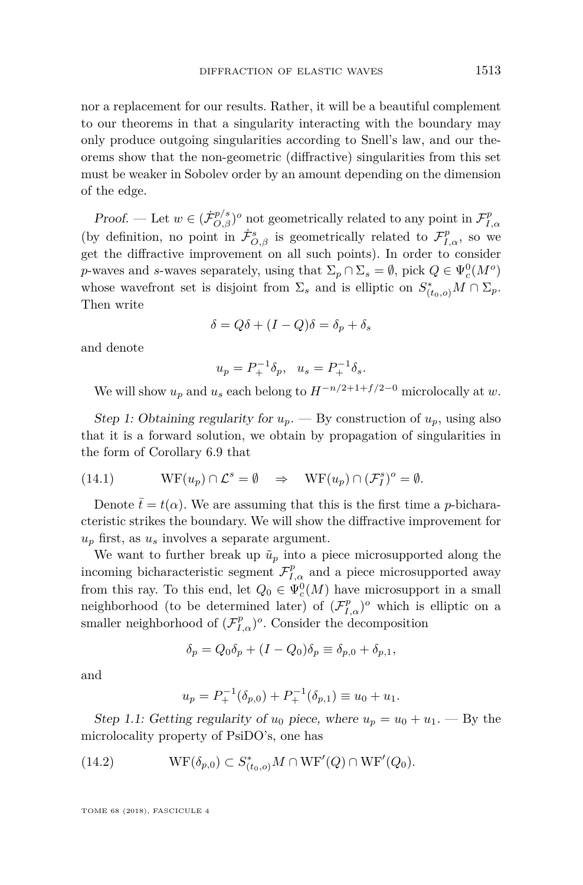nor a replacement for our results. Rather, it will be a beautiful complement to our theorems in that a singularity interacting with the boundary may only produce outgoing singularities according to Snell's law, and our theorems show that the non-geometric (diffractive) singularities from this set must be weaker in Sobolev order by an amount depending on the dimension of the edge.

*Proof.* — Let $w \in (\dot{\mathcal{F}}^{p/s}_{O,\beta})^o$ not geometrically related to any point in $\mathcal{F}^p_{I,\alpha}$ (by definition, no point in $\dot{\mathcal{F}}^s_{O,\beta}$ is geometrically related to $\mathcal{F}^p_{I,\alpha}$, so we get the diffractive improvement on all such points). In order to consider $p$-waves and $s$-waves separately, using that $\Sigma_p \cap \Sigma_s = \emptyset$, pick $Q \in \Psi^0_c(M^o)$ whose wavefront set is disjoint from $\Sigma_s$ and is elliptic on $S^*_{(t_0,o)}M \cap \Sigma_p$. Then write

$$\delta = Q\delta + (I - Q)\delta = \delta_p + \delta_s$$

and denote

$$u_p = P_+^{-1}\delta_p, \quad u_s = P_+^{-1}\delta_s.$$

We will show $u_p$ and $u_s$ each belong to $H^{-n/2+1+f/2-0}$ microlocally at $w$.

*Step 1: Obtaining regularity for $u_p$.* — By construction of $u_p$, using also that it is a forward solution, we obtain by propagation of singularities in the form of Corollary 6.9 that

$$\mathrm{WF}(u_p) \cap \mathcal{L}^s = \emptyset \quad \Rightarrow \quad \mathrm{WF}(u_p) \cap (\mathcal{F}^s_I)^o = \emptyset. \tag{14.1}$$

Denote $\bar{t} = t(\alpha)$. We are assuming that this is the first time a $p$-bicharacteristic strikes the boundary. We will show the diffractive improvement for $u_p$ first, as $u_s$ involves a separate argument.

We want to further break up $\tilde{u}_p$ into a piece microsupported along the incoming bicharacteristic segment $\mathcal{F}^p_{I,\alpha}$ and a piece microsupported away from this ray. To this end, let $Q_0 \in \Psi^0_c(M)$ have microsupport in a small neighborhood (to be determined later) of $(\mathcal{F}^p_{I,\alpha})^o$ which is elliptic on a smaller neighborhood of $(\mathcal{F}^p_{I,\alpha})^o$. Consider the decomposition

$$\delta_p = Q_0\delta_p + (I - Q_0)\delta_p \equiv \delta_{p,0} + \delta_{p,1},$$

and

$$u_p = P_+^{-1}(\delta_{p,0}) + P_+^{-1}(\delta_{p,1}) \equiv u_0 + u_1.$$

*Step 1.1: Getting regularity of $u_0$ piece, where $u_p = u_0 + u_1$.* — By the microlocality property of PsiDO's, one has

$$\mathrm{WF}(\delta_{p,0}) \subset S^*_{(t_0,o)}M \cap \mathrm{WF}'(Q) \cap \mathrm{WF}'(Q_0). \tag{14.2}$$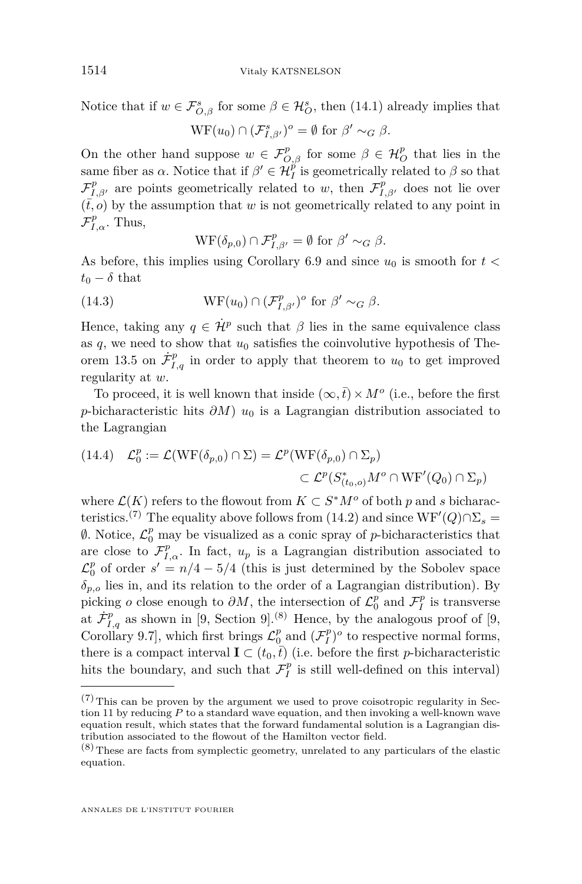Notice that if $w \in \mathcal{F}^s_{O,\beta}$ for some $\beta \in \mathcal{H}^s_O$, then (14.1) already implies that

$$\mathrm{WF}(u_0) \cap (\mathcal{F}^s_{I,\beta'})^o = \emptyset \text{ for } \beta' \sim_G \beta.$$

On the other hand suppose $w \in \mathcal{F}^p_{O,\beta}$ for some $\beta \in \mathcal{H}^p_O$ that lies in the same fiber as $\alpha$. Notice that if $\beta' \in \mathcal{H}^p_I$ is geometrically related to $\beta$ so that $\mathcal{F}^p_{I,\beta'}$ are points geometrically related to $w$, then $\mathcal{F}^p_{I,\beta'}$ does not lie over $(\bar{t}, o)$ by the assumption that $w$ is not geometrically related to any point in $\mathcal{F}^p_{I,\alpha}$. Thus,

$$\mathrm{WF}(\delta_{p,0}) \cap \mathcal{F}^p_{I,\beta'} = \emptyset \text{ for } \beta' \sim_G \beta.$$

As before, this implies using Corollary 6.9 and since $u_0$ is smooth for $t < t_0 - \delta$ that

$$\mathrm{WF}(u_0) \cap (\mathcal{F}^p_{I,\beta'})^o \text{ for } \beta' \sim_G \beta. \tag{14.3}$$

Hence, taking any $q \in \dot{\mathcal{H}}^p$ such that $\beta$ lies in the same equivalence class as $q$, we need to show that $u_0$ satisfies the coinvolutive hypothesis of Theorem 13.5 on $\dot{\mathcal{F}}^p_{I,q}$ in order to apply that theorem to $u_0$ to get improved regularity at $w$.

To proceed, it is well known that inside $(\infty, \bar{t}) \times M^o$ (i.e., before the first $p$-bicharacteristic hits $\partial M$) $u_0$ is a Lagrangian distribution associated to the Lagrangian

$$\begin{aligned}\mathcal{L}^p_0 := \mathcal{L}(\mathrm{WF}(\delta_{p,0}) \cap \Sigma) &= \mathcal{L}^p(\mathrm{WF}(\delta_{p,0}) \cap \Sigma_p) \\ &\subset \mathcal{L}^p(S^*_{(t_0,o)}M^o \cap \mathrm{WF}'(Q_0) \cap \Sigma_p)\end{aligned} \tag{14.4}$$

where $\mathcal{L}(K)$ refers to the flowout from $K \subset S^*M^o$ of both $p$ and $s$ bicharacteristics.[(7)] The equality above follows from (14.2) and since $\mathrm{WF}'(Q) \cap \Sigma_s = \emptyset$. Notice, $\mathcal{L}^p_0$ may be visualized as a conic spray of $p$-bicharacteristics that are close to $\mathcal{F}^p_{I,\alpha}$. In fact, $u_p$ is a Lagrangian distribution associated to $\mathcal{L}^p_0$ of order $s' = n/4 - 5/4$ (this is just determined by the Sobolev space $\delta_{p,o}$ lies in, and its relation to the order of a Lagrangian distribution). By picking $o$ close enough to $\partial M$, the intersection of $\mathcal{L}^p_0$ and $\mathcal{F}^p_I$ is transverse at $\dot{\mathcal{F}}^p_{I,q}$ as shown in [9, Section 9].[(8)] Hence, by the analogous proof of [9, Corollary 9.7], which first brings $\mathcal{L}^p_0$ and $(\mathcal{F}^p_I)^o$ to respective normal forms, there is a compact interval $\mathbf{I} \subset (t_0, \bar{t})$ (i.e. before the first $p$-bicharacteristic hits the boundary, and such that $\mathcal{F}^p_I$ is still well-defined on this interval)

---

[(7)] This can be proven by the argument we used to prove coisotropic regularity in Section 11 by reducing $P$ to a standard wave equation, and then invoking a well-known wave equation result, which states that the forward fundamental solution is a Lagrangian distribution associated to the flowout of the Hamilton vector field.

[(8)] These are facts from symplectic geometry, unrelated to any particulars of the elastic equation.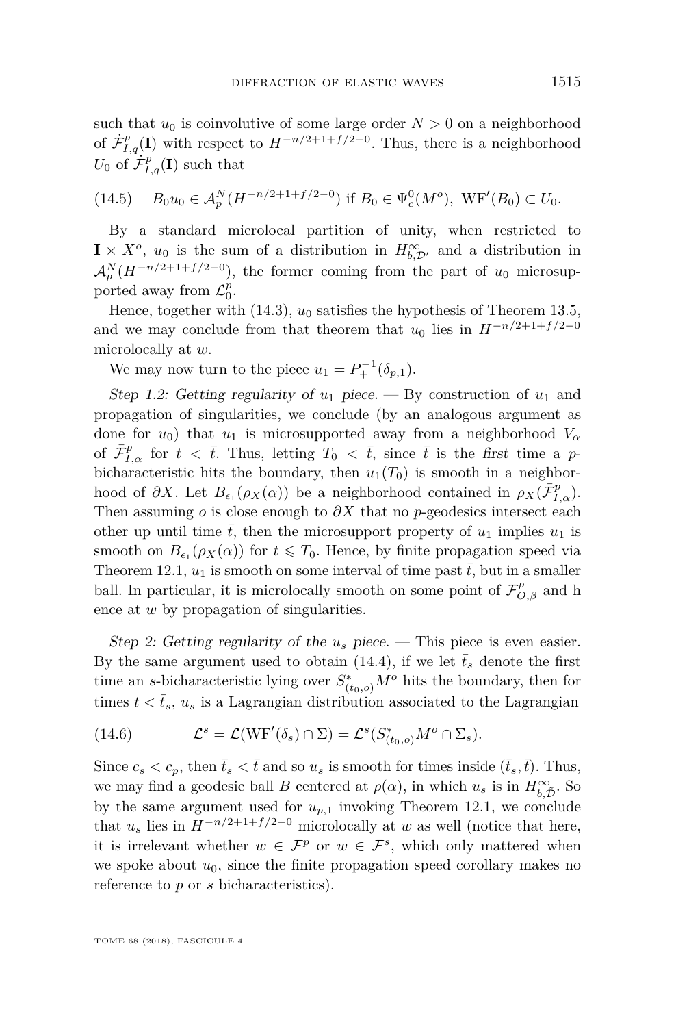such that $u_0$ is coinvolutive of some large order $N > 0$ on a neighborhood of $\dot{\mathcal{F}}^p_{I,q}(\mathbf{I})$ with respect to $H^{-n/2+1+f/2-0}$. Thus, there is a neighborhood $U_0$ of $\dot{\mathcal{F}}^p_{I,q}(\mathbf{I})$ such that

$$B_0 u_0 \in \mathcal{A}^N_p(H^{-n/2+1+f/2-0}) \text{ if } B_0 \in \Psi^0_c(M^o),\ \mathrm{WF}'(B_0) \subset U_0. \tag{14.5}$$

By a standard microlocal partition of unity, when restricted to $\mathbf{I} \times X^o$, $u_0$ is the sum of a distribution in $H^\infty_{b,\mathcal{D}'}$ and a distribution in $\mathcal{A}^N_p(H^{-n/2+1+f/2-0})$, the former coming from the part of $u_0$ microsupported away from $\mathcal{L}^p_0$.

Hence, together with (14.3), $u_0$ satisfies the hypothesis of Theorem 13.5, and we may conclude from that theorem that $u_0$ lies in $H^{-n/2+1+f/2-0}$ microlocally at $w$.

We may now turn to the piece $u_1 = P_+^{-1}(\delta_{p,1})$.

*Step 1.2: Getting regularity of $u_1$ piece.* — By construction of $u_1$ and propagation of singularities, we conclude (by an analogous argument as done for $u_0$) that $u_1$ is microsupported away from a neighborhood $V_\alpha$ of $\bar{\mathcal{F}}^p_{I,\alpha}$ for $t < \bar{t}$. Thus, letting $T_0 < \bar{t}$, since $\bar{t}$ is the *first* time a $p$-bicharacteristic hits the boundary, then $u_1(T_0)$ is smooth in a neighborhood of $\partial X$. Let $B_{\epsilon_1}(\rho_X(\alpha))$ be a neighborhood contained in $\rho_X(\bar{\mathcal{F}}^p_{I,\alpha})$. Then assuming $o$ is close enough to $\partial X$ that no $p$-geodesics intersect each other up until time $\bar{t}$, then the microsupport property of $u_1$ implies $u_1$ is smooth on $B_{\epsilon_1}(\rho_X(\alpha))$ for $t \leqslant T_0$. Hence, by finite propagation speed via Theorem 12.1, $u_1$ is smooth on some interval of time past $\bar{t}$, but in a smaller ball. In particular, it is microlocally smooth on some point of $\mathcal{F}^p_{O,\beta}$ and h ence at $w$ by propagation of singularities.

*Step 2: Getting regularity of the $u_s$ piece.* — This piece is even easier. By the same argument used to obtain (14.4), if we let $\bar{t}_s$ denote the first time an $s$-bicharacteristic lying over $S^*_{(t_0,o)}M^o$ hits the boundary, then for times $t < \bar{t}_s$, $u_s$ is a Lagrangian distribution associated to the Lagrangian

$$\mathcal{L}^s = \mathcal{L}(\mathrm{WF}'(\delta_s) \cap \Sigma) = \mathcal{L}^s(S^*_{(t_0,o)}M^o \cap \Sigma_s). \tag{14.6}$$

Since $c_s < c_p$, then $\bar{t}_s < \bar{t}$ and so $u_s$ is smooth for times inside $(\bar{t}_s, \bar{t})$. Thus, we may find a geodesic ball $B$ centered at $\rho(\alpha)$, in which $u_s$ is in $H^\infty_{b,\tilde{\mathcal{D}}}$. So by the same argument used for $u_{p,1}$ invoking Theorem 12.1, we conclude that $u_s$ lies in $H^{-n/2+1+f/2-0}$ microlocally at $w$ as well (notice that here, it is irrelevant whether $w \in \mathcal{F}^p$ or $w \in \mathcal{F}^s$, which only mattered when we spoke about $u_0$, since the finite propagation speed corollary makes no reference to $p$ or $s$ bicharacteristics).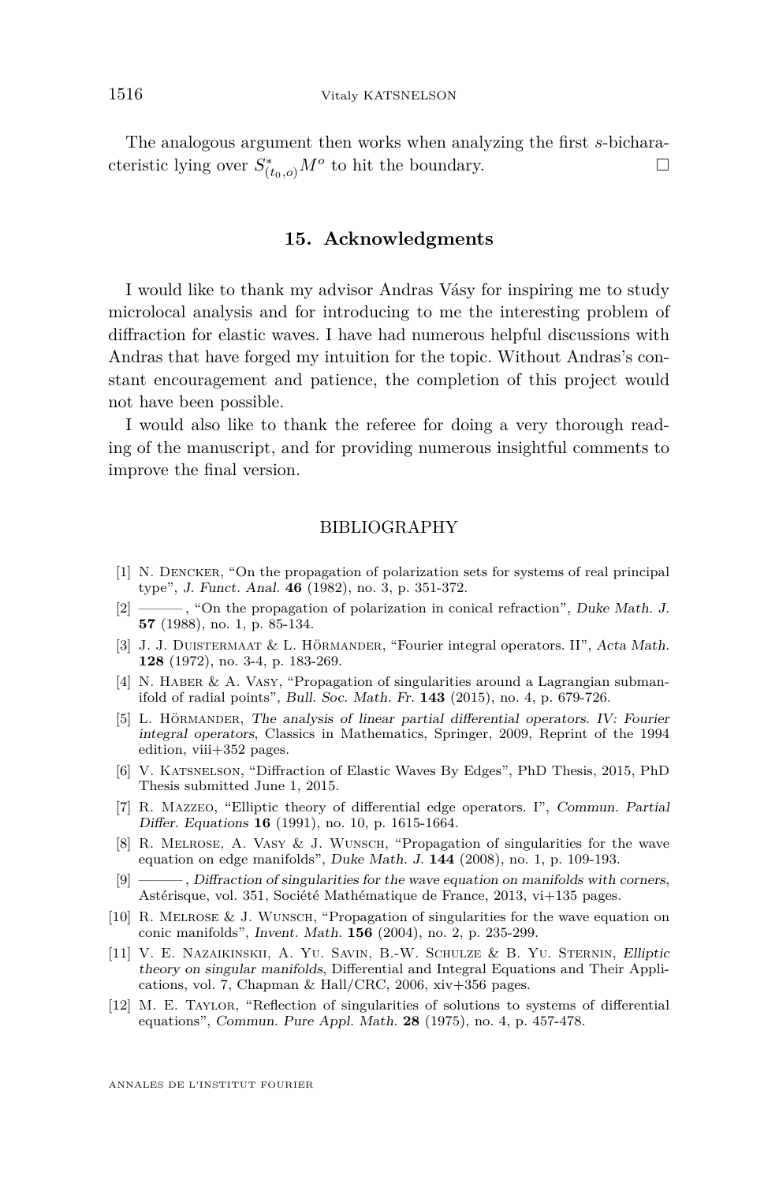The analogous argument then works when analyzing the first $s$-bicharacteristic lying over $S^*_{(t_0,o)}M^o$ to hit the boundary. □

## 15. Acknowledgments

I would like to thank my advisor Andras Vásy for inspiring me to study microlocal analysis and for introducing to me the interesting problem of diffraction for elastic waves. I have had numerous helpful discussions with Andras that have forged my intuition for the topic. Without Andras's constant encouragement and patience, the completion of this project would not have been possible.

I would also like to thank the referee for doing a very thorough reading of the manuscript, and for providing numerous insightful comments to improve the final version.

## BIBLIOGRAPHY

[1] N. Dencker, "On the propagation of polarization sets for systems of real principal type", *J. Funct. Anal.* **46** (1982), no. 3, p. 351-372.

[2] ———, "On the propagation of polarization in conical refraction", *Duke Math. J.* **57** (1988), no. 1, p. 85-134.

[3] J. J. Duistermaat & L. Hörmander, "Fourier integral operators. II", *Acta Math.* **128** (1972), no. 3-4, p. 183-269.

[4] N. Haber & A. Vasy, "Propagation of singularities around a Lagrangian submanifold of radial points", *Bull. Soc. Math. Fr.* **143** (2015), no. 4, p. 679-726.

[5] L. Hörmander, *The analysis of linear partial differential operators. IV: Fourier integral operators*, Classics in Mathematics, Springer, 2009, Reprint of the 1994 edition, viii+352 pages.

[6] V. Katsnelson, "Diffraction of Elastic Waves By Edges", PhD Thesis, 2015, PhD Thesis submitted June 1, 2015.

[7] R. Mazzeo, "Elliptic theory of differential edge operators. I", *Commun. Partial Differ. Equations* **16** (1991), no. 10, p. 1615-1664.

[8] R. Melrose, A. Vasy & J. Wunsch, "Propagation of singularities for the wave equation on edge manifolds", *Duke Math. J.* **144** (2008), no. 1, p. 109-193.

[9] ———, *Diffraction of singularities for the wave equation on manifolds with corners*, Astérisque, vol. 351, Société Mathématique de France, 2013, vi+135 pages.

[10] R. Melrose & J. Wunsch, "Propagation of singularities for the wave equation on conic manifolds", *Invent. Math.* **156** (2004), no. 2, p. 235-299.

[11] V. E. Nazaikinskii, A. Yu. Savin, B.-W. Schulze & B. Yu. Sternin, *Elliptic theory on singular manifolds*, Differential and Integral Equations and Their Applications, vol. 7, Chapman & Hall/CRC, 2006, xiv+356 pages.

[12] M. E. Taylor, "Reflection of singularities of solutions to systems of differential equations", *Commun. Pure Appl. Math.* **28** (1975), no. 4, p. 457-478.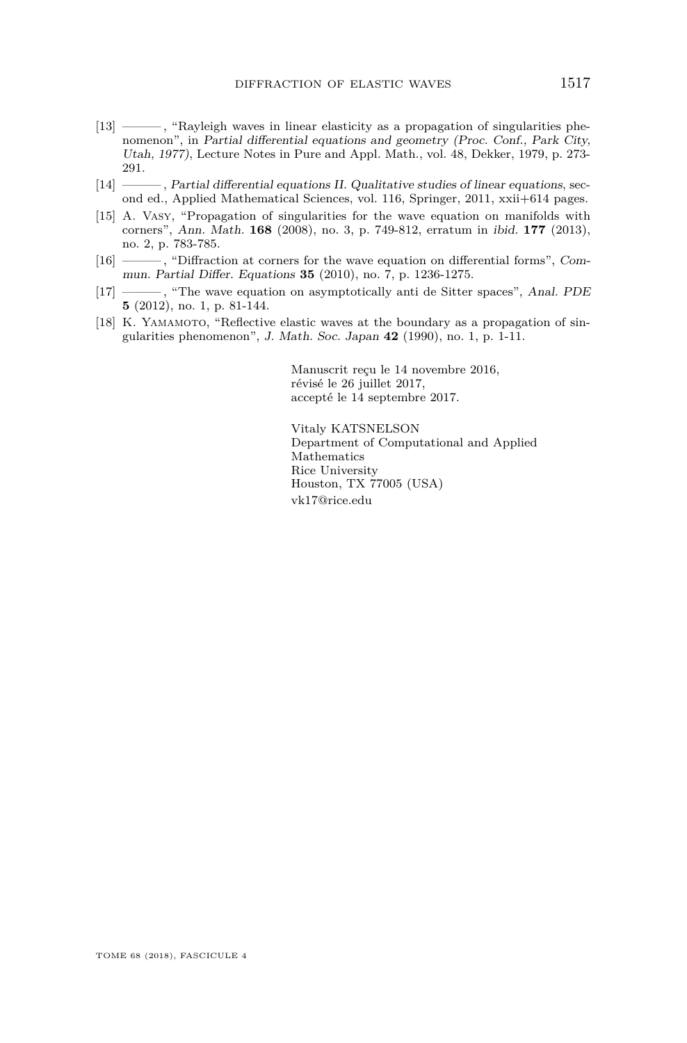[13] ———, "Rayleigh waves in linear elasticity as a propagation of singularities phenomenon", in *Partial differential equations and geometry (Proc. Conf., Park City, Utah, 1977)*, Lecture Notes in Pure and Appl. Math., vol. 48, Dekker, 1979, p. 273-291.

[14] ———, *Partial differential equations II. Qualitative studies of linear equations*, second ed., Applied Mathematical Sciences, vol. 116, Springer, 2011, xxii+614 pages.

[15] A. Vasy, "Propagation of singularities for the wave equation on manifolds with corners", *Ann. Math.* **168** (2008), no. 3, p. 749-812, erratum in *ibid.* **177** (2013), no. 2, p. 783-785.

[16] ———, "Diffraction at corners for the wave equation on differential forms", *Commun. Partial Differ. Equations* **35** (2010), no. 7, p. 1236-1275.

[17] ———, "The wave equation on asymptotically anti de Sitter spaces", *Anal. PDE* **5** (2012), no. 1, p. 81-144.

[18] K. Yamamoto, "Reflective elastic waves at the boundary as a propagation of singularities phenomenon", *J. Math. Soc. Japan* **42** (1990), no. 1, p. 1-11.

Manuscrit reçu le 14 novembre 2016,
révisé le 26 juillet 2017,
accepté le 14 septembre 2017.

Vitaly KATSNELSON
Department of Computational and Applied Mathematics
Rice University
Houston, TX 77005 (USA)
vk17@rice.edu